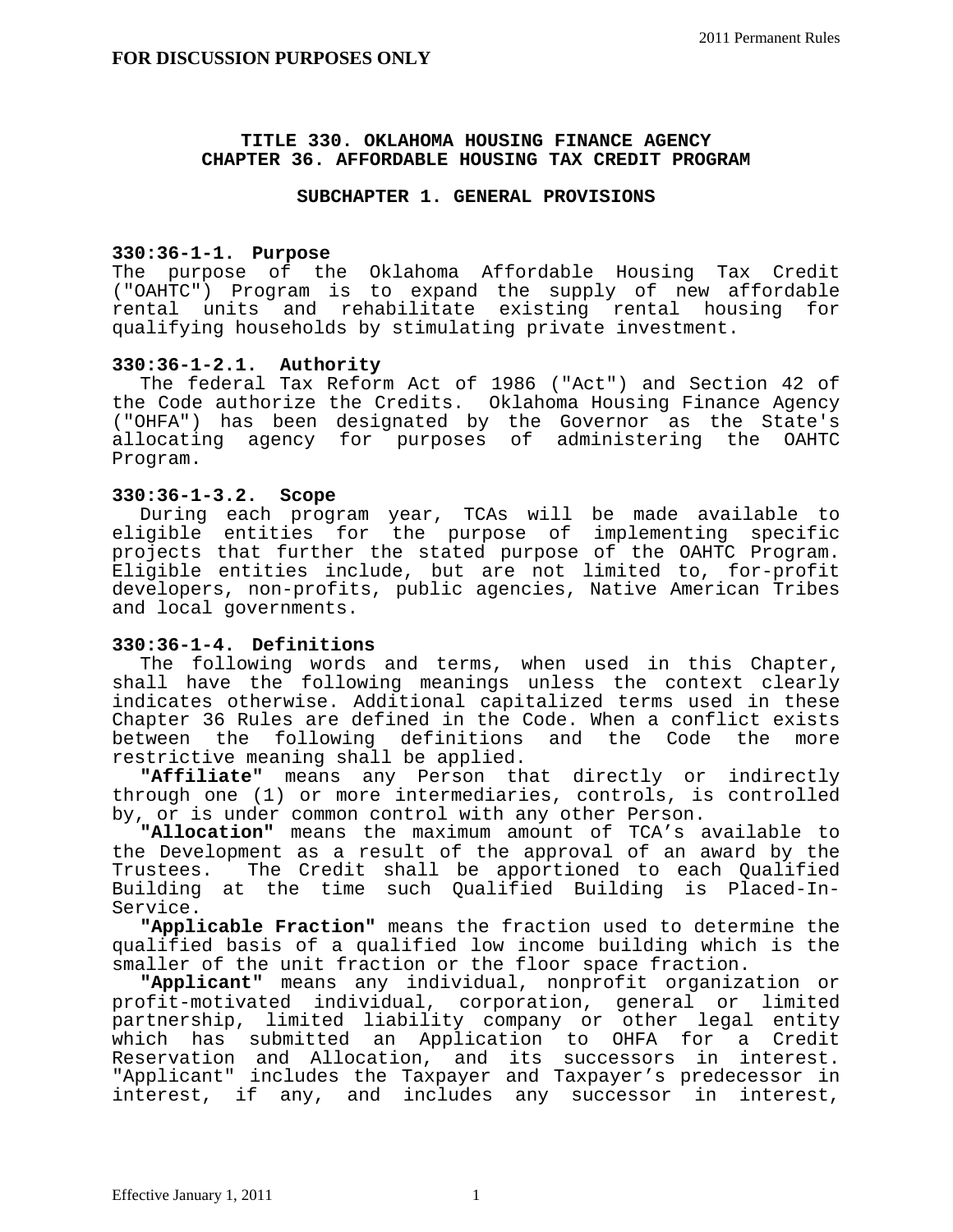**FOR DISCUSSION PURPOSES ONLY**

# TITLE 330. OKLAHOMA HOUSING FINANCE AGENCY
# CHAPTER 36. AFFORDABLE HOUSING TAX CREDIT PROGRAM

## SUBCHAPTER 1. GENERAL PROVISIONS

### 330:36-1-1. Purpose

The purpose of the Oklahoma Affordable Housing Tax Credit ("OAHTC") Program is to expand the supply of new affordable rental units and rehabilitate existing rental housing for qualifying households by stimulating private investment.

### 330:36-1-2.1. Authority

The federal Tax Reform Act of 1986 ("Act") and Section 42 of the Code authorize the Credits. Oklahoma Housing Finance Agency ("OHFA") has been designated by the Governor as the State's allocating agency for purposes of administering the OAHTC Program.

### 330:36-1-3.2. Scope

During each program year, TCAs will be made available to eligible entities for the purpose of implementing specific projects that further the stated purpose of the OAHTC Program. Eligible entities include, but are not limited to, for-profit developers, non-profits, public agencies, Native American Tribes and local governments.

### 330:36-1-4. Definitions

The following words and terms, when used in this Chapter, shall have the following meanings unless the context clearly indicates otherwise. Additional capitalized terms used in these Chapter 36 Rules are defined in the Code. When a conflict exists between the following definitions and the Code the more restrictive meaning shall be applied.

**"Affiliate"** means any Person that directly or indirectly through one (1) or more intermediaries, controls, is controlled by, or is under common control with any other Person.

**"Allocation"** means the maximum amount of TCA's available to the Development as a result of the approval of an award by the Trustees. The Credit shall be apportioned to each Qualified Building at the time such Qualified Building is Placed-In-Service.

**"Applicable Fraction"** means the fraction used to determine the qualified basis of a qualified low income building which is the smaller of the unit fraction or the floor space fraction.

**"Applicant"** means any individual, nonprofit organization or profit-motivated individual, corporation, general or limited partnership, limited liability company or other legal entity which has submitted an Application to OHFA for a Credit Reservation and Allocation, and its successors in interest. "Applicant" includes the Taxpayer and Taxpayer's predecessor in interest, if any, and includes any successor in interest,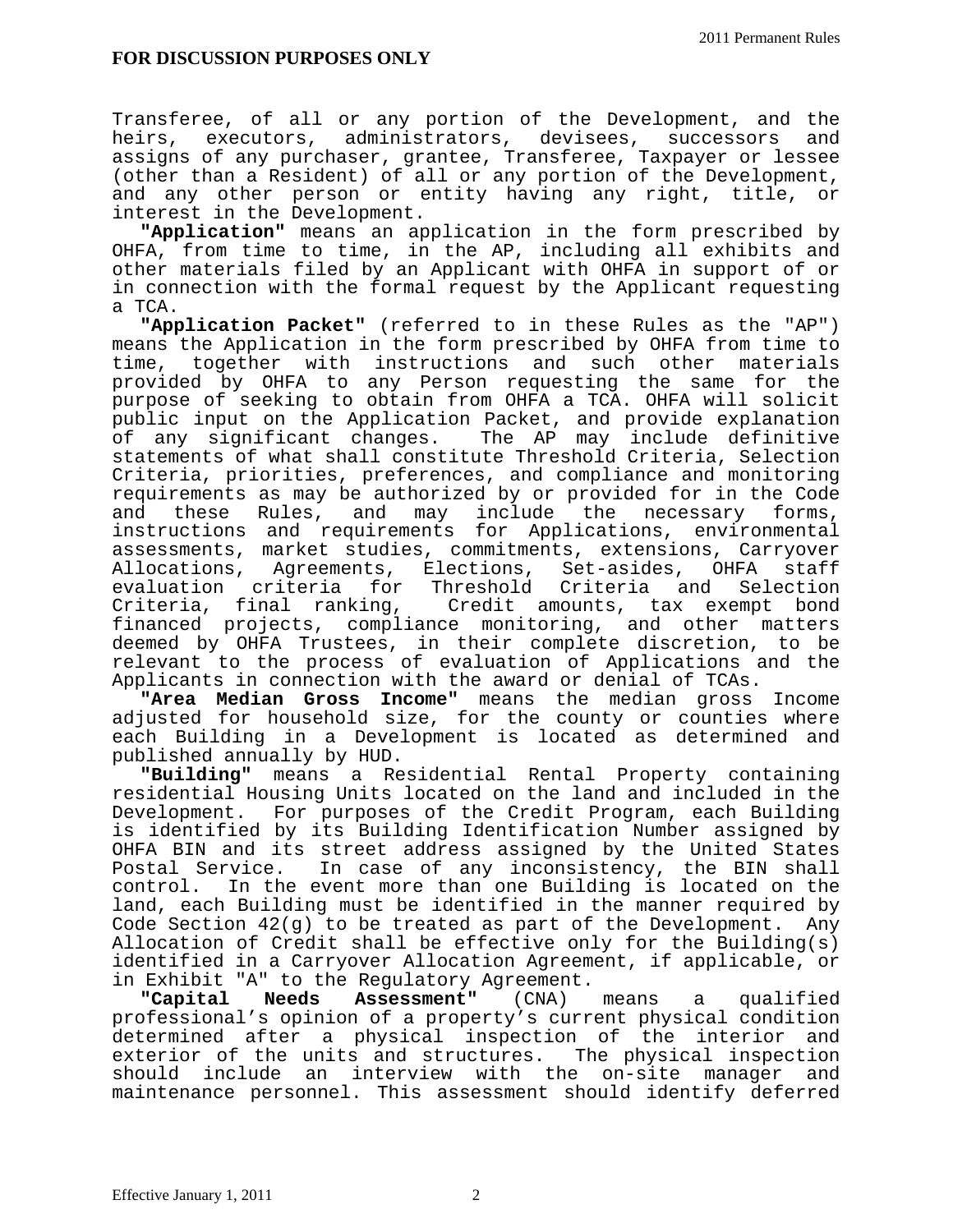Transferee, of all or any portion of the Development, and the heirs, executors, administrators, devisees, successors and assigns of any purchaser, grantee, Transferee, Taxpayer or lessee (other than a Resident) of all or any portion of the Development, and any other person or entity having any right, title, or interest in the Development.

**"Application"** means an application in the form prescribed by OHFA, from time to time, in the AP, including all exhibits and other materials filed by an Applicant with OHFA in support of or in connection with the formal request by the Applicant requesting a TCA.

**"Application Packet"** (referred to in these Rules as the "AP") means the Application in the form prescribed by OHFA from time to time, together with instructions and such other materials provided by OHFA to any Person requesting the same for the purpose of seeking to obtain from OHFA a TCA. OHFA will solicit public input on the Application Packet, and provide explanation of any significant changes. The AP may include definitive statements of what shall constitute Threshold Criteria, Selection Criteria, priorities, preferences, and compliance and monitoring requirements as may be authorized by or provided for in the Code and these Rules, and may include the necessary forms, instructions and requirements for Applications, environmental assessments, market studies, commitments, extensions, Carryover Allocations, Agreements, Elections, Set-asides, OHFA staff evaluation criteria for Threshold Criteria and Selection Criteria, final ranking, Credit amounts, tax exempt bond financed projects, compliance monitoring, and other matters deemed by OHFA Trustees, in their complete discretion, to be relevant to the process of evaluation of Applications and the Applicants in connection with the award or denial of TCAs.

**"Area Median Gross Income"** means the median gross Income adjusted for household size, for the county or counties where each Building in a Development is located as determined and published annually by HUD.

**"Building"** means a Residential Rental Property containing residential Housing Units located on the land and included in the Development. For purposes of the Credit Program, each Building is identified by its Building Identification Number assigned by OHFA BIN and its street address assigned by the United States Postal Service. In case of any inconsistency, the BIN shall control. In the event more than one Building is located on the land, each Building must be identified in the manner required by Code Section 42(g) to be treated as part of the Development. Any Allocation of Credit shall be effective only for the Building(s) identified in a Carryover Allocation Agreement, if applicable, or in Exhibit "A" to the Regulatory Agreement.

**"Capital Needs Assessment"** (CNA) means a qualified professional's opinion of a property's current physical condition determined after a physical inspection of the interior and exterior of the units and structures. The physical inspection should include an interview with the on-site manager and maintenance personnel. This assessment should identify deferred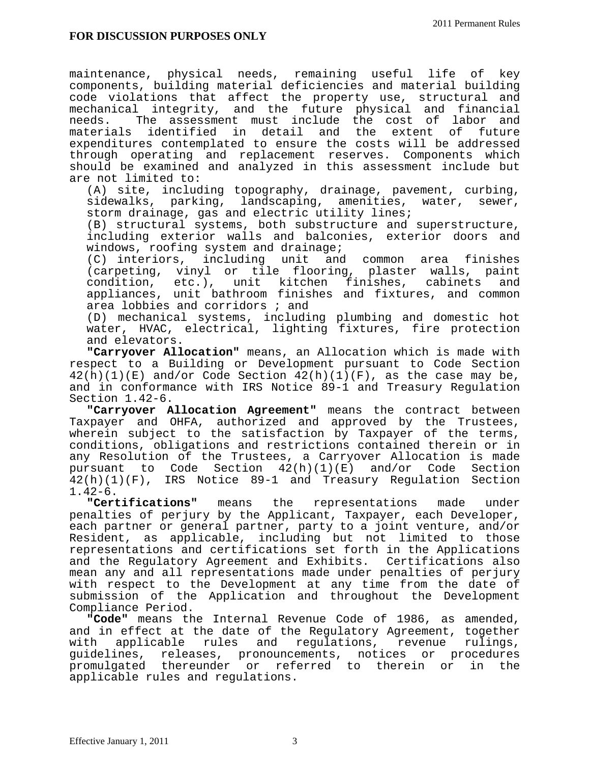maintenance, physical needs, remaining useful life of key components, building material deficiencies and material building code violations that affect the property use, structural and mechanical integrity, and the future physical and financial needs. The assessment must include the cost of labor and materials identified in detail and the extent of future expenditures contemplated to ensure the costs will be addressed through operating and replacement reserves. Components which should be examined and analyzed in this assessment include but are not limited to:

(A) site, including topography, drainage, pavement, curbing, sidewalks, parking, landscaping, amenities, water, sewer, storm drainage, gas and electric utility lines;

(B) structural systems, both substructure and superstructure, including exterior walls and balconies, exterior doors and windows, roofing system and drainage;

(C) interiors, including unit and common area finishes (carpeting, vinyl or tile flooring, plaster walls, paint condition, etc.), unit kitchen finishes, cabinets and appliances, unit bathroom finishes and fixtures, and common area lobbies and corridors ; and

(D) mechanical systems, including plumbing and domestic hot water, HVAC, electrical, lighting fixtures, fire protection and elevators.

**"Carryover Allocation"** means, an Allocation which is made with respect to a Building or Development pursuant to Code Section 42(h)(1)(E) and/or Code Section 42(h)(1)(F), as the case may be, and in conformance with IRS Notice 89-1 and Treasury Regulation Section 1.42-6.

**"Carryover Allocation Agreement"** means the contract between Taxpayer and OHFA, authorized and approved by the Trustees, wherein subject to the satisfaction by Taxpayer of the terms, conditions, obligations and restrictions contained therein or in any Resolution of the Trustees, a Carryover Allocation is made pursuant to Code Section 42(h)(1)(E) and/or Code Section 42(h)(1)(F), IRS Notice 89-1 and Treasury Regulation Section 1.42-6.

**"Certifications"** means the representations made under penalties of perjury by the Applicant, Taxpayer, each Developer, each partner or general partner, party to a joint venture, and/or Resident, as applicable, including but not limited to those representations and certifications set forth in the Applications and the Regulatory Agreement and Exhibits. Certifications also mean any and all representations made under penalties of perjury with respect to the Development at any time from the date of submission of the Application and throughout the Development Compliance Period.

**"Code"** means the Internal Revenue Code of 1986, as amended, and in effect at the date of the Regulatory Agreement, together with applicable rules and regulations, revenue rulings, guidelines, releases, pronouncements, notices or procedures promulgated thereunder or referred to therein or in the applicable rules and regulations.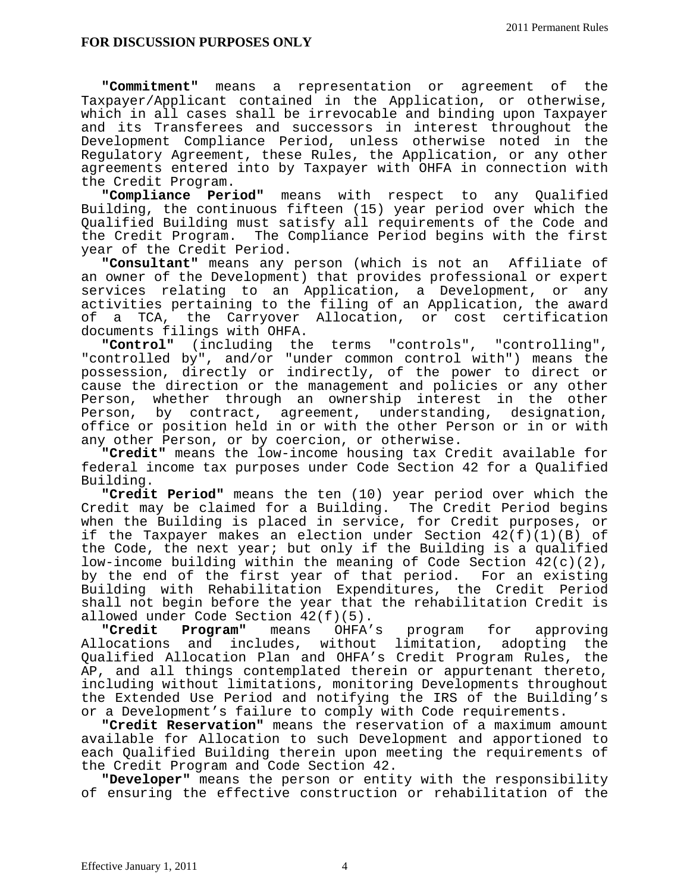**FOR DISCUSSION PURPOSES ONLY**

**"Commitment"** means a representation or agreement of the Taxpayer/Applicant contained in the Application, or otherwise, which in all cases shall be irrevocable and binding upon Taxpayer and its Transferees and successors in interest throughout the Development Compliance Period, unless otherwise noted in the Regulatory Agreement, these Rules, the Application, or any other agreements entered into by Taxpayer with OHFA in connection with the Credit Program.

**"Compliance Period"** means with respect to any Qualified Building, the continuous fifteen (15) year period over which the Qualified Building must satisfy all requirements of the Code and the Credit Program. The Compliance Period begins with the first year of the Credit Period.

**"Consultant"** means any person (which is not an Affiliate of an owner of the Development) that provides professional or expert services relating to an Application, a Development, or any activities pertaining to the filing of an Application, the award of a TCA, the Carryover Allocation, or cost certification documents filings with OHFA.

**"Control"** (including the terms "controls", "controlling", "controlled by", and/or "under common control with") means the possession, directly or indirectly, of the power to direct or cause the direction or the management and policies or any other Person, whether through an ownership interest in the other Person, by contract, agreement, understanding, designation, office or position held in or with the other Person or in or with any other Person, or by coercion, or otherwise.

**"Credit"** means the low-income housing tax Credit available for federal income tax purposes under Code Section 42 for a Qualified Building.

**"Credit Period"** means the ten (10) year period over which the Credit may be claimed for a Building. The Credit Period begins when the Building is placed in service, for Credit purposes, or if the Taxpayer makes an election under Section 42(f)(1)(B) of the Code, the next year; but only if the Building is a qualified low-income building within the meaning of Code Section 42(c)(2), by the end of the first year of that period. For an existing Building with Rehabilitation Expenditures, the Credit Period shall not begin before the year that the rehabilitation Credit is allowed under Code Section 42(f)(5).

**"Credit Program"** means OHFA's program for approving Allocations and includes, without limitation, adopting the Qualified Allocation Plan and OHFA's Credit Program Rules, the AP, and all things contemplated therein or appurtenant thereto, including without limitations, monitoring Developments throughout the Extended Use Period and notifying the IRS of the Building's or a Development's failure to comply with Code requirements.

**"Credit Reservation"** means the reservation of a maximum amount available for Allocation to such Development and apportioned to each Qualified Building therein upon meeting the requirements of the Credit Program and Code Section 42.

**"Developer"** means the person or entity with the responsibility of ensuring the effective construction or rehabilitation of the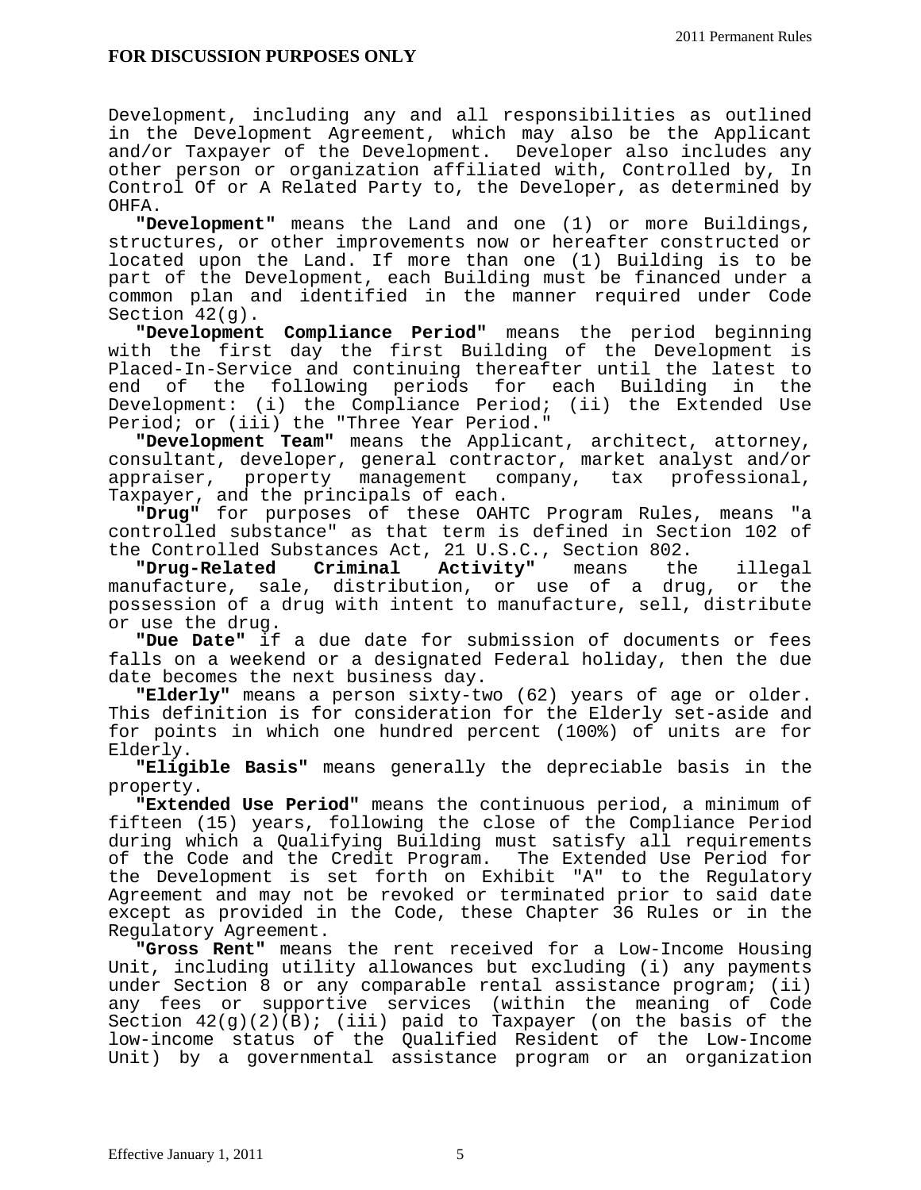Development, including any and all responsibilities as outlined in the Development Agreement, which may also be the Applicant and/or Taxpayer of the Development. Developer also includes any other person or organization affiliated with, Controlled by, In Control Of or A Related Party to, the Developer, as determined by OHFA.

**"Development"** means the Land and one (1) or more Buildings, structures, or other improvements now or hereafter constructed or located upon the Land. If more than one (1) Building is to be part of the Development, each Building must be financed under a common plan and identified in the manner required under Code Section 42(g).

**"Development Compliance Period"** means the period beginning with the first day the first Building of the Development is Placed-In-Service and continuing thereafter until the latest to end of the following periods for each Building in the Development: (i) the Compliance Period; (ii) the Extended Use Period; or (iii) the "Three Year Period."

**"Development Team"** means the Applicant, architect, attorney, consultant, developer, general contractor, market analyst and/or appraiser, property management company, tax professional, Taxpayer, and the principals of each.

**"Drug"** for purposes of these OAHTC Program Rules, means "a controlled substance" as that term is defined in Section 102 of the Controlled Substances Act, 21 U.S.C., Section 802.

**"Drug-Related Criminal Activity"** means the illegal manufacture, sale, distribution, or use of a drug, or the possession of a drug with intent to manufacture, sell, distribute or use the drug.

**"Due Date"** if a due date for submission of documents or fees falls on a weekend or a designated Federal holiday, then the due date becomes the next business day.

**"Elderly"** means a person sixty-two (62) years of age or older. This definition is for consideration for the Elderly set-aside and for points in which one hundred percent (100%) of units are for Elderly.

**"Eligible Basis"** means generally the depreciable basis in the property.

**"Extended Use Period"** means the continuous period, a minimum of fifteen (15) years, following the close of the Compliance Period during which a Qualifying Building must satisfy all requirements of the Code and the Credit Program. The Extended Use Period for the Development is set forth on Exhibit "A" to the Regulatory Agreement and may not be revoked or terminated prior to said date except as provided in the Code, these Chapter 36 Rules or in the Regulatory Agreement.

**"Gross Rent"** means the rent received for a Low-Income Housing Unit, including utility allowances but excluding (i) any payments under Section 8 or any comparable rental assistance program; (ii) any fees or supportive services (within the meaning of Code Section 42(g)(2)(B); (iii) paid to Taxpayer (on the basis of the low-income status of the Qualified Resident of the Low-Income Unit) by a governmental assistance program or an organization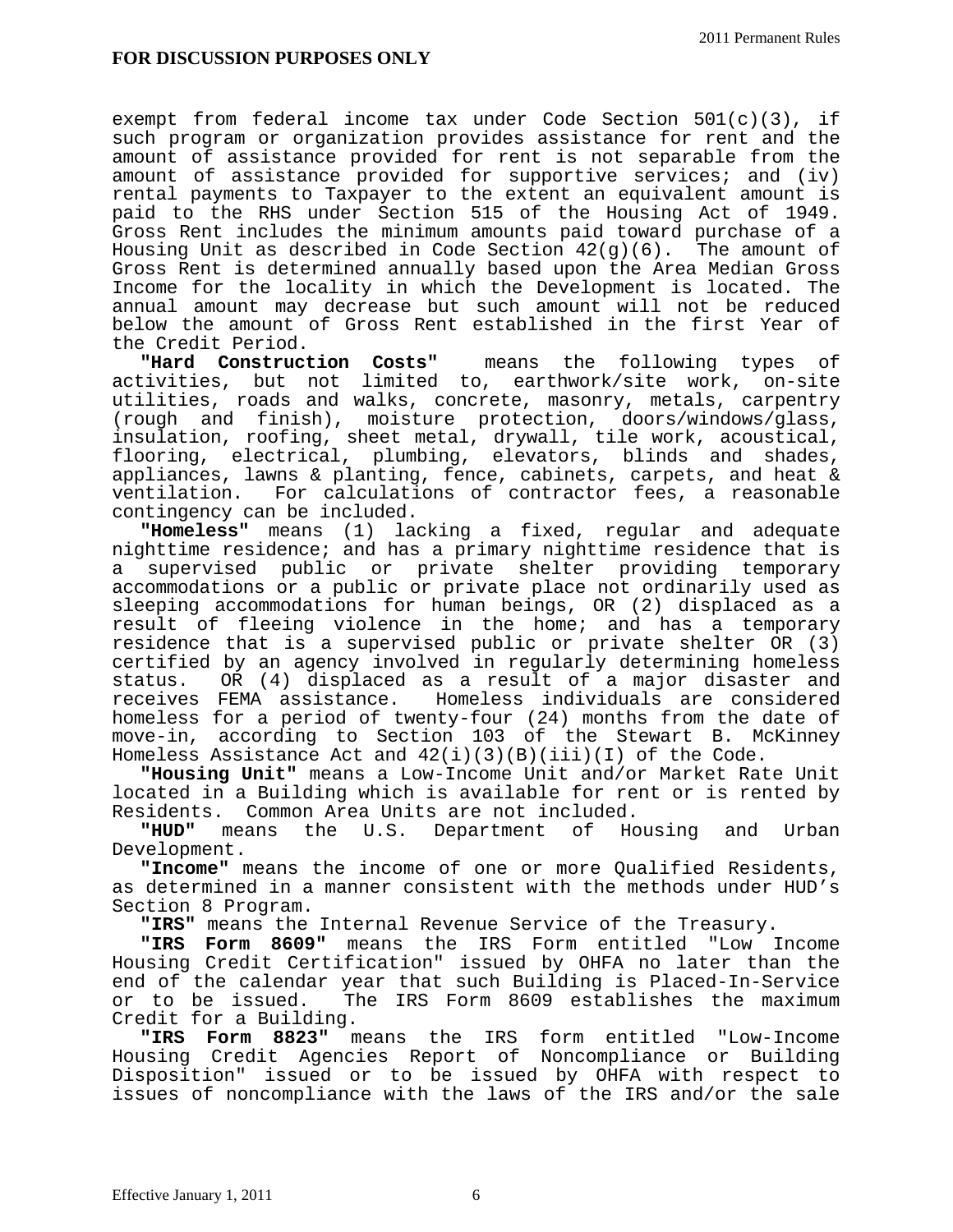exempt from federal income tax under Code Section 501(c)(3), if such program or organization provides assistance for rent and the amount of assistance provided for rent is not separable from the amount of assistance provided for supportive services; and (iv) rental payments to Taxpayer to the extent an equivalent amount is paid to the RHS under Section 515 of the Housing Act of 1949. Gross Rent includes the minimum amounts paid toward purchase of a Housing Unit as described in Code Section 42(g)(6). The amount of Gross Rent is determined annually based upon the Area Median Gross Income for the locality in which the Development is located. The annual amount may decrease but such amount will not be reduced below the amount of Gross Rent established in the first Year of the Credit Period.

**"Hard Construction Costs"** means the following types of activities, but not limited to, earthwork/site work, on-site utilities, roads and walks, concrete, masonry, metals, carpentry (rough and finish), moisture protection, doors/windows/glass, insulation, roofing, sheet metal, drywall, tile work, acoustical, flooring, electrical, plumbing, elevators, blinds and shades, appliances, lawns & planting, fence, cabinets, carpets, and heat & ventilation. For calculations of contractor fees, a reasonable contingency can be included.

**"Homeless"** means (1) lacking a fixed, regular and adequate nighttime residence; and has a primary nighttime residence that is a supervised public or private shelter providing temporary accommodations or a public or private place not ordinarily used as sleeping accommodations for human beings, OR (2) displaced as a result of fleeing violence in the home; and has a temporary residence that is a supervised public or private shelter OR (3) certified by an agency involved in regularly determining homeless status. OR (4) displaced as a result of a major disaster and receives FEMA assistance. Homeless individuals are considered homeless for a period of twenty-four (24) months from the date of move-in, according to Section 103 of the Stewart B. McKinney Homeless Assistance Act and 42(i)(3)(B)(iii)(I) of the Code.

**"Housing Unit"** means a Low-Income Unit and/or Market Rate Unit located in a Building which is available for rent or is rented by Residents. Common Area Units are not included.

**"HUD"** means the U.S. Department of Housing and Urban Development.

**"Income"** means the income of one or more Qualified Residents, as determined in a manner consistent with the methods under HUD's Section 8 Program.

**"IRS"** means the Internal Revenue Service of the Treasury.

**"IRS Form 8609"** means the IRS Form entitled "Low Income Housing Credit Certification" issued by OHFA no later than the end of the calendar year that such Building is Placed-In-Service or to be issued. The IRS Form 8609 establishes the maximum Credit for a Building.

**"IRS Form 8823"** means the IRS form entitled "Low-Income Housing Credit Agencies Report of Noncompliance or Building Disposition" issued or to be issued by OHFA with respect to issues of noncompliance with the laws of the IRS and/or the sale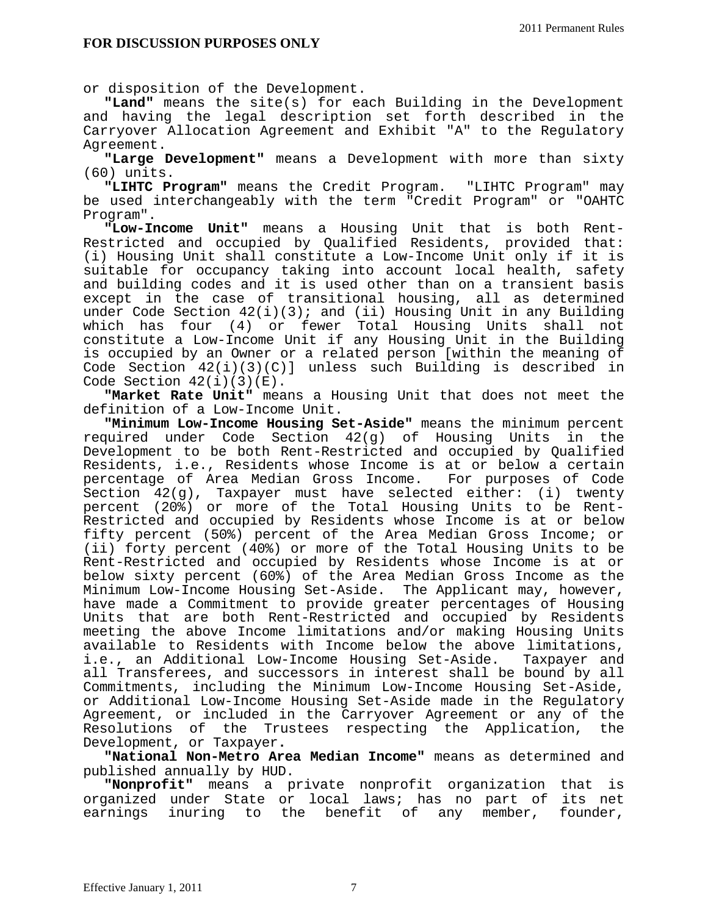**FOR DISCUSSION PURPOSES ONLY**

or disposition of the Development.

**"Land"** means the site(s) for each Building in the Development and having the legal description set forth described in the Carryover Allocation Agreement and Exhibit "A" to the Regulatory Agreement.

**"Large Development"** means a Development with more than sixty (60) units.

**"LIHTC Program"** means the Credit Program. "LIHTC Program" may be used interchangeably with the term "Credit Program" or "OAHTC Program".

**"Low-Income Unit"** means a Housing Unit that is both Rent-Restricted and occupied by Qualified Residents, provided that: (i) Housing Unit shall constitute a Low-Income Unit only if it is suitable for occupancy taking into account local health, safety and building codes and it is used other than on a transient basis except in the case of transitional housing, all as determined under Code Section 42(i)(3); and (ii) Housing Unit in any Building which has four (4) or fewer Total Housing Units shall not constitute a Low-Income Unit if any Housing Unit in the Building is occupied by an Owner or a related person [within the meaning of Code Section 42(i)(3)(C)] unless such Building is described in Code Section 42(i)(3)(E).

**"Market Rate Unit"** means a Housing Unit that does not meet the definition of a Low-Income Unit.

**"Minimum Low-Income Housing Set-Aside"** means the minimum percent required under Code Section 42(g) of Housing Units in the Development to be both Rent-Restricted and occupied by Qualified Residents, i.e., Residents whose Income is at or below a certain percentage of Area Median Gross Income. For purposes of Code Section 42(g), Taxpayer must have selected either: (i) twenty percent (20%) or more of the Total Housing Units to be Rent-Restricted and occupied by Residents whose Income is at or below fifty percent (50%) percent of the Area Median Gross Income; or (ii) forty percent (40%) or more of the Total Housing Units to be Rent-Restricted and occupied by Residents whose Income is at or below sixty percent (60%) of the Area Median Gross Income as the Minimum Low-Income Housing Set-Aside. The Applicant may, however, have made a Commitment to provide greater percentages of Housing Units that are both Rent-Restricted and occupied by Residents meeting the above Income limitations and/or making Housing Units available to Residents with Income below the above limitations, i.e., an Additional Low-Income Housing Set-Aside. Taxpayer and all Transferees, and successors in interest shall be bound by all Commitments, including the Minimum Low-Income Housing Set-Aside, or Additional Low-Income Housing Set-Aside made in the Regulatory Agreement, or included in the Carryover Agreement or any of the Resolutions of the Trustees respecting the Application, the Development, or Taxpayer.

**"National Non-Metro Area Median Income"** means as determined and published annually by HUD.

**"Nonprofit"** means a private nonprofit organization that is organized under State or local laws; has no part of its net earnings inuring to the benefit of any member, founder,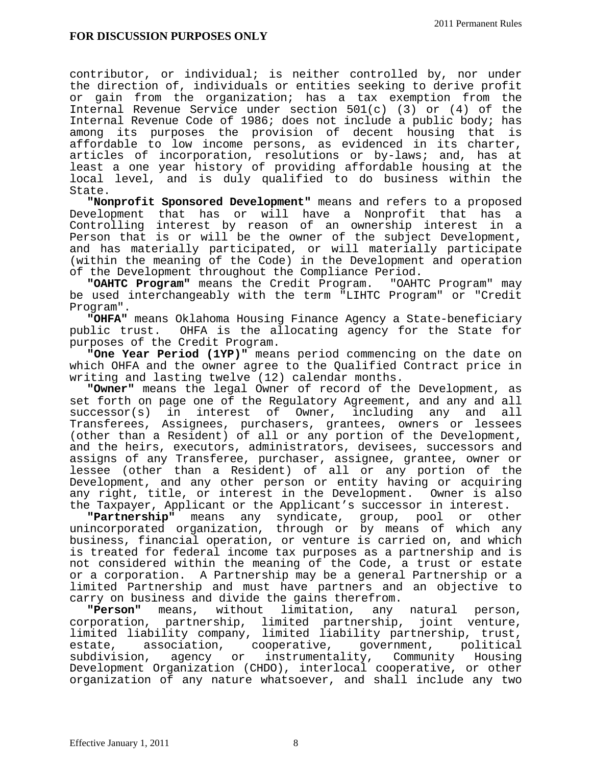contributor, or individual; is neither controlled by, nor under the direction of, individuals or entities seeking to derive profit or gain from the organization; has a tax exemption from the Internal Revenue Service under section 501(c) (3) or (4) of the Internal Revenue Code of 1986; does not include a public body; has among its purposes the provision of decent housing that is affordable to low income persons, as evidenced in its charter, articles of incorporation, resolutions or by-laws; and, has at least a one year history of providing affordable housing at the local level, and is duly qualified to do business within the State.

**"Nonprofit Sponsored Development"** means and refers to a proposed Development that has or will have a Nonprofit that has a Controlling interest by reason of an ownership interest in a Person that is or will be the owner of the subject Development, and has materially participated, or will materially participate (within the meaning of the Code) in the Development and operation of the Development throughout the Compliance Period.

**"OAHTC Program"** means the Credit Program. "OAHTC Program" may be used interchangeably with the term "LIHTC Program" or "Credit Program".

**"OHFA"** means Oklahoma Housing Finance Agency a State-beneficiary public trust. OHFA is the allocating agency for the State for purposes of the Credit Program.

**"One Year Period (1YP)"** means period commencing on the date on which OHFA and the owner agree to the Qualified Contract price in writing and lasting twelve (12) calendar months.

**"Owner"** means the legal Owner of record of the Development, as set forth on page one of the Regulatory Agreement, and any and all successor(s) in interest of Owner, including any and all Transferees, Assignees, purchasers, grantees, owners or lessees (other than a Resident) of all or any portion of the Development, and the heirs, executors, administrators, devisees, successors and assigns of any Transferee, purchaser, assignee, grantee, owner or lessee (other than a Resident) of all or any portion of the Development, and any other person or entity having or acquiring any right, title, or interest in the Development. Owner is also the Taxpayer, Applicant or the Applicant's successor in interest.

**"Partnership"** means any syndicate, group, pool or other unincorporated organization, through or by means of which any business, financial operation, or venture is carried on, and which is treated for federal income tax purposes as a partnership and is not considered within the meaning of the Code, a trust or estate or a corporation. A Partnership may be a general Partnership or a limited Partnership and must have partners and an objective to carry on business and divide the gains therefrom.

**"Person"** means, without limitation, any natural person, corporation, partnership, limited partnership, joint venture, limited liability company, limited liability partnership, trust, estate, association, cooperative, government, political subdivision, agency or instrumentality, Community Housing Development Organization (CHDO), interlocal cooperative, or other organization of any nature whatsoever, and shall include any two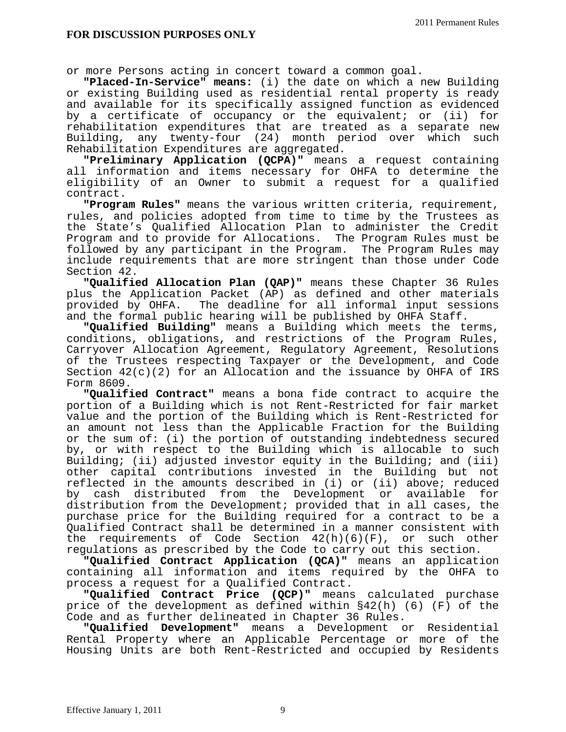**FOR DISCUSSION PURPOSES ONLY**

or more Persons acting in concert toward a common goal.

**"Placed-In-Service" means:** (i) the date on which a new Building or existing Building used as residential rental property is ready and available for its specifically assigned function as evidenced by a certificate of occupancy or the equivalent; or (ii) for rehabilitation expenditures that are treated as a separate new Building, any twenty-four (24) month period over which such Rehabilitation Expenditures are aggregated.

**"Preliminary Application (QCPA)"** means a request containing all information and items necessary for OHFA to determine the eligibility of an Owner to submit a request for a qualified contract.

**"Program Rules"** means the various written criteria, requirement, rules, and policies adopted from time to time by the Trustees as the State's Qualified Allocation Plan to administer the Credit Program and to provide for Allocations. The Program Rules must be followed by any participant in the Program. The Program Rules may include requirements that are more stringent than those under Code Section 42.

**"Qualified Allocation Plan (QAP)"** means these Chapter 36 Rules plus the Application Packet (AP) as defined and other materials provided by OHFA. The deadline for all informal input sessions and the formal public hearing will be published by OHFA Staff.

**"Qualified Building"** means a Building which meets the terms, conditions, obligations, and restrictions of the Program Rules, Carryover Allocation Agreement, Regulatory Agreement, Resolutions of the Trustees respecting Taxpayer or the Development, and Code Section 42(c)(2) for an Allocation and the issuance by OHFA of IRS Form 8609.

**"Qualified Contract"** means a bona fide contract to acquire the portion of a Building which is not Rent-Restricted for fair market value and the portion of the Building which is Rent-Restricted for an amount not less than the Applicable Fraction for the Building or the sum of: (i) the portion of outstanding indebtedness secured by, or with respect to the Building which is allocable to such Building; (ii) adjusted investor equity in the Building; and (iii) other capital contributions invested in the Building but not reflected in the amounts described in (i) or (ii) above; reduced by cash distributed from the Development or available for distribution from the Development; provided that in all cases, the purchase price for the Building required for a contract to be a Qualified Contract shall be determined in a manner consistent with the requirements of Code Section 42(h)(6)(F), or such other regulations as prescribed by the Code to carry out this section.

**"Qualified Contract Application (QCA)"** means an application containing all information and items required by the OHFA to process a request for a Qualified Contract.

**"Qualified Contract Price (QCP)"** means calculated purchase price of the development as defined within §42(h) (6) (F) of the Code and as further delineated in Chapter 36 Rules.

**"Qualified Development"** means a Development or Residential Rental Property where an Applicable Percentage or more of the Housing Units are both Rent-Restricted and occupied by Residents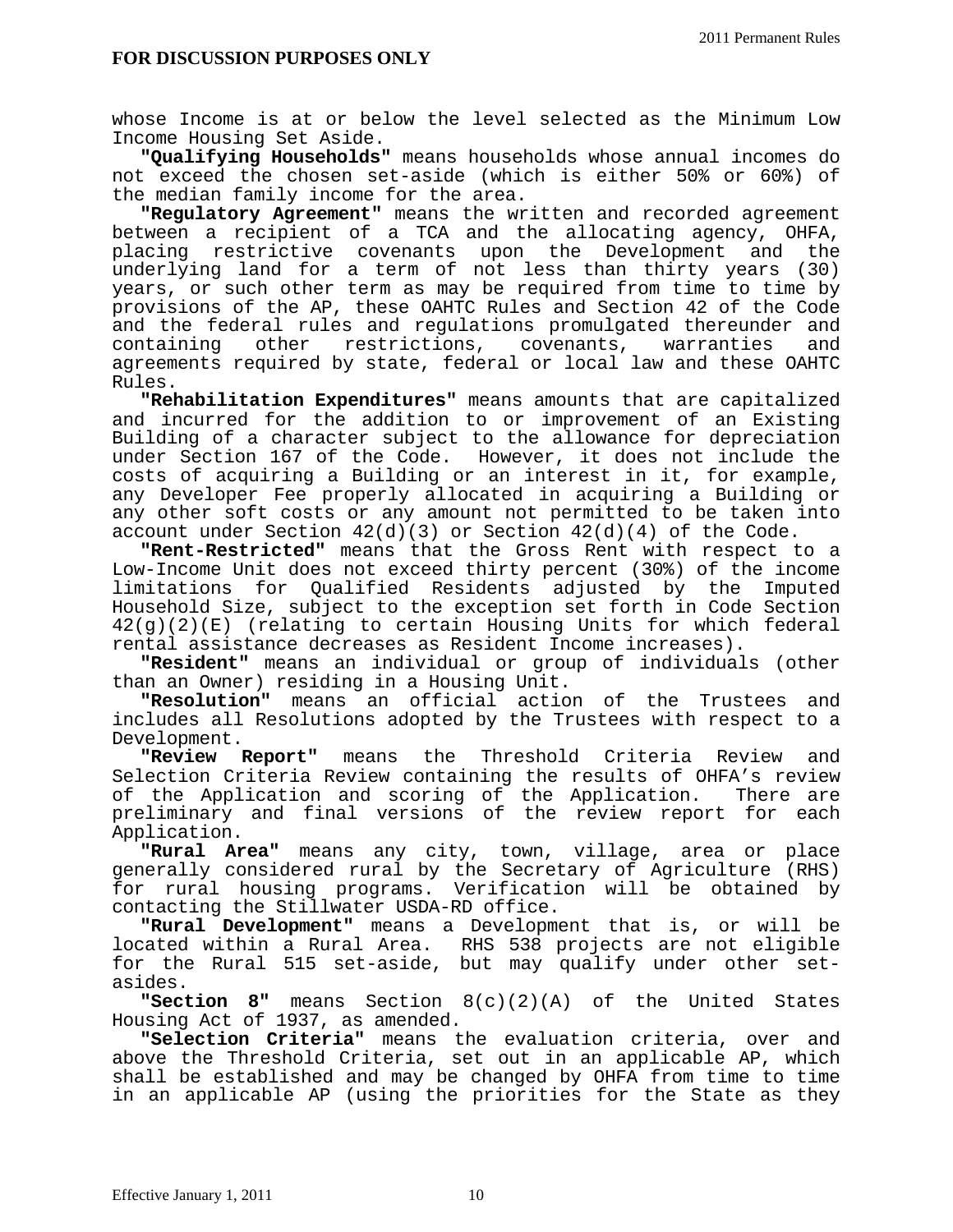whose Income is at or below the level selected as the Minimum Low Income Housing Set Aside.

**"Qualifying Households"** means households whose annual incomes do not exceed the chosen set-aside (which is either 50% or 60%) of the median family income for the area.

**"Regulatory Agreement"** means the written and recorded agreement between a recipient of a TCA and the allocating agency, OHFA, placing restrictive covenants upon the Development and the underlying land for a term of not less than thirty years (30) years, or such other term as may be required from time to time by provisions of the AP, these OAHTC Rules and Section 42 of the Code and the federal rules and regulations promulgated thereunder and containing other restrictions, covenants, warranties and agreements required by state, federal or local law and these OAHTC Rules.

**"Rehabilitation Expenditures"** means amounts that are capitalized and incurred for the addition to or improvement of an Existing Building of a character subject to the allowance for depreciation under Section 167 of the Code. However, it does not include the costs of acquiring a Building or an interest in it, for example, any Developer Fee properly allocated in acquiring a Building or any other soft costs or any amount not permitted to be taken into account under Section 42(d)(3) or Section 42(d)(4) of the Code.

**"Rent-Restricted"** means that the Gross Rent with respect to a Low-Income Unit does not exceed thirty percent (30%) of the income limitations for Qualified Residents adjusted by the Imputed Household Size, subject to the exception set forth in Code Section 42(g)(2)(E) (relating to certain Housing Units for which federal rental assistance decreases as Resident Income increases).

**"Resident"** means an individual or group of individuals (other than an Owner) residing in a Housing Unit.

**"Resolution"** means an official action of the Trustees and includes all Resolutions adopted by the Trustees with respect to a Development.

**"Review Report"** means the Threshold Criteria Review and Selection Criteria Review containing the results of OHFA's review of the Application and scoring of the Application. There are preliminary and final versions of the review report for each Application.

**"Rural Area"** means any city, town, village, area or place generally considered rural by the Secretary of Agriculture (RHS) for rural housing programs. Verification will be obtained by contacting the Stillwater USDA-RD office.

**"Rural Development"** means a Development that is, or will be located within a Rural Area. RHS 538 projects are not eligible for the Rural 515 set-aside, but may qualify under other set-asides.

**"Section 8"** means Section 8(c)(2)(A) of the United States Housing Act of 1937, as amended.

**"Selection Criteria"** means the evaluation criteria, over and above the Threshold Criteria, set out in an applicable AP, which shall be established and may be changed by OHFA from time to time in an applicable AP (using the priorities for the State as they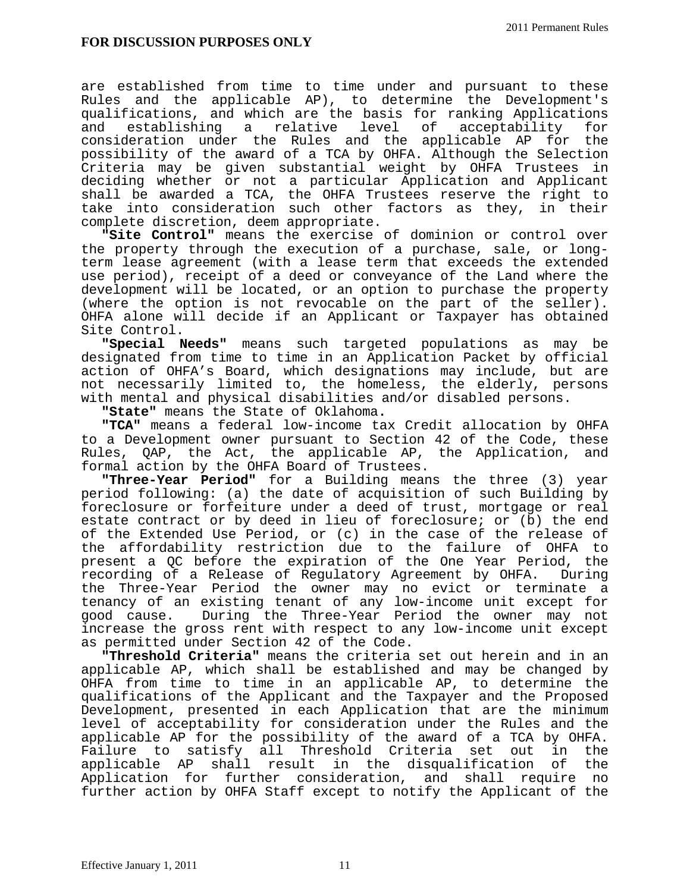are established from time to time under and pursuant to these Rules and the applicable AP), to determine the Development's qualifications, and which are the basis for ranking Applications and establishing a relative level of acceptability for consideration under the Rules and the applicable AP for the possibility of the award of a TCA by OHFA. Although the Selection Criteria may be given substantial weight by OHFA Trustees in deciding whether or not a particular Application and Applicant shall be awarded a TCA, the OHFA Trustees reserve the right to take into consideration such other factors as they, in their complete discretion, deem appropriate.

**"Site Control"** means the exercise of dominion or control over the property through the execution of a purchase, sale, or long-term lease agreement (with a lease term that exceeds the extended use period), receipt of a deed or conveyance of the Land where the development will be located, or an option to purchase the property (where the option is not revocable on the part of the seller). OHFA alone will decide if an Applicant or Taxpayer has obtained Site Control.

**"Special Needs"** means such targeted populations as may be designated from time to time in an Application Packet by official action of OHFA's Board, which designations may include, but are not necessarily limited to, the homeless, the elderly, persons with mental and physical disabilities and/or disabled persons.

**"State"** means the State of Oklahoma.

**"TCA"** means a federal low-income tax Credit allocation by OHFA to a Development owner pursuant to Section 42 of the Code, these Rules, QAP, the Act, the applicable AP, the Application, and formal action by the OHFA Board of Trustees.

**"Three-Year Period"** for a Building means the three (3) year period following: (a) the date of acquisition of such Building by foreclosure or forfeiture under a deed of trust, mortgage or real estate contract or by deed in lieu of foreclosure; or (b) the end of the Extended Use Period, or (c) in the case of the release of the affordability restriction due to the failure of OHFA to present a QC before the expiration of the One Year Period, the recording of a Release of Regulatory Agreement by OHFA. During the Three-Year Period the owner may no evict or terminate a tenancy of an existing tenant of any low-income unit except for good cause. During the Three-Year Period the owner may not increase the gross rent with respect to any low-income unit except as permitted under Section 42 of the Code.

**"Threshold Criteria"** means the criteria set out herein and in an applicable AP, which shall be established and may be changed by OHFA from time to time in an applicable AP, to determine the qualifications of the Applicant and the Taxpayer and the Proposed Development, presented in each Application that are the minimum level of acceptability for consideration under the Rules and the applicable AP for the possibility of the award of a TCA by OHFA. Failure to satisfy all Threshold Criteria set out in the applicable AP shall result in the disqualification of the Application for further consideration, and shall require no further action by OHFA Staff except to notify the Applicant of the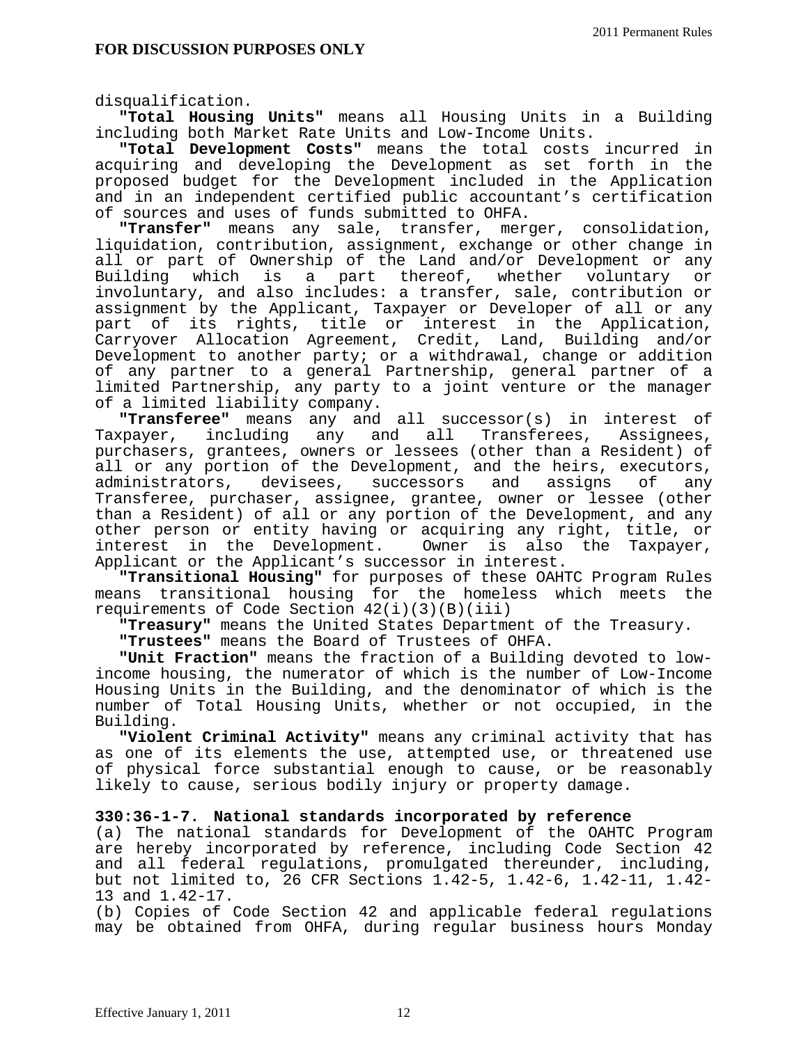disqualification.

**"Total Housing Units"** means all Housing Units in a Building including both Market Rate Units and Low-Income Units.

**"Total Development Costs"** means the total costs incurred in acquiring and developing the Development as set forth in the proposed budget for the Development included in the Application and in an independent certified public accountant's certification of sources and uses of funds submitted to OHFA.

**"Transfer"** means any sale, transfer, merger, consolidation, liquidation, contribution, assignment, exchange or other change in all or part of Ownership of the Land and/or Development or any Building which is a part thereof, whether voluntary or involuntary, and also includes: a transfer, sale, contribution or assignment by the Applicant, Taxpayer or Developer of all or any part of its rights, title or interest in the Application, Carryover Allocation Agreement, Credit, Land, Building and/or Development to another party; or a withdrawal, change or addition of any partner to a general Partnership, general partner of a limited Partnership, any party to a joint venture or the manager of a limited liability company.

**"Transferee"** means any and all successor(s) in interest of Taxpayer, including any and all Transferees, Assignees, purchasers, grantees, owners or lessees (other than a Resident) of all or any portion of the Development, and the heirs, executors, administrators, devisees, successors and assigns of any Transferee, purchaser, assignee, grantee, owner or lessee (other than a Resident) of all or any portion of the Development, and any other person or entity having or acquiring any right, title, or interest in the Development. Owner is also the Taxpayer, Applicant or the Applicant's successor in interest.

**"Transitional Housing"** for purposes of these OAHTC Program Rules means transitional housing for the homeless which meets the requirements of Code Section 42(i)(3)(B)(iii)

**"Treasury"** means the United States Department of the Treasury.

**"Trustees"** means the Board of Trustees of OHFA.

**"Unit Fraction"** means the fraction of a Building devoted to low-income housing, the numerator of which is the number of Low-Income Housing Units in the Building, and the denominator of which is the number of Total Housing Units, whether or not occupied, in the Building.

**"Violent Criminal Activity"** means any criminal activity that has as one of its elements the use, attempted use, or threatened use of physical force substantial enough to cause, or be reasonably likely to cause, serious bodily injury or property damage.

**330:36-1-7. National standards incorporated by reference**

(a) The national standards for Development of the OAHTC Program are hereby incorporated by reference, including Code Section 42 and all federal regulations, promulgated thereunder, including, but not limited to, 26 CFR Sections 1.42-5, 1.42-6, 1.42-11, 1.42-13 and 1.42-17.

(b) Copies of Code Section 42 and applicable federal regulations may be obtained from OHFA, during regular business hours Monday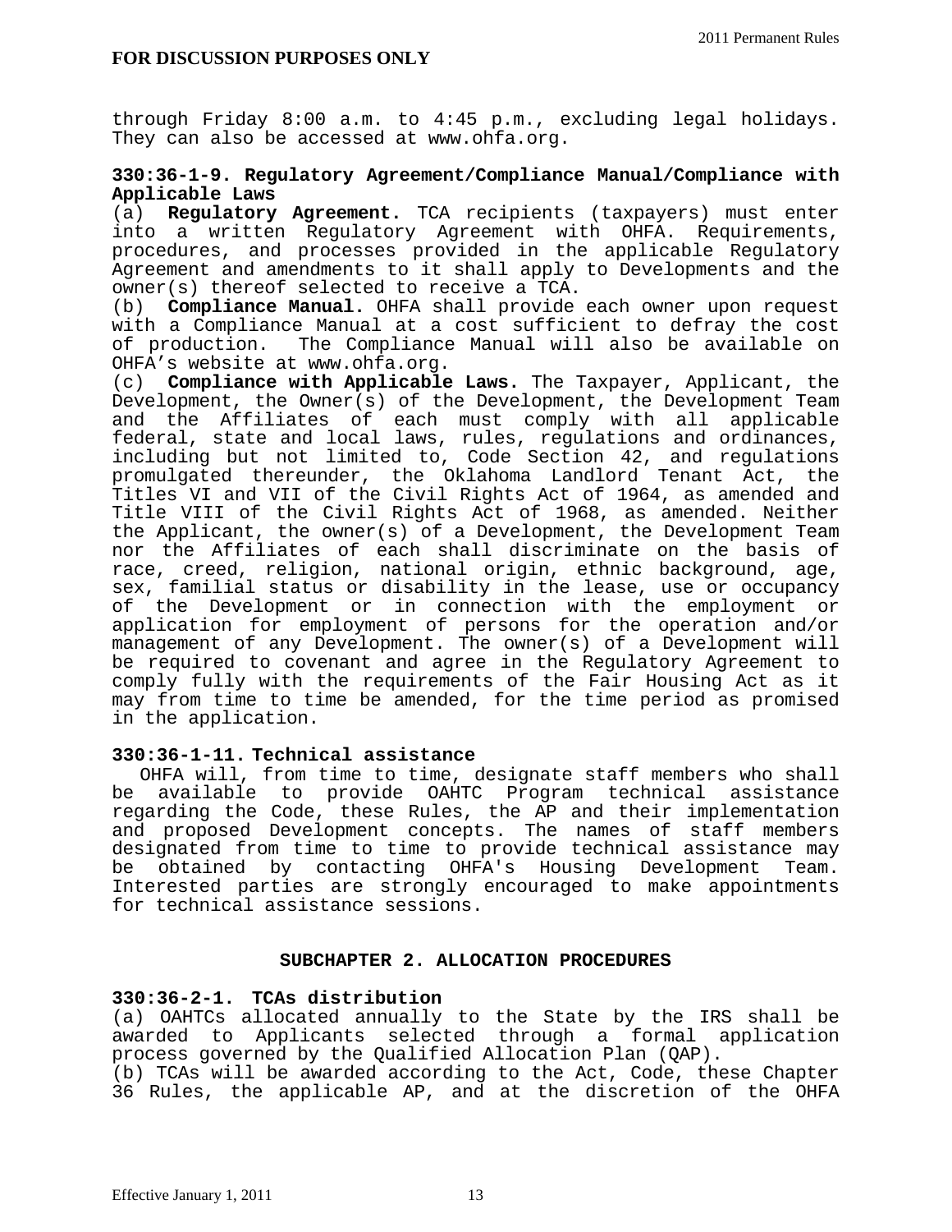**FOR DISCUSSION PURPOSES ONLY**

through Friday 8:00 a.m. to 4:45 p.m., excluding legal holidays. They can also be accessed at www.ohfa.org.

**330:36-1-9. Regulatory Agreement/Compliance Manual/Compliance with Applicable Laws**

(a) **Regulatory Agreement.** TCA recipients (taxpayers) must enter into a written Regulatory Agreement with OHFA. Requirements, procedures, and processes provided in the applicable Regulatory Agreement and amendments to it shall apply to Developments and the owner(s) thereof selected to receive a TCA.

(b) **Compliance Manual.** OHFA shall provide each owner upon request with a Compliance Manual at a cost sufficient to defray the cost of production. The Compliance Manual will also be available on OHFA's website at www.ohfa.org.

(c) **Compliance with Applicable Laws.** The Taxpayer, Applicant, the Development, the Owner(s) of the Development, the Development Team and the Affiliates of each must comply with all applicable federal, state and local laws, rules, regulations and ordinances, including but not limited to, Code Section 42, and regulations promulgated thereunder, the Oklahoma Landlord Tenant Act, the Titles VI and VII of the Civil Rights Act of 1964, as amended and Title VIII of the Civil Rights Act of 1968, as amended. Neither the Applicant, the owner(s) of a Development, the Development Team nor the Affiliates of each shall discriminate on the basis of race, creed, religion, national origin, ethnic background, age, sex, familial status or disability in the lease, use or occupancy of the Development or in connection with the employment or application for employment of persons for the operation and/or management of any Development. The owner(s) of a Development will be required to covenant and agree in the Regulatory Agreement to comply fully with the requirements of the Fair Housing Act as it may from time to time be amended, for the time period as promised in the application.

**330:36-1-11. Technical assistance**

OHFA will, from time to time, designate staff members who shall be available to provide OAHTC Program technical assistance regarding the Code, these Rules, the AP and their implementation and proposed Development concepts. The names of staff members designated from time to time to provide technical assistance may be obtained by contacting OHFA's Housing Development Team. Interested parties are strongly encouraged to make appointments for technical assistance sessions.

## SUBCHAPTER 2. ALLOCATION PROCEDURES

**330:36-2-1. TCAs distribution**

(a) OAHTCs allocated annually to the State by the IRS shall be awarded to Applicants selected through a formal application process governed by the Qualified Allocation Plan (QAP).

(b) TCAs will be awarded according to the Act, Code, these Chapter 36 Rules, the applicable AP, and at the discretion of the OHFA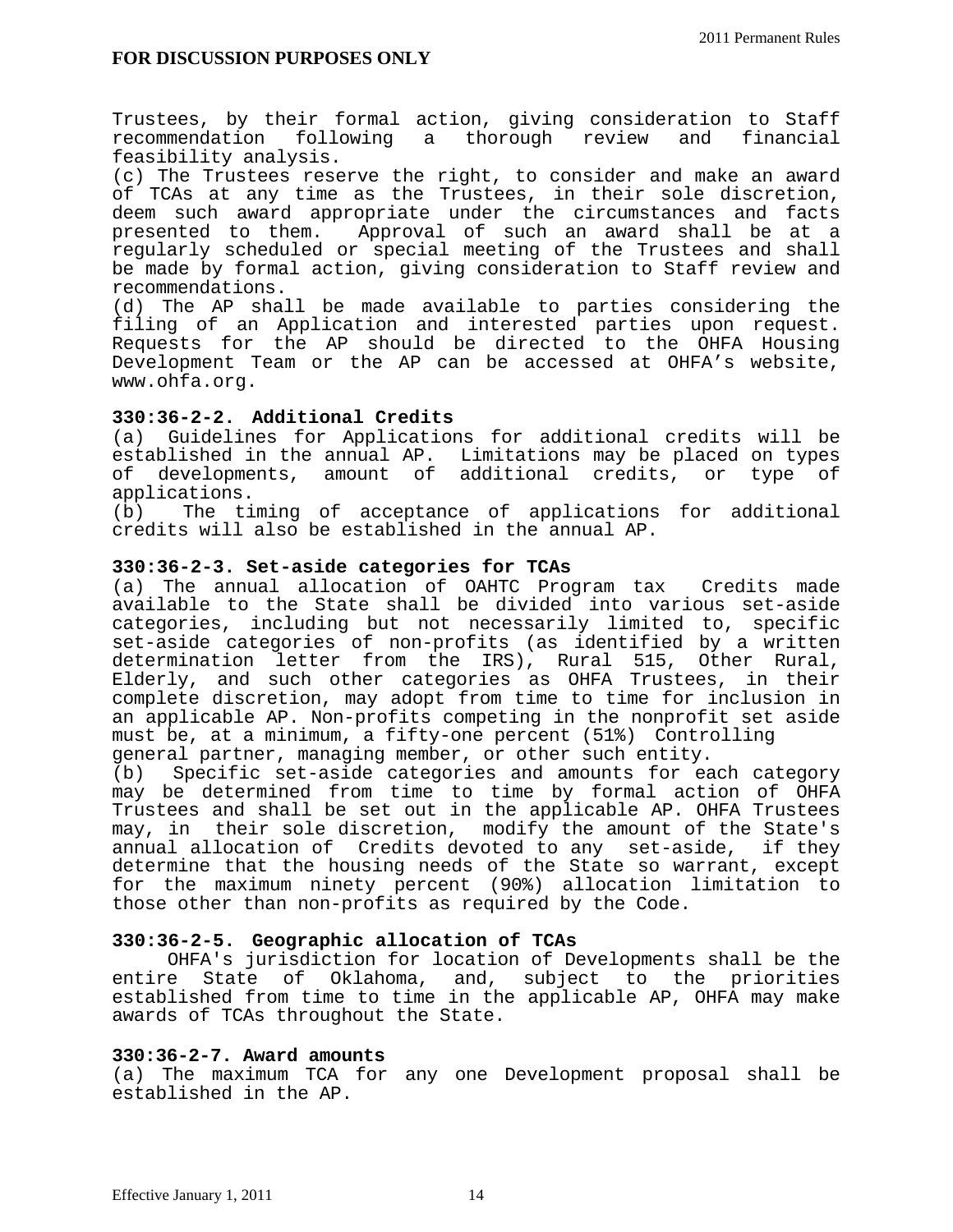Trustees, by their formal action, giving consideration to Staff recommendation following a thorough review and financial feasibility analysis.

(c) The Trustees reserve the right, to consider and make an award of TCAs at any time as the Trustees, in their sole discretion, deem such award appropriate under the circumstances and facts presented to them. Approval of such an award shall be at a regularly scheduled or special meeting of the Trustees and shall be made by formal action, giving consideration to Staff review and recommendations.

(d) The AP shall be made available to parties considering the filing of an Application and interested parties upon request. Requests for the AP should be directed to the OHFA Housing Development Team or the AP can be accessed at OHFA's website, www.ohfa.org.

**330:36-2-2. Additional Credits**

(a) Guidelines for Applications for additional credits will be established in the annual AP. Limitations may be placed on types of developments, amount of additional credits, or type of applications.

(b) The timing of acceptance of applications for additional credits will also be established in the annual AP.

**330:36-2-3. Set-aside categories for TCAs**

(a) The annual allocation of OAHTC Program tax Credits made available to the State shall be divided into various set-aside categories, including but not necessarily limited to, specific set-aside categories of non-profits (as identified by a written determination letter from the IRS), Rural 515, Other Rural, Elderly, and such other categories as OHFA Trustees, in their complete discretion, may adopt from time to time for inclusion in an applicable AP. Non-profits competing in the nonprofit set aside must be, at a minimum, a fifty-one percent (51%) Controlling general partner, managing member, or other such entity.

(b) Specific set-aside categories and amounts for each category may be determined from time to time by formal action of OHFA Trustees and shall be set out in the applicable AP. OHFA Trustees may, in their sole discretion, modify the amount of the State's annual allocation of Credits devoted to any set-aside, if they determine that the housing needs of the State so warrant, except for the maximum ninety percent (90%) allocation limitation to those other than non-profits as required by the Code.

**330:36-2-5. Geographic allocation of TCAs**

OHFA's jurisdiction for location of Developments shall be the entire State of Oklahoma, and, subject to the priorities established from time to time in the applicable AP, OHFA may make awards of TCAs throughout the State.

**330:36-2-7. Award amounts**

(a) The maximum TCA for any one Development proposal shall be established in the AP.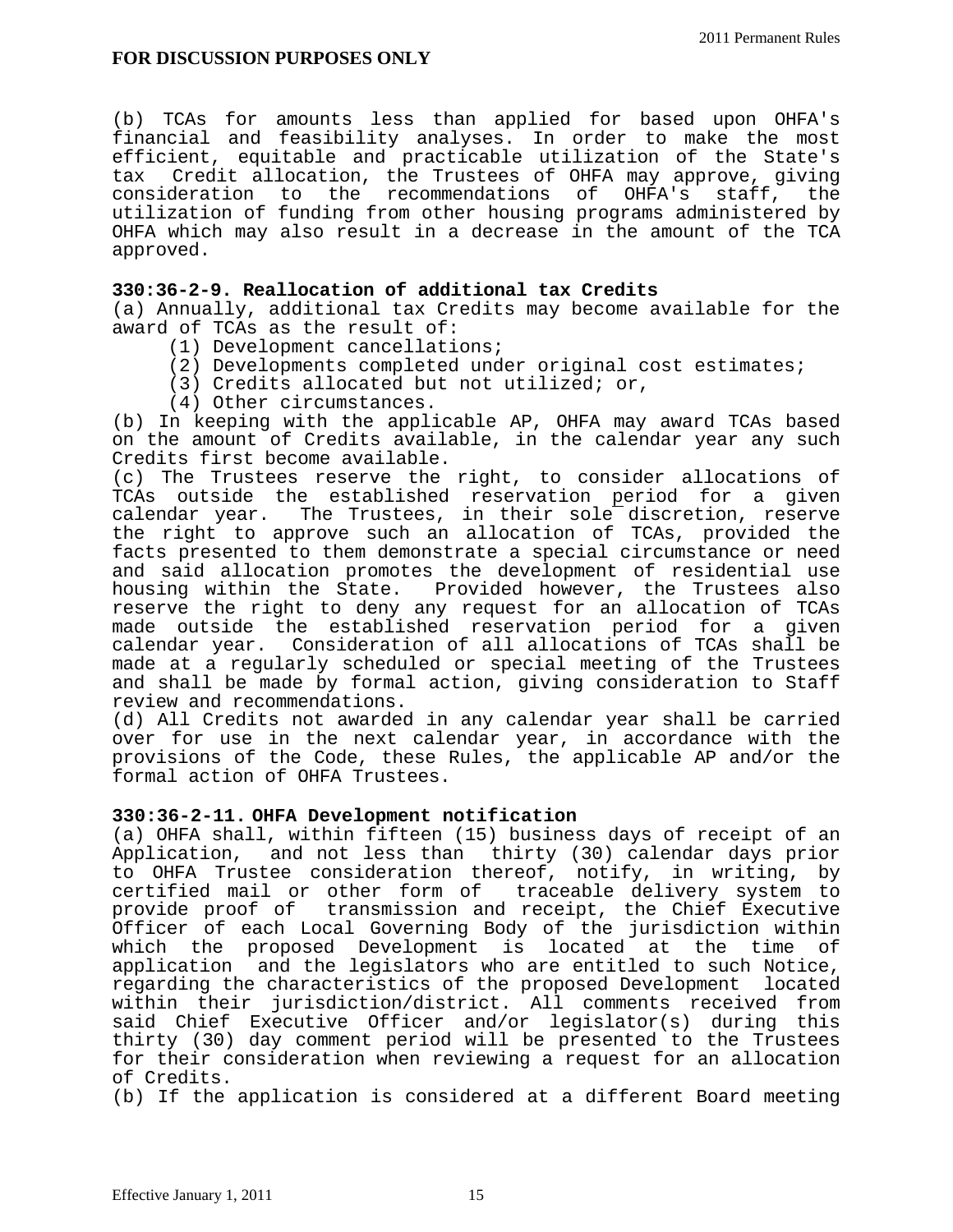(b) TCAs for amounts less than applied for based upon OHFA's financial and feasibility analyses. In order to make the most efficient, equitable and practicable utilization of the State's tax Credit allocation, the Trustees of OHFA may approve, giving consideration to the recommendations of OHFA's staff, the utilization of funding from other housing programs administered by OHFA which may also result in a decrease in the amount of the TCA approved.

**330:36-2-9. Reallocation of additional tax Credits**

(a) Annually, additional tax Credits may become available for the award of TCAs as the result of:

(1) Development cancellations;

(2) Developments completed under original cost estimates;

(3) Credits allocated but not utilized; or,

(4) Other circumstances.

(b) In keeping with the applicable AP, OHFA may award TCAs based on the amount of Credits available, in the calendar year any such Credits first become available.

(c) The Trustees reserve the right, to consider allocations of TCAs outside the established reservation period for a given calendar year. The Trustees, in their sole discretion, reserve the right to approve such an allocation of TCAs, provided the facts presented to them demonstrate a special circumstance or need and said allocation promotes the development of residential use housing within the State. Provided however, the Trustees also reserve the right to deny any request for an allocation of TCAs made outside the established reservation period for a given calendar year. Consideration of all allocations of TCAs shall be made at a regularly scheduled or special meeting of the Trustees and shall be made by formal action, giving consideration to Staff review and recommendations.

(d) All Credits not awarded in any calendar year shall be carried over for use in the next calendar year, in accordance with the provisions of the Code, these Rules, the applicable AP and/or the formal action of OHFA Trustees.

**330:36-2-11. OHFA Development notification**

(a) OHFA shall, within fifteen (15) business days of receipt of an Application, and not less than thirty (30) calendar days prior to OHFA Trustee consideration thereof, notify, in writing, by certified mail or other form of traceable delivery system to provide proof of transmission and receipt, the Chief Executive Officer of each Local Governing Body of the jurisdiction within which the proposed Development is located at the time of application and the legislators who are entitled to such Notice, regarding the characteristics of the proposed Development located within their jurisdiction/district. All comments received from said Chief Executive Officer and/or legislator(s) during this thirty (30) day comment period will be presented to the Trustees for their consideration when reviewing a request for an allocation of Credits.

(b) If the application is considered at a different Board meeting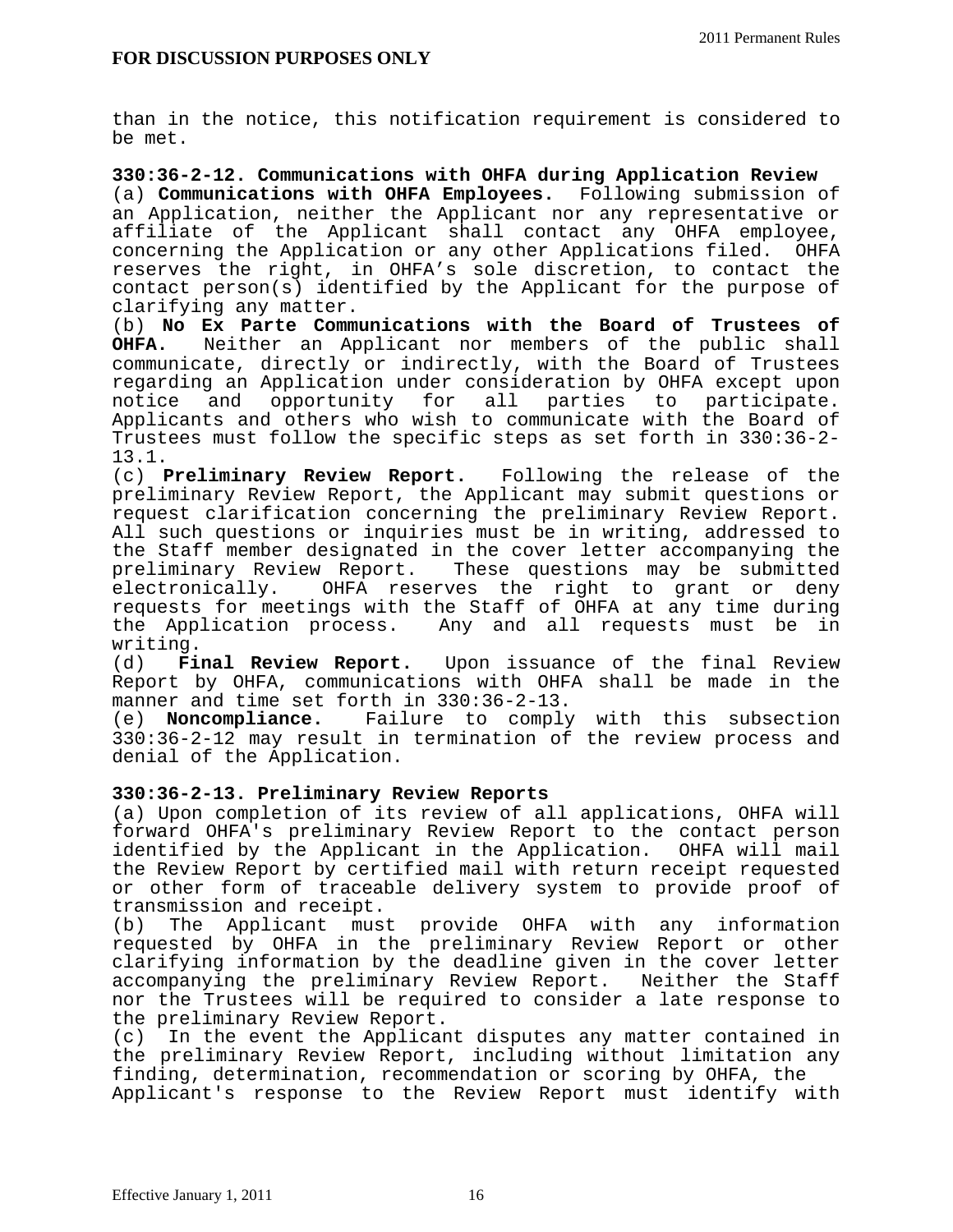than in the notice, this notification requirement is considered to be met.

**330:36-2-12. Communications with OHFA during Application Review**

(a) **Communications with OHFA Employees.** Following submission of an Application, neither the Applicant nor any representative or affiliate of the Applicant shall contact any OHFA employee, concerning the Application or any other Applications filed. OHFA reserves the right, in OHFA's sole discretion, to contact the contact person(s) identified by the Applicant for the purpose of clarifying any matter.

(b) **No Ex Parte Communications with the Board of Trustees of OHFA.** Neither an Applicant nor members of the public shall communicate, directly or indirectly, with the Board of Trustees regarding an Application under consideration by OHFA except upon notice and opportunity for all parties to participate. Applicants and others who wish to communicate with the Board of Trustees must follow the specific steps as set forth in 330:36-2-13.1.

(c) **Preliminary Review Report.** Following the release of the preliminary Review Report, the Applicant may submit questions or request clarification concerning the preliminary Review Report. All such questions or inquiries must be in writing, addressed to the Staff member designated in the cover letter accompanying the preliminary Review Report. These questions may be submitted electronically. OHFA reserves the right to grant or deny requests for meetings with the Staff of OHFA at any time during the Application process. Any and all requests must be in writing.

(d) **Final Review Report.** Upon issuance of the final Review Report by OHFA, communications with OHFA shall be made in the manner and time set forth in 330:36-2-13.

(e) **Noncompliance.** Failure to comply with this subsection 330:36-2-12 may result in termination of the review process and denial of the Application.

**330:36-2-13. Preliminary Review Reports**

(a) Upon completion of its review of all applications, OHFA will forward OHFA's preliminary Review Report to the contact person identified by the Applicant in the Application. OHFA will mail the Review Report by certified mail with return receipt requested or other form of traceable delivery system to provide proof of transmission and receipt.

(b) The Applicant must provide OHFA with any information requested by OHFA in the preliminary Review Report or other clarifying information by the deadline given in the cover letter accompanying the preliminary Review Report. Neither the Staff nor the Trustees will be required to consider a late response to the preliminary Review Report.

(c) In the event the Applicant disputes any matter contained in the preliminary Review Report, including without limitation any finding, determination, recommendation or scoring by OHFA, the Applicant's response to the Review Report must identify with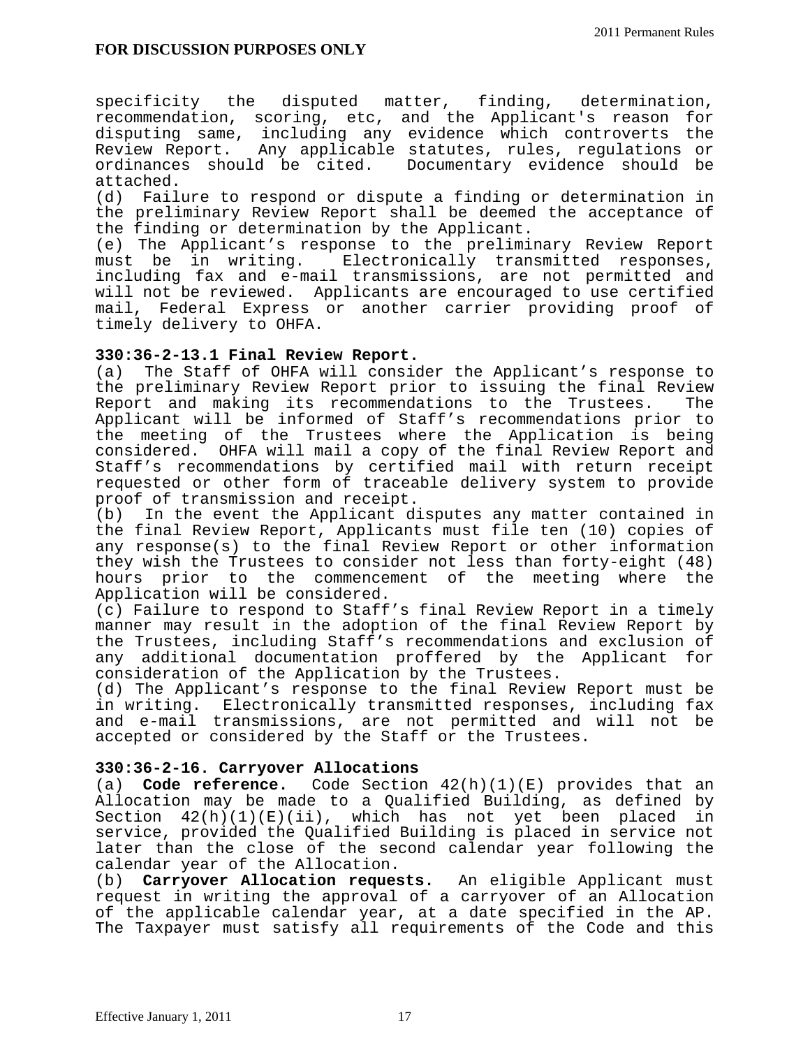specificity the disputed matter, finding, determination, recommendation, scoring, etc, and the Applicant's reason for disputing same, including any evidence which controverts the Review Report. Any applicable statutes, rules, regulations or ordinances should be cited. Documentary evidence should be attached.

(d) Failure to respond or dispute a finding or determination in the preliminary Review Report shall be deemed the acceptance of the finding or determination by the Applicant.

(e) The Applicant's response to the preliminary Review Report must be in writing. Electronically transmitted responses, including fax and e-mail transmissions, are not permitted and will not be reviewed. Applicants are encouraged to use certified mail, Federal Express or another carrier providing proof of timely delivery to OHFA.

**330:36-2-13.1 Final Review Report.**

(a) The Staff of OHFA will consider the Applicant's response to the preliminary Review Report prior to issuing the final Review Report and making its recommendations to the Trustees. The Applicant will be informed of Staff's recommendations prior to the meeting of the Trustees where the Application is being considered. OHFA will mail a copy of the final Review Report and Staff's recommendations by certified mail with return receipt requested or other form of traceable delivery system to provide proof of transmission and receipt.

(b) In the event the Applicant disputes any matter contained in the final Review Report, Applicants must file ten (10) copies of any response(s) to the final Review Report or other information they wish the Trustees to consider not less than forty-eight (48) hours prior to the commencement of the meeting where the Application will be considered.

(c) Failure to respond to Staff's final Review Report in a timely manner may result in the adoption of the final Review Report by the Trustees, including Staff's recommendations and exclusion of any additional documentation proffered by the Applicant for consideration of the Application by the Trustees.

(d) The Applicant's response to the final Review Report must be in writing. Electronically transmitted responses, including fax and e-mail transmissions, are not permitted and will not be accepted or considered by the Staff or the Trustees.

**330:36-2-16. Carryover Allocations**

(a) **Code reference.** Code Section 42(h)(1)(E) provides that an Allocation may be made to a Qualified Building, as defined by Section 42(h)(1)(E)(ii), which has not yet been placed in service, provided the Qualified Building is placed in service not later than the close of the second calendar year following the calendar year of the Allocation.

(b) **Carryover Allocation requests.** An eligible Applicant must request in writing the approval of a carryover of an Allocation of the applicable calendar year, at a date specified in the AP. The Taxpayer must satisfy all requirements of the Code and this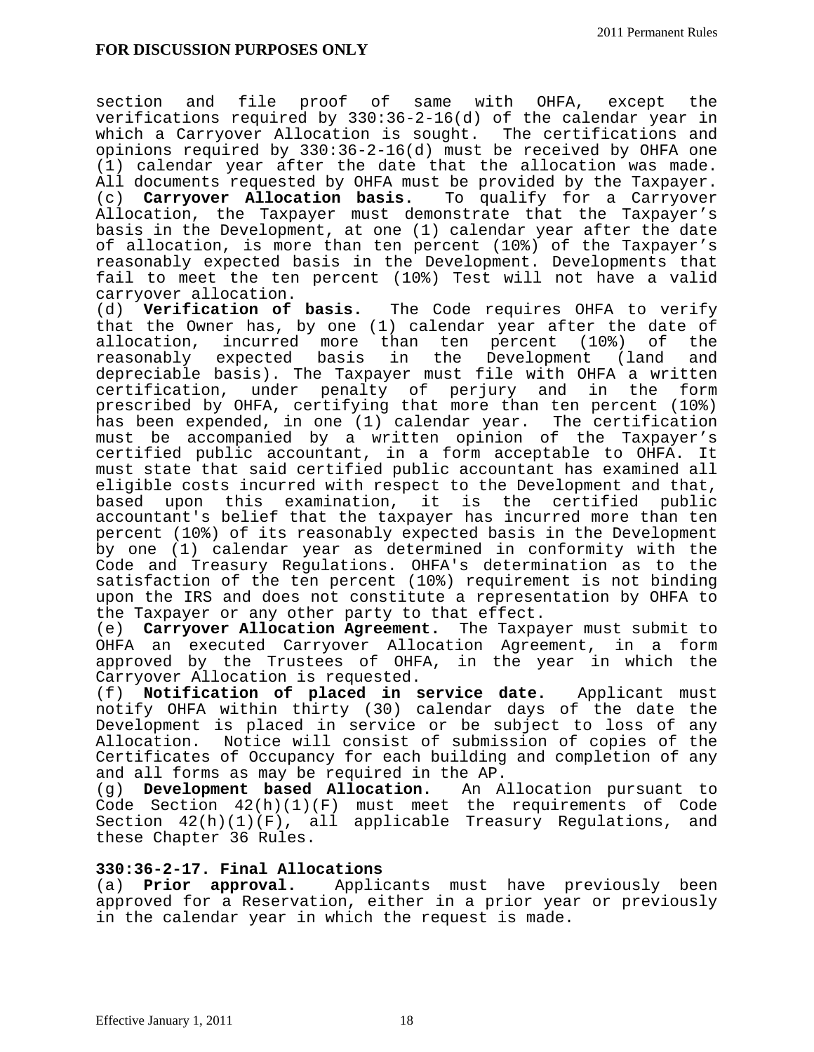**FOR DISCUSSION PURPOSES ONLY**

section and file proof of same with OHFA, except the verifications required by 330:36-2-16(d) of the calendar year in which a Carryover Allocation is sought. The certifications and opinions required by 330:36-2-16(d) must be received by OHFA one (1) calendar year after the date that the allocation was made. All documents requested by OHFA must be provided by the Taxpayer.

(c) **Carryover Allocation basis.** To qualify for a Carryover Allocation, the Taxpayer must demonstrate that the Taxpayer's basis in the Development, at one (1) calendar year after the date of allocation, is more than ten percent (10%) of the Taxpayer's reasonably expected basis in the Development. Developments that fail to meet the ten percent (10%) Test will not have a valid carryover allocation.

(d) **Verification of basis.** The Code requires OHFA to verify that the Owner has, by one (1) calendar year after the date of allocation, incurred more than ten percent (10%) of the reasonably expected basis in the Development (land and depreciable basis). The Taxpayer must file with OHFA a written certification, under penalty of perjury and in the form prescribed by OHFA, certifying that more than ten percent (10%) has been expended, in one (1) calendar year. The certification must be accompanied by a written opinion of the Taxpayer's certified public accountant, in a form acceptable to OHFA. It must state that said certified public accountant has examined all eligible costs incurred with respect to the Development and that, based upon this examination, it is the certified public accountant's belief that the taxpayer has incurred more than ten percent (10%) of its reasonably expected basis in the Development by one (1) calendar year as determined in conformity with the Code and Treasury Regulations. OHFA's determination as to the satisfaction of the ten percent (10%) requirement is not binding upon the IRS and does not constitute a representation by OHFA to the Taxpayer or any other party to that effect.

(e) **Carryover Allocation Agreement.** The Taxpayer must submit to OHFA an executed Carryover Allocation Agreement, in a form approved by the Trustees of OHFA, in the year in which the Carryover Allocation is requested.

(f) **Notification of placed in service date.** Applicant must notify OHFA within thirty (30) calendar days of the date the Development is placed in service or be subject to loss of any Allocation. Notice will consist of submission of copies of the Certificates of Occupancy for each building and completion of any and all forms as may be required in the AP.

(g) **Development based Allocation.** An Allocation pursuant to Code Section 42(h)(1)(F) must meet the requirements of Code Section 42(h)(1)(F), all applicable Treasury Regulations, and these Chapter 36 Rules.

**330:36-2-17. Final Allocations**

(a) **Prior approval.** Applicants must have previously been approved for a Reservation, either in a prior year or previously in the calendar year in which the request is made.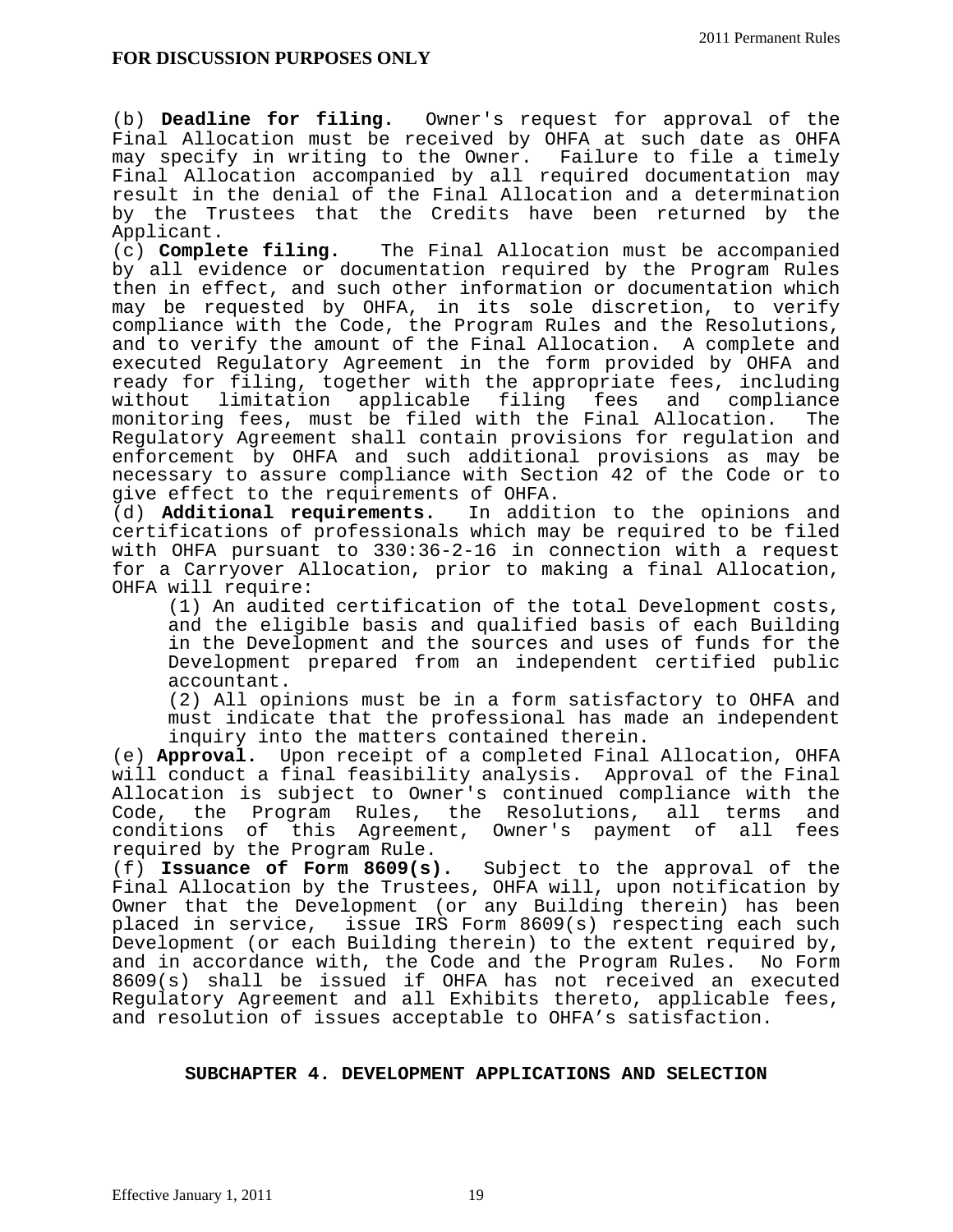(b) **Deadline for filing.** Owner's request for approval of the Final Allocation must be received by OHFA at such date as OHFA may specify in writing to the Owner. Failure to file a timely Final Allocation accompanied by all required documentation may result in the denial of the Final Allocation and a determination by the Trustees that the Credits have been returned by the Applicant.

(c) **Complete filing.** The Final Allocation must be accompanied by all evidence or documentation required by the Program Rules then in effect, and such other information or documentation which may be requested by OHFA, in its sole discretion, to verify compliance with the Code, the Program Rules and the Resolutions, and to verify the amount of the Final Allocation. A complete and executed Regulatory Agreement in the form provided by OHFA and ready for filing, together with the appropriate fees, including without limitation applicable filing fees and compliance monitoring fees, must be filed with the Final Allocation. The Regulatory Agreement shall contain provisions for regulation and enforcement by OHFA and such additional provisions as may be necessary to assure compliance with Section 42 of the Code or to give effect to the requirements of OHFA.

(d) **Additional requirements.** In addition to the opinions and certifications of professionals which may be required to be filed with OHFA pursuant to 330:36-2-16 in connection with a request for a Carryover Allocation, prior to making a final Allocation, OHFA will require:

(1) An audited certification of the total Development costs, and the eligible basis and qualified basis of each Building in the Development and the sources and uses of funds for the Development prepared from an independent certified public accountant.

(2) All opinions must be in a form satisfactory to OHFA and must indicate that the professional has made an independent inquiry into the matters contained therein.

(e) **Approval.** Upon receipt of a completed Final Allocation, OHFA will conduct a final feasibility analysis. Approval of the Final Allocation is subject to Owner's continued compliance with the Code, the Program Rules, the Resolutions, all terms and conditions of this Agreement, Owner's payment of all fees required by the Program Rule.

(f) **Issuance of Form 8609(s).** Subject to the approval of the Final Allocation by the Trustees, OHFA will, upon notification by Owner that the Development (or any Building therein) has been placed in service, issue IRS Form 8609(s) respecting each such Development (or each Building therein) to the extent required by, and in accordance with, the Code and the Program Rules. No Form 8609(s) shall be issued if OHFA has not received an executed Regulatory Agreement and all Exhibits thereto, applicable fees, and resolution of issues acceptable to OHFA's satisfaction.

## SUBCHAPTER 4. DEVELOPMENT APPLICATIONS AND SELECTION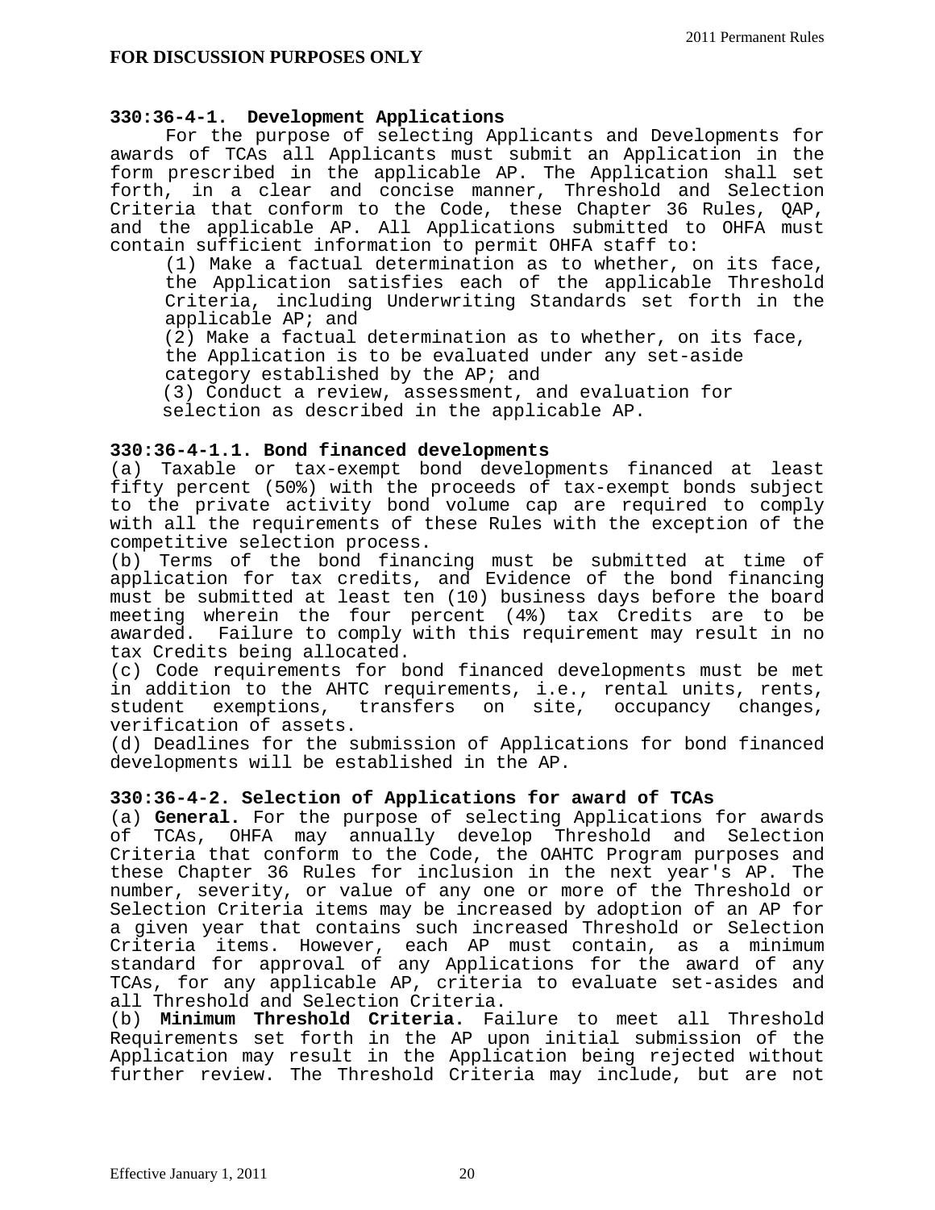**FOR DISCUSSION PURPOSES ONLY**

**330:36-4-1. Development Applications**

For the purpose of selecting Applicants and Developments for awards of TCAs all Applicants must submit an Application in the form prescribed in the applicable AP. The Application shall set forth, in a clear and concise manner, Threshold and Selection Criteria that conform to the Code, these Chapter 36 Rules, QAP, and the applicable AP. All Applications submitted to OHFA must contain sufficient information to permit OHFA staff to:

(1) Make a factual determination as to whether, on its face, the Application satisfies each of the applicable Threshold Criteria, including Underwriting Standards set forth in the applicable AP; and

(2) Make a factual determination as to whether, on its face, the Application is to be evaluated under any set-aside category established by the AP; and

(3) Conduct a review, assessment, and evaluation for selection as described in the applicable AP.

**330:36-4-1.1. Bond financed developments**

(a) Taxable or tax-exempt bond developments financed at least fifty percent (50%) with the proceeds of tax-exempt bonds subject to the private activity bond volume cap are required to comply with all the requirements of these Rules with the exception of the competitive selection process.

(b) Terms of the bond financing must be submitted at time of application for tax credits, and Evidence of the bond financing must be submitted at least ten (10) business days before the board meeting wherein the four percent (4%) tax Credits are to be awarded. Failure to comply with this requirement may result in no tax Credits being allocated.

(c) Code requirements for bond financed developments must be met in addition to the AHTC requirements, i.e., rental units, rents, student exemptions, transfers on site, occupancy changes, verification of assets.

(d) Deadlines for the submission of Applications for bond financed developments will be established in the AP.

**330:36-4-2. Selection of Applications for award of TCAs**

(a) **General.** For the purpose of selecting Applications for awards of TCAs, OHFA may annually develop Threshold and Selection Criteria that conform to the Code, the OAHTC Program purposes and these Chapter 36 Rules for inclusion in the next year's AP. The number, severity, or value of any one or more of the Threshold or Selection Criteria items may be increased by adoption of an AP for a given year that contains such increased Threshold or Selection Criteria items. However, each AP must contain, as a minimum standard for approval of any Applications for the award of any TCAs, for any applicable AP, criteria to evaluate set-asides and all Threshold and Selection Criteria.

(b) **Minimum Threshold Criteria.** Failure to meet all Threshold Requirements set forth in the AP upon initial submission of the Application may result in the Application being rejected without further review. The Threshold Criteria may include, but are not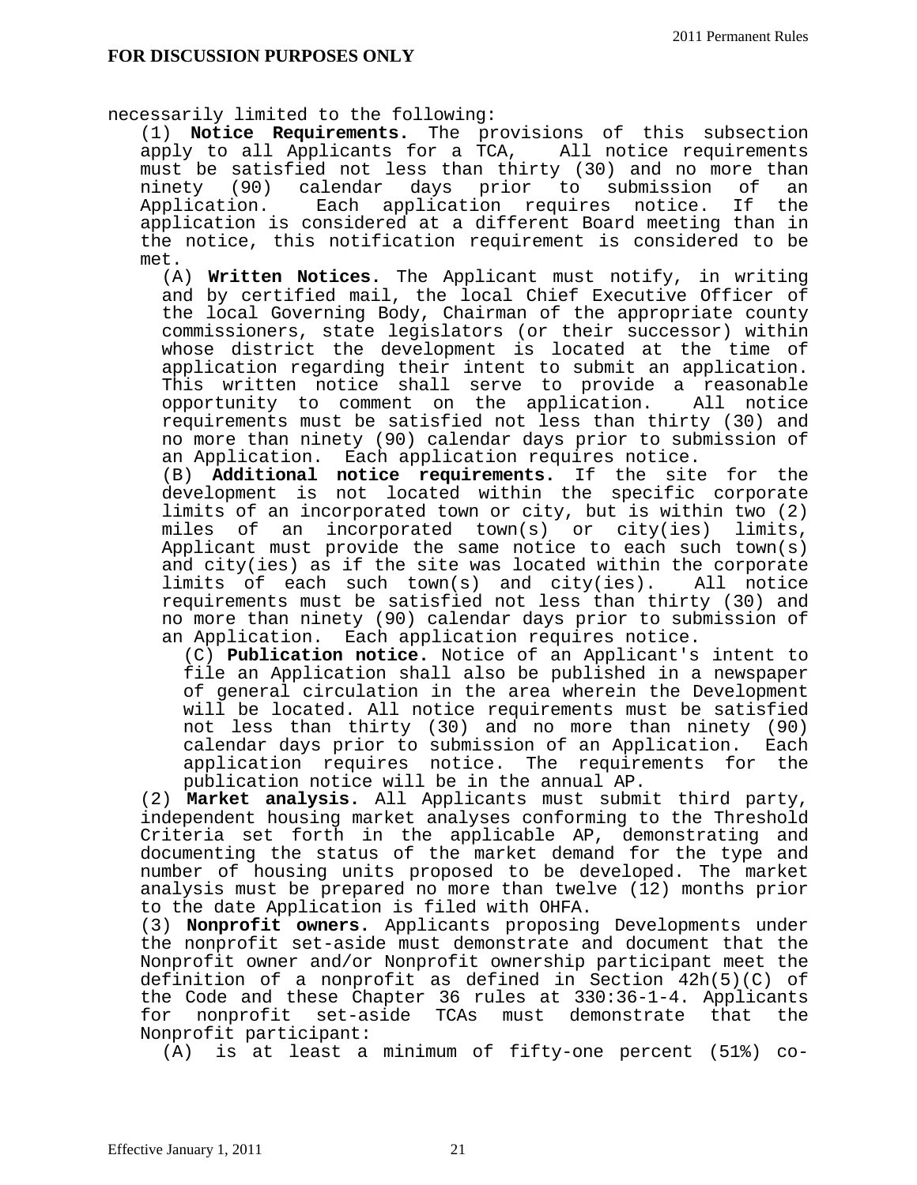**FOR DISCUSSION PURPOSES ONLY**

necessarily limited to the following:

(1) **Notice Requirements.** The provisions of this subsection apply to all Applicants for a TCA, All notice requirements must be satisfied not less than thirty (30) and no more than ninety (90) calendar days prior to submission of an Application. Each application requires notice. If the application is considered at a different Board meeting than in the notice, this notification requirement is considered to be met.

(A) **Written Notices.** The Applicant must notify, in writing and by certified mail, the local Chief Executive Officer of the local Governing Body, Chairman of the appropriate county commissioners, state legislators (or their successor) within whose district the development is located at the time of application regarding their intent to submit an application. This written notice shall serve to provide a reasonable opportunity to comment on the application. All notice requirements must be satisfied not less than thirty (30) and no more than ninety (90) calendar days prior to submission of an Application. Each application requires notice.

(B) **Additional notice requirements.** If the site for the development is not located within the specific corporate limits of an incorporated town or city, but is within two (2) miles of an incorporated town(s) or city(ies) limits, Applicant must provide the same notice to each such town(s) and city(ies) as if the site was located within the corporate limits of each such town(s) and city(ies). All notice requirements must be satisfied not less than thirty (30) and no more than ninety (90) calendar days prior to submission of an Application. Each application requires notice.

(C) **Publication notice.** Notice of an Applicant's intent to file an Application shall also be published in a newspaper of general circulation in the area wherein the Development will be located. All notice requirements must be satisfied not less than thirty (30) and no more than ninety (90) calendar days prior to submission of an Application. Each application requires notice. The requirements for the publication notice will be in the annual AP.

(2) **Market analysis.** All Applicants must submit third party, independent housing market analyses conforming to the Threshold Criteria set forth in the applicable AP, demonstrating and documenting the status of the market demand for the type and number of housing units proposed to be developed. The market analysis must be prepared no more than twelve (12) months prior to the date Application is filed with OHFA.

(3) **Nonprofit owners.** Applicants proposing Developments under the nonprofit set-aside must demonstrate and document that the Nonprofit owner and/or Nonprofit ownership participant meet the definition of a nonprofit as defined in Section 42h(5)(C) of the Code and these Chapter 36 rules at 330:36-1-4. Applicants for nonprofit set-aside TCAs must demonstrate that the Nonprofit participant:

(A) is at least a minimum of fifty-one percent (51%) co-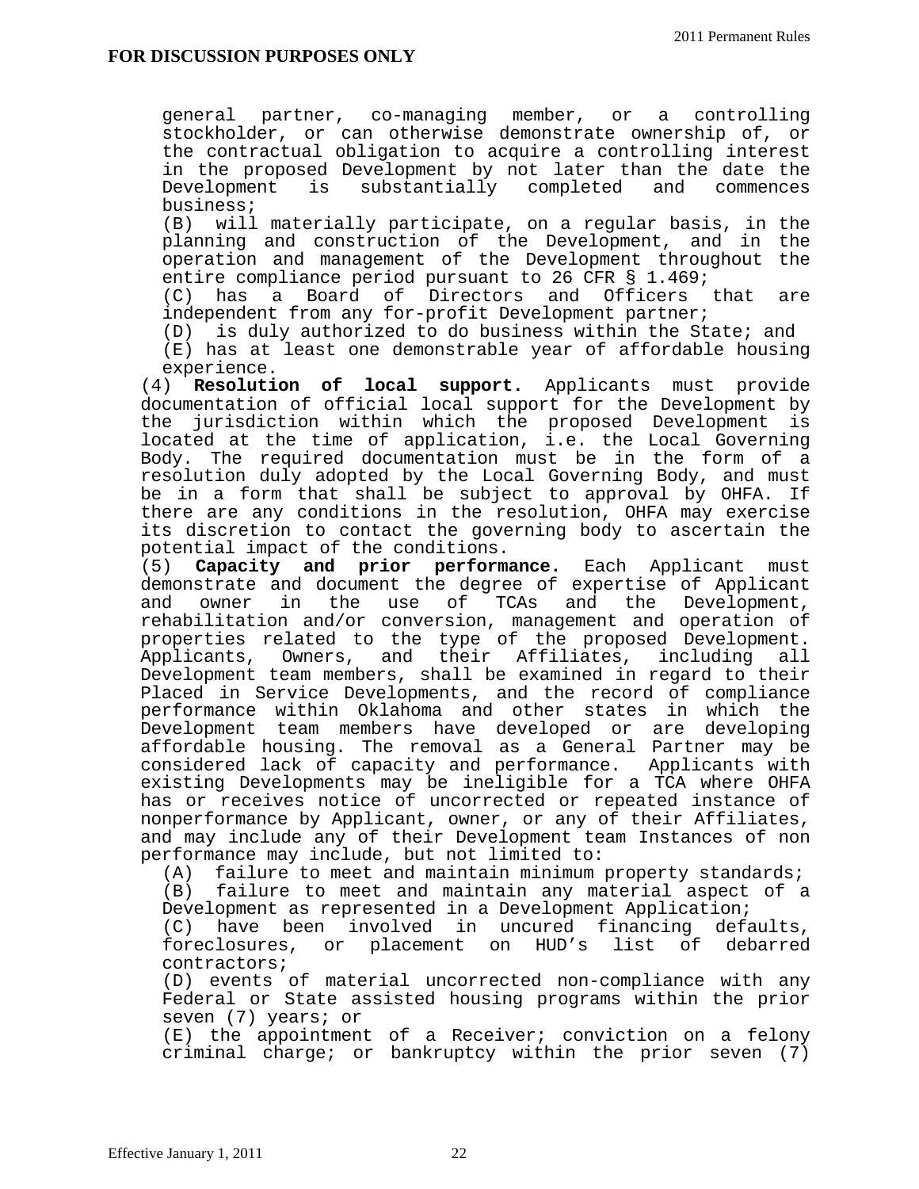general partner, co-managing member, or a controlling stockholder, or can otherwise demonstrate ownership of, or the contractual obligation to acquire a controlling interest in the proposed Development by not later than the date the Development is substantially completed and commences business;

(B) will materially participate, on a regular basis, in the planning and construction of the Development, and in the operation and management of the Development throughout the entire compliance period pursuant to 26 CFR § 1.469;

(C) has a Board of Directors and Officers that are independent from any for-profit Development partner;

(D) is duly authorized to do business within the State; and

(E) has at least one demonstrable year of affordable housing experience.

(4) **Resolution of local support.** Applicants must provide documentation of official local support for the Development by the jurisdiction within which the proposed Development is located at the time of application, i.e. the Local Governing Body. The required documentation must be in the form of a resolution duly adopted by the Local Governing Body, and must be in a form that shall be subject to approval by OHFA. If there are any conditions in the resolution, OHFA may exercise its discretion to contact the governing body to ascertain the potential impact of the conditions.

(5) **Capacity and prior performance.** Each Applicant must demonstrate and document the degree of expertise of Applicant and owner in the use of TCAs and the Development, rehabilitation and/or conversion, management and operation of properties related to the type of the proposed Development. Applicants, Owners, and their Affiliates, including all Development team members, shall be examined in regard to their Placed in Service Developments, and the record of compliance performance within Oklahoma and other states in which the Development team members have developed or are developing affordable housing. The removal as a General Partner may be considered lack of capacity and performance. Applicants with existing Developments may be ineligible for a TCA where OHFA has or receives notice of uncorrected or repeated instance of nonperformance by Applicant, owner, or any of their Affiliates, and may include any of their Development team Instances of non performance may include, but not limited to:

(A) failure to meet and maintain minimum property standards;

(B) failure to meet and maintain any material aspect of a Development as represented in a Development Application;

(C) have been involved in uncured financing defaults, foreclosures, or placement on HUD's list of debarred contractors;

(D) events of material uncorrected non-compliance with any Federal or State assisted housing programs within the prior seven (7) years; or

(E) the appointment of a Receiver; conviction on a felony criminal charge; or bankruptcy within the prior seven (7)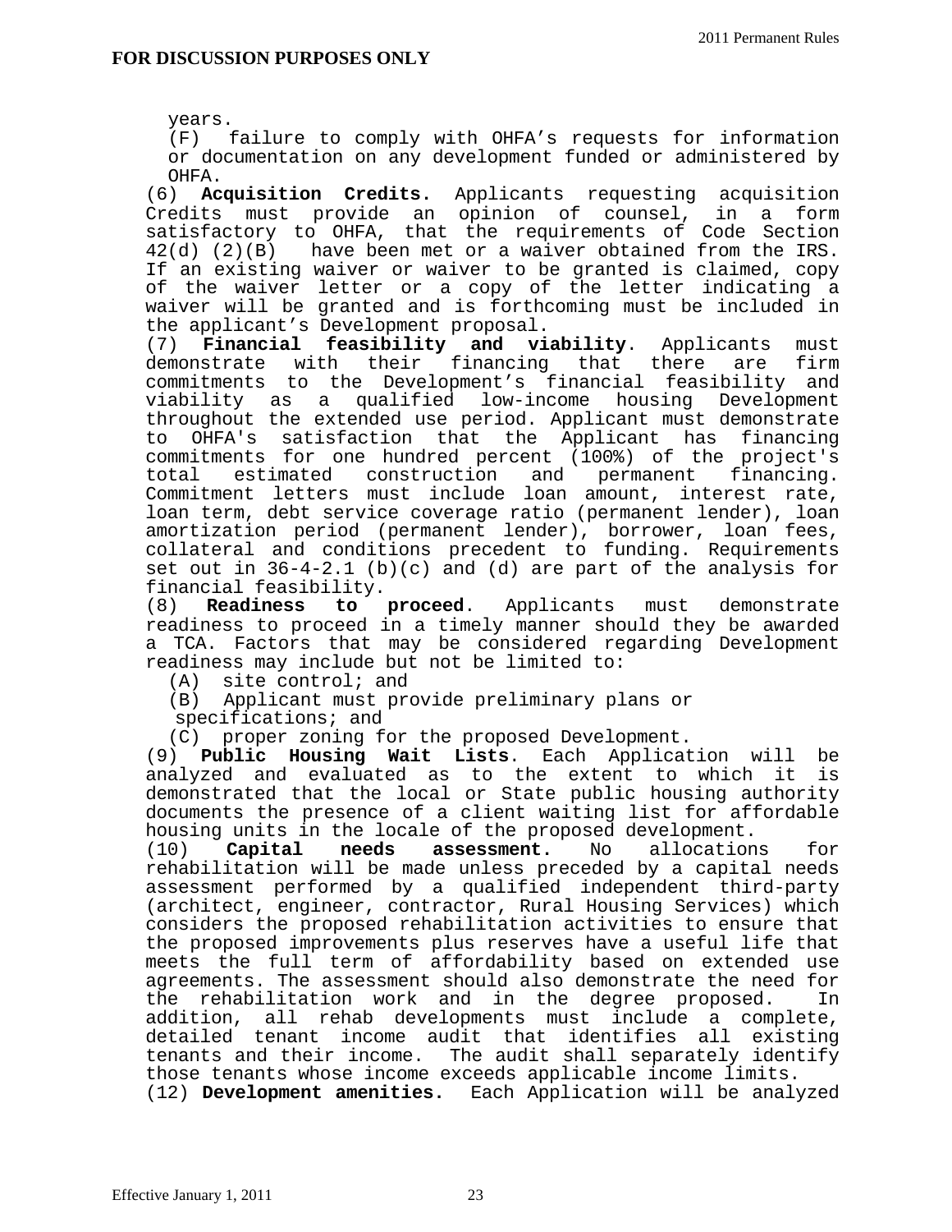years.

(F) failure to comply with OHFA's requests for information or documentation on any development funded or administered by OHFA.

(6) **Acquisition Credits.** Applicants requesting acquisition Credits must provide an opinion of counsel, in a form satisfactory to OHFA, that the requirements of Code Section 42(d) (2)(B) have been met or a waiver obtained from the IRS. If an existing waiver or waiver to be granted is claimed, copy of the waiver letter or a copy of the letter indicating a waiver will be granted and is forthcoming must be included in the applicant's Development proposal.

(7) **Financial feasibility and viability**. Applicants must demonstrate with their financing that there are firm commitments to the Development's financial feasibility and viability as a qualified low-income housing Development throughout the extended use period. Applicant must demonstrate to OHFA's satisfaction that the Applicant has financing commitments for one hundred percent (100%) of the project's total estimated construction and permanent financing. Commitment letters must include loan amount, interest rate, loan term, debt service coverage ratio (permanent lender), loan amortization period (permanent lender), borrower, loan fees, collateral and conditions precedent to funding. Requirements set out in 36-4-2.1 (b)(c) and (d) are part of the analysis for financial feasibility.

(8) **Readiness to proceed**. Applicants must demonstrate readiness to proceed in a timely manner should they be awarded a TCA. Factors that may be considered regarding Development readiness may include but not be limited to:

(A) site control; and

(B) Applicant must provide preliminary plans or specifications; and

(C) proper zoning for the proposed Development.

(9) **Public Housing Wait Lists**. Each Application will be analyzed and evaluated as to the extent to which it is demonstrated that the local or State public housing authority documents the presence of a client waiting list for affordable housing units in the locale of the proposed development.

(10) **Capital needs assessment.** No allocations for rehabilitation will be made unless preceded by a capital needs assessment performed by a qualified independent third-party (architect, engineer, contractor, Rural Housing Services) which considers the proposed rehabilitation activities to ensure that the proposed improvements plus reserves have a useful life that meets the full term of affordability based on extended use agreements. The assessment should also demonstrate the need for the rehabilitation work and in the degree proposed. In addition, all rehab developments must include a complete, detailed tenant income audit that identifies all existing tenants and their income. The audit shall separately identify those tenants whose income exceeds applicable income limits.

(12) **Development amenities.** Each Application will be analyzed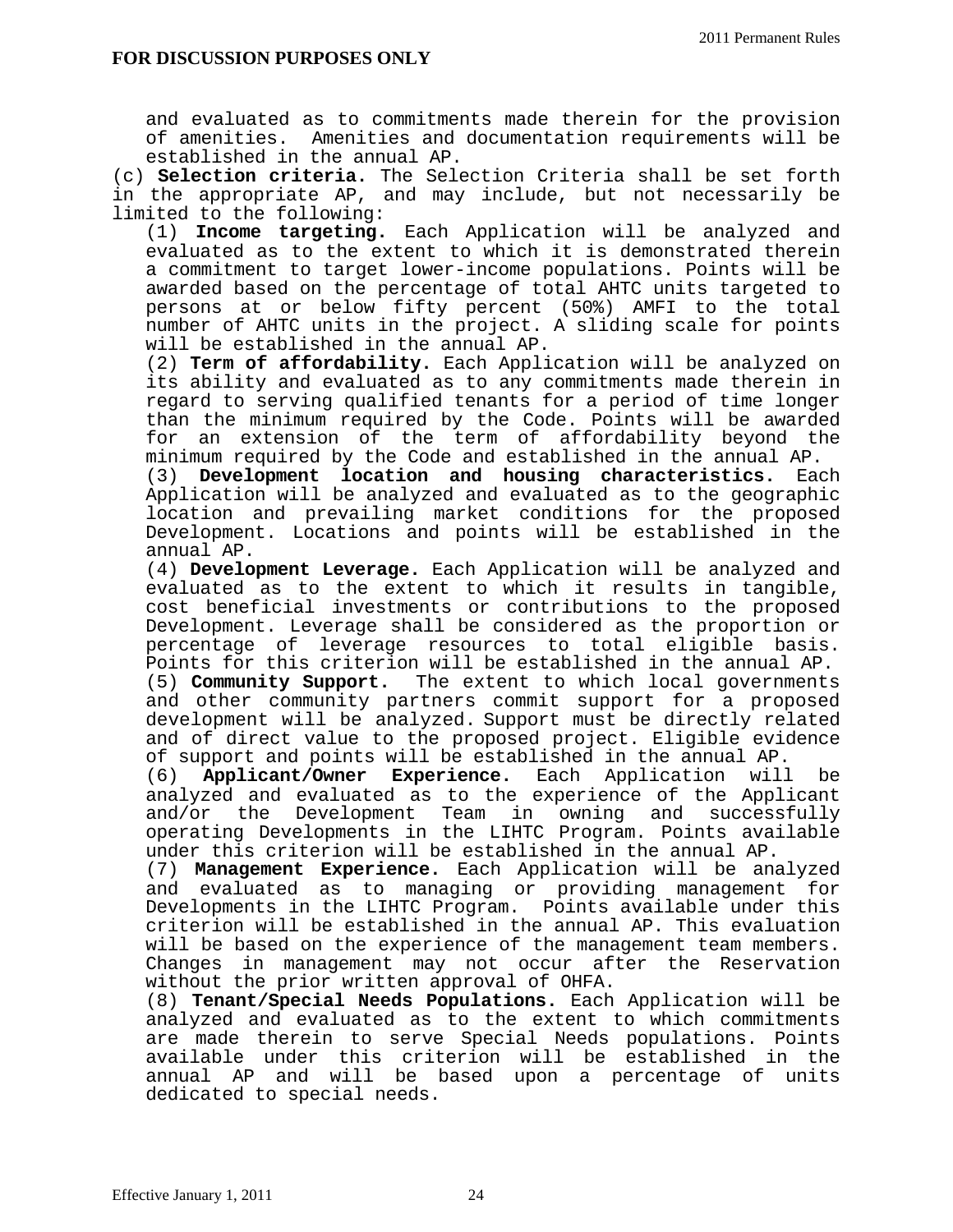and evaluated as to commitments made therein for the provision of amenities. Amenities and documentation requirements will be established in the annual AP.

(c) **Selection criteria.** The Selection Criteria shall be set forth in the appropriate AP, and may include, but not necessarily be limited to the following:

(1) **Income targeting.** Each Application will be analyzed and evaluated as to the extent to which it is demonstrated therein a commitment to target lower-income populations. Points will be awarded based on the percentage of total AHTC units targeted to persons at or below fifty percent (50%) AMFI to the total number of AHTC units in the project. A sliding scale for points will be established in the annual AP.

(2) **Term of affordability.** Each Application will be analyzed on its ability and evaluated as to any commitments made therein in regard to serving qualified tenants for a period of time longer than the minimum required by the Code. Points will be awarded for an extension of the term of affordability beyond the minimum required by the Code and established in the annual AP.

(3) **Development location and housing characteristics.** Each Application will be analyzed and evaluated as to the geographic location and prevailing market conditions for the proposed Development. Locations and points will be established in the annual AP.

(4) **Development Leverage.** Each Application will be analyzed and evaluated as to the extent to which it results in tangible, cost beneficial investments or contributions to the proposed Development. Leverage shall be considered as the proportion or percentage of leverage resources to total eligible basis. Points for this criterion will be established in the annual AP.

(5) **Community Support.** The extent to which local governments and other community partners commit support for a proposed development will be analyzed. Support must be directly related and of direct value to the proposed project. Eligible evidence of support and points will be established in the annual AP.

(6) **Applicant/Owner Experience.** Each Application will be analyzed and evaluated as to the experience of the Applicant and/or the Development Team in owning and successfully operating Developments in the LIHTC Program. Points available under this criterion will be established in the annual AP.

(7) **Management Experience.** Each Application will be analyzed and evaluated as to managing or providing management for Developments in the LIHTC Program. Points available under this criterion will be established in the annual AP. This evaluation will be based on the experience of the management team members. Changes in management may not occur after the Reservation without the prior written approval of OHFA.

(8) **Tenant/Special Needs Populations.** Each Application will be analyzed and evaluated as to the extent to which commitments are made therein to serve Special Needs populations. Points available under this criterion will be established in the annual AP and will be based upon a percentage of units dedicated to special needs.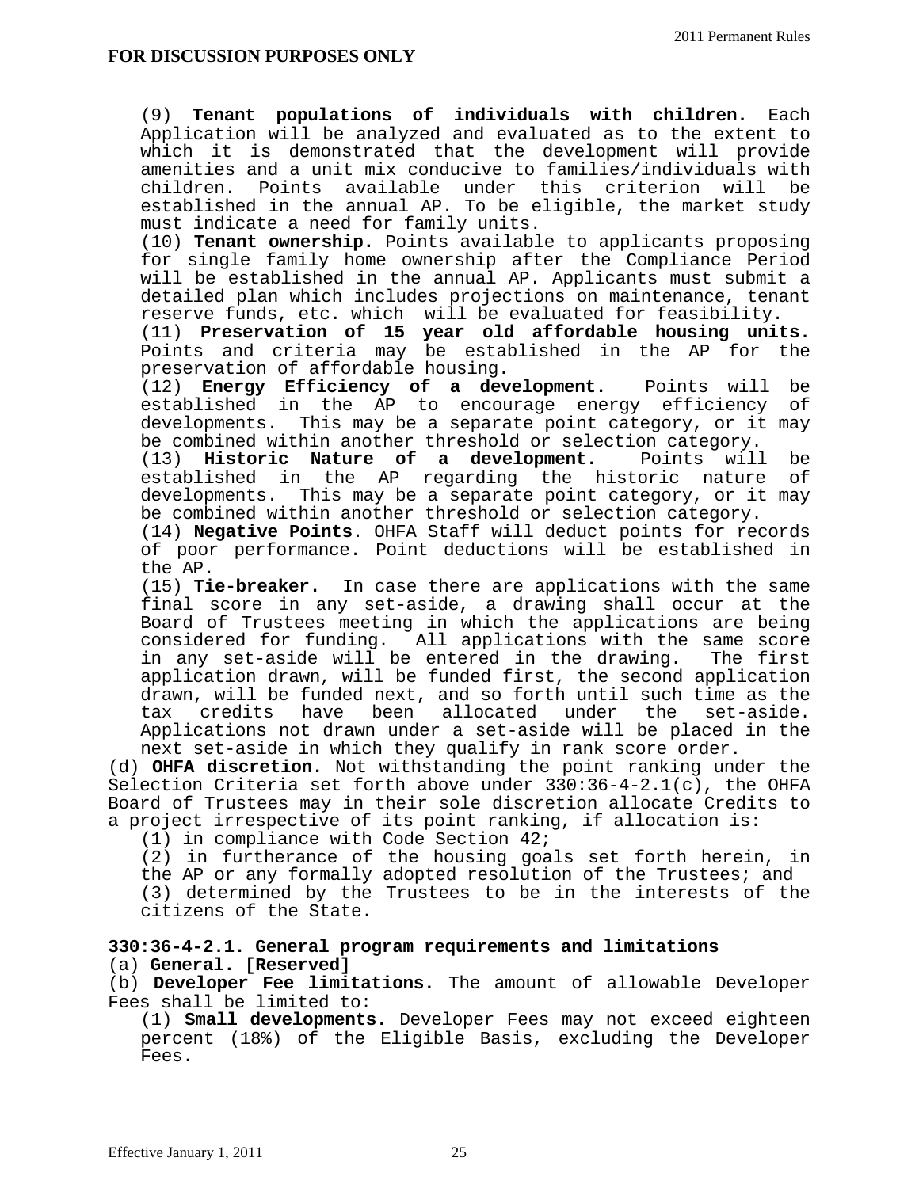**FOR DISCUSSION PURPOSES ONLY**

(9) **Tenant populations of individuals with children.** Each Application will be analyzed and evaluated as to the extent to which it is demonstrated that the development will provide amenities and a unit mix conducive to families/individuals with children. Points available under this criterion will be established in the annual AP. To be eligible, the market study must indicate a need for family units.

(10) **Tenant ownership.** Points available to applicants proposing for single family home ownership after the Compliance Period will be established in the annual AP. Applicants must submit a detailed plan which includes projections on maintenance, tenant reserve funds, etc. which will be evaluated for feasibility.

(11) **Preservation of 15 year old affordable housing units.** Points and criteria may be established in the AP for the preservation of affordable housing.

(12) **Energy Efficiency of a development.** Points will be established in the AP to encourage energy efficiency of developments. This may be a separate point category, or it may be combined within another threshold or selection category.

(13) **Historic Nature of a development.** Points will be established in the AP regarding the historic nature of developments. This may be a separate point category, or it may be combined within another threshold or selection category.

(14) **Negative Points**. OHFA Staff will deduct points for records of poor performance. Point deductions will be established in the AP.

(15) **Tie-breaker.** In case there are applications with the same final score in any set-aside, a drawing shall occur at the Board of Trustees meeting in which the applications are being considered for funding. All applications with the same score in any set-aside will be entered in the drawing. The first application drawn, will be funded first, the second application drawn, will be funded next, and so forth until such time as the tax credits have been allocated under the set-aside. Applications not drawn under a set-aside will be placed in the next set-aside in which they qualify in rank score order.

(d) **OHFA discretion.** Not withstanding the point ranking under the Selection Criteria set forth above under 330:36-4-2.1(c), the OHFA Board of Trustees may in their sole discretion allocate Credits to a project irrespective of its point ranking, if allocation is:

(1) in compliance with Code Section 42;

(2) in furtherance of the housing goals set forth herein, in the AP or any formally adopted resolution of the Trustees; and

(3) determined by the Trustees to be in the interests of the citizens of the State.

**330:36-4-2.1. General program requirements and limitations**

(a) **General. [Reserved]**

(b) **Developer Fee limitations.** The amount of allowable Developer Fees shall be limited to:

(1) **Small developments.** Developer Fees may not exceed eighteen percent (18%) of the Eligible Basis, excluding the Developer Fees.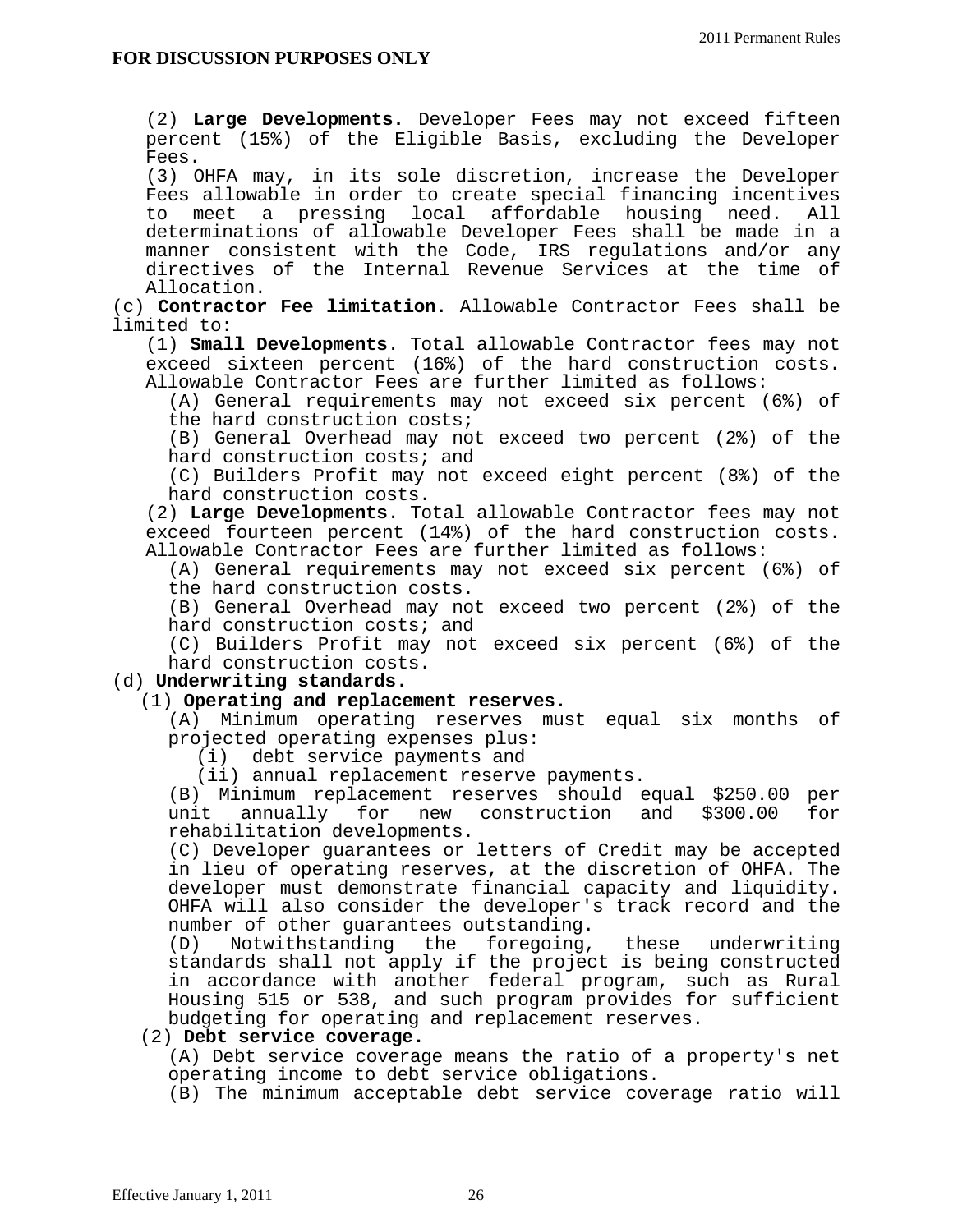**FOR DISCUSSION PURPOSES ONLY**

(2) **Large Developments.** Developer Fees may not exceed fifteen percent (15%) of the Eligible Basis, excluding the Developer Fees.

(3) OHFA may, in its sole discretion, increase the Developer Fees allowable in order to create special financing incentives to meet a pressing local affordable housing need. All determinations of allowable Developer Fees shall be made in a manner consistent with the Code, IRS regulations and/or any directives of the Internal Revenue Services at the time of Allocation.

(c) **Contractor Fee limitation.** Allowable Contractor Fees shall be limited to:

(1) **Small Developments**. Total allowable Contractor fees may not exceed sixteen percent (16%) of the hard construction costs. Allowable Contractor Fees are further limited as follows:

(A) General requirements may not exceed six percent (6%) of the hard construction costs;

(B) General Overhead may not exceed two percent (2%) of the hard construction costs; and

(C) Builders Profit may not exceed eight percent (8%) of the hard construction costs.

(2) **Large Developments**. Total allowable Contractor fees may not exceed fourteen percent (14%) of the hard construction costs. Allowable Contractor Fees are further limited as follows:

(A) General requirements may not exceed six percent (6%) of the hard construction costs.

(B) General Overhead may not exceed two percent (2%) of the hard construction costs; and

(C) Builders Profit may not exceed six percent (6%) of the hard construction costs.

(d) **Underwriting standards**.

(1) **Operating and replacement reserves.**

(A) Minimum operating reserves must equal six months of projected operating expenses plus:

(i) debt service payments and

(ii) annual replacement reserve payments.

(B) Minimum replacement reserves should equal $250.00 per unit annually for new construction and $300.00 for rehabilitation developments.

(C) Developer guarantees or letters of Credit may be accepted in lieu of operating reserves, at the discretion of OHFA. The developer must demonstrate financial capacity and liquidity. OHFA will also consider the developer's track record and the number of other guarantees outstanding.

(D) Notwithstanding the foregoing, these underwriting standards shall not apply if the project is being constructed in accordance with another federal program, such as Rural Housing 515 or 538, and such program provides for sufficient budgeting for operating and replacement reserves.

(2) **Debt service coverage.**

(A) Debt service coverage means the ratio of a property's net operating income to debt service obligations.

(B) The minimum acceptable debt service coverage ratio will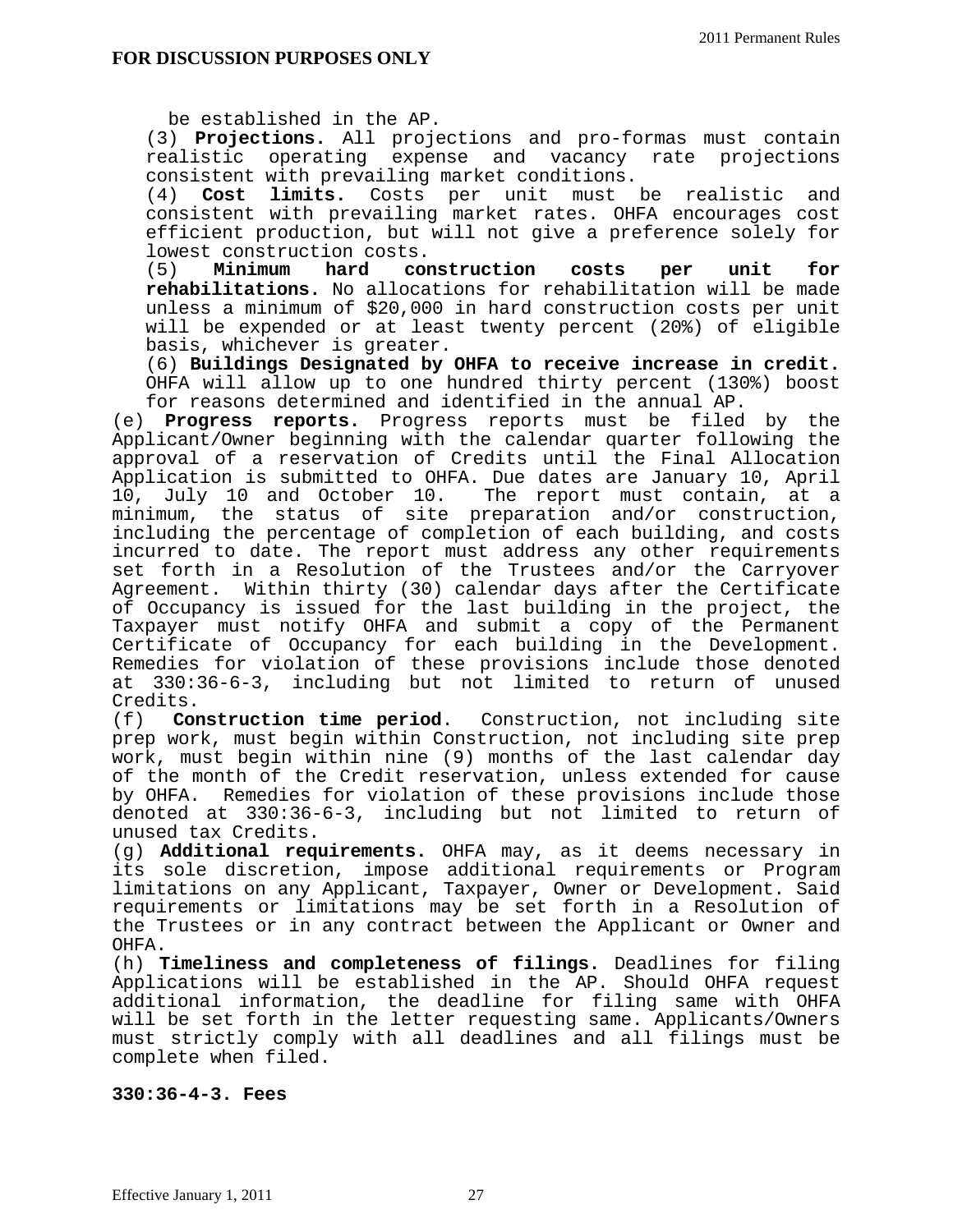**FOR DISCUSSION PURPOSES ONLY**

be established in the AP.

(3) **Projections.** All projections and pro-formas must contain realistic operating expense and vacancy rate projections consistent with prevailing market conditions.

(4) **Cost limits.** Costs per unit must be realistic and consistent with prevailing market rates. OHFA encourages cost efficient production, but will not give a preference solely for lowest construction costs.

(5) **Minimum hard construction costs per unit for rehabilitations.** No allocations for rehabilitation will be made unless a minimum of $20,000 in hard construction costs per unit will be expended or at least twenty percent (20%) of eligible basis, whichever is greater.

(6) **Buildings Designated by OHFA to receive increase in credit.** OHFA will allow up to one hundred thirty percent (130%) boost for reasons determined and identified in the annual AP.

(e) **Progress reports.** Progress reports must be filed by the Applicant/Owner beginning with the calendar quarter following the approval of a reservation of Credits until the Final Allocation Application is submitted to OHFA. Due dates are January 10, April 10, July 10 and October 10. The report must contain, at a minimum, the status of site preparation and/or construction, including the percentage of completion of each building, and costs incurred to date. The report must address any other requirements set forth in a Resolution of the Trustees and/or the Carryover Agreement. Within thirty (30) calendar days after the Certificate of Occupancy is issued for the last building in the project, the Taxpayer must notify OHFA and submit a copy of the Permanent Certificate of Occupancy for each building in the Development. Remedies for violation of these provisions include those denoted at 330:36-6-3, including but not limited to return of unused Credits.

(f) **Construction time period**. Construction, not including site prep work, must begin within Construction, not including site prep work, must begin within nine (9) months of the last calendar day of the month of the Credit reservation, unless extended for cause by OHFA. Remedies for violation of these provisions include those denoted at 330:36-6-3, including but not limited to return of unused tax Credits.

(g) **Additional requirements.** OHFA may, as it deems necessary in its sole discretion, impose additional requirements or Program limitations on any Applicant, Taxpayer, Owner or Development. Said requirements or limitations may be set forth in a Resolution of the Trustees or in any contract between the Applicant or Owner and OHFA.

(h) **Timeliness and completeness of filings.** Deadlines for filing Applications will be established in the AP. Should OHFA request additional information, the deadline for filing same with OHFA will be set forth in the letter requesting same. Applicants/Owners must strictly comply with all deadlines and all filings must be complete when filed.

**330:36-4-3. Fees**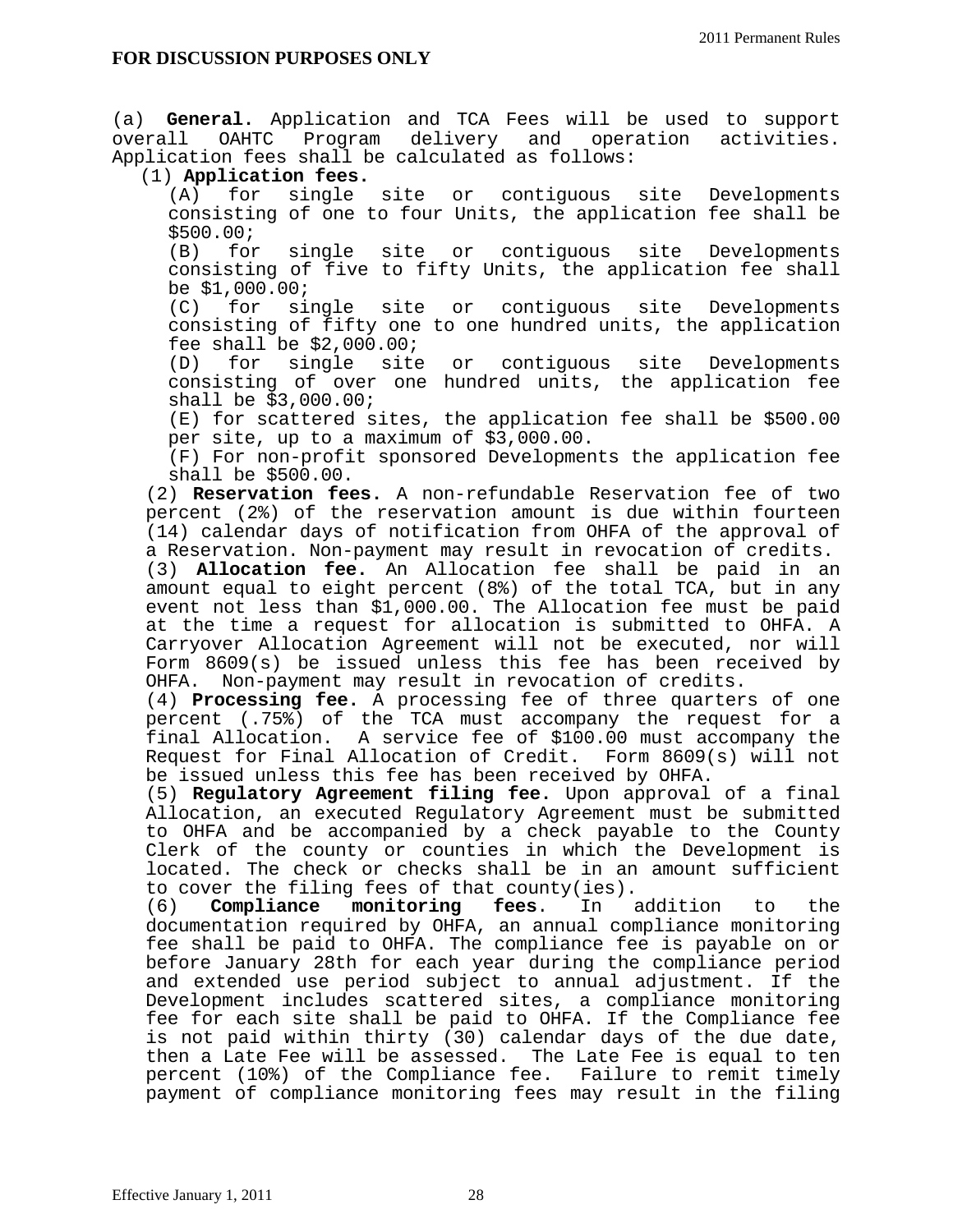**FOR DISCUSSION PURPOSES ONLY**

(a) **General.** Application and TCA Fees will be used to support overall OAHTC Program delivery and operation activities. Application fees shall be calculated as follows:

(1) **Application fees.**

(A) for single site or contiguous site Developments consisting of one to four Units, the application fee shall be $500.00;

(B) for single site or contiguous site Developments consisting of five to fifty Units, the application fee shall be $1,000.00;

(C) for single site or contiguous site Developments consisting of fifty one to one hundred units, the application fee shall be $2,000.00;

(D) for single site or contiguous site Developments consisting of over one hundred units, the application fee shall be $3,000.00;

(E) for scattered sites, the application fee shall be $500.00 per site, up to a maximum of $3,000.00.

(F) For non-profit sponsored Developments the application fee shall be $500.00.

(2) **Reservation fees.** A non-refundable Reservation fee of two percent (2%) of the reservation amount is due within fourteen (14) calendar days of notification from OHFA of the approval of a Reservation. Non-payment may result in revocation of credits.

(3) **Allocation fee.** An Allocation fee shall be paid in an amount equal to eight percent (8%) of the total TCA, but in any event not less than $1,000.00. The Allocation fee must be paid at the time a request for allocation is submitted to OHFA. A Carryover Allocation Agreement will not be executed, nor will Form 8609(s) be issued unless this fee has been received by OHFA. Non-payment may result in revocation of credits.

(4) **Processing fee.** A processing fee of three quarters of one percent (.75%) of the TCA must accompany the request for a final Allocation. A service fee of $100.00 must accompany the Request for Final Allocation of Credit. Form 8609(s) will not be issued unless this fee has been received by OHFA.

(5) **Regulatory Agreement filing fee.** Upon approval of a final Allocation, an executed Regulatory Agreement must be submitted to OHFA and be accompanied by a check payable to the County Clerk of the county or counties in which the Development is located. The check or checks shall be in an amount sufficient to cover the filing fees of that county(ies).

(6) **Compliance monitoring fees**. In addition to the documentation required by OHFA, an annual compliance monitoring fee shall be paid to OHFA. The compliance fee is payable on or before January 28th for each year during the compliance period and extended use period subject to annual adjustment. If the Development includes scattered sites, a compliance monitoring fee for each site shall be paid to OHFA. If the Compliance fee is not paid within thirty (30) calendar days of the due date, then a Late Fee will be assessed. The Late Fee is equal to ten percent (10%) of the Compliance fee. Failure to remit timely payment of compliance monitoring fees may result in the filing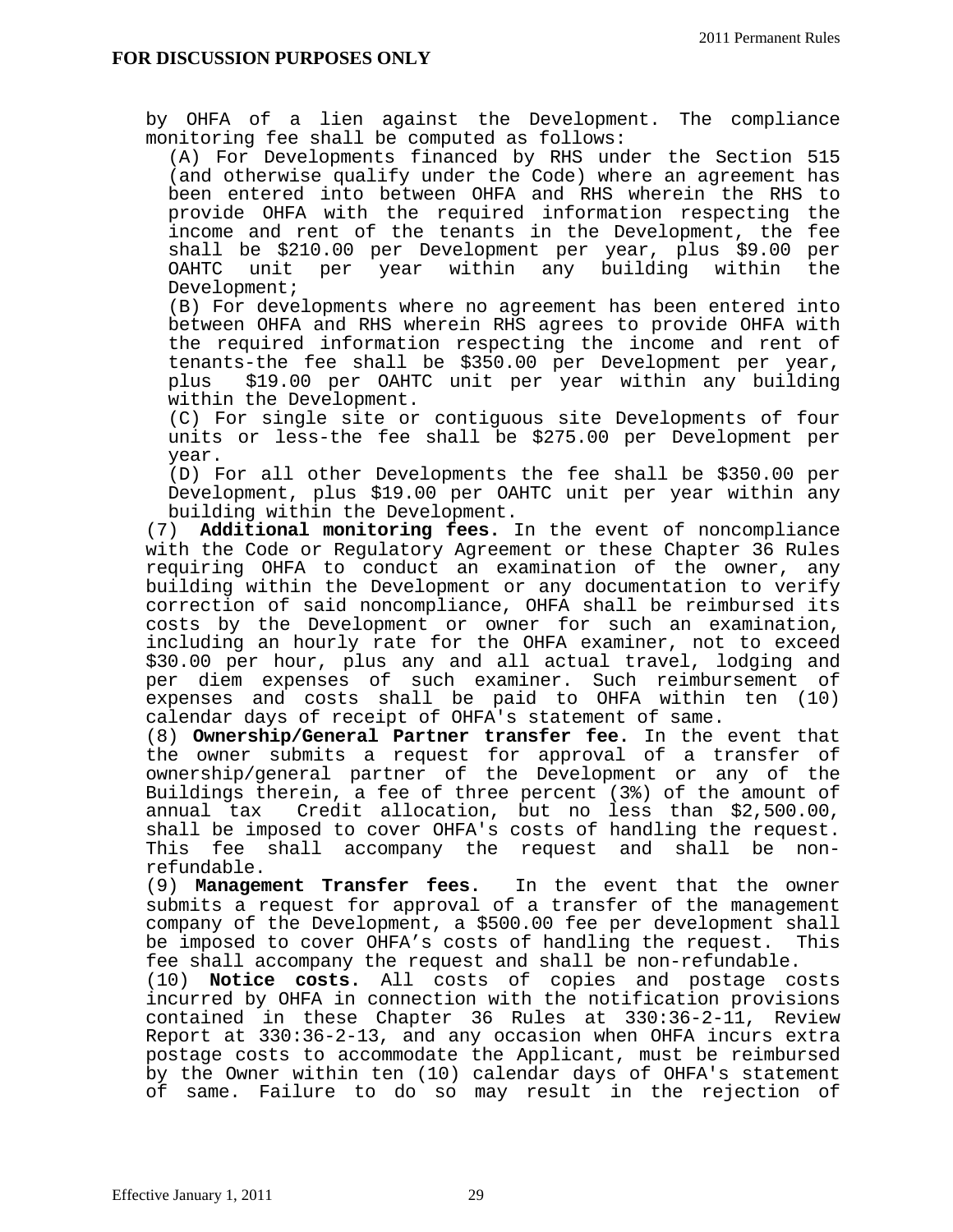**FOR DISCUSSION PURPOSES ONLY**

by OHFA of a lien against the Development. The compliance monitoring fee shall be computed as follows:

(A) For Developments financed by RHS under the Section 515 (and otherwise qualify under the Code) where an agreement has been entered into between OHFA and RHS wherein the RHS to provide OHFA with the required information respecting the income and rent of the tenants in the Development, the fee shall be $210.00 per Development per year, plus $9.00 per OAHTC unit per year within any building within the Development;

(B) For developments where no agreement has been entered into between OHFA and RHS wherein RHS agrees to provide OHFA with the required information respecting the income and rent of tenants-the fee shall be $350.00 per Development per year, plus $19.00 per OAHTC unit per year within any building within the Development.

(C) For single site or contiguous site Developments of four units or less-the fee shall be $275.00 per Development per year.

(D) For all other Developments the fee shall be $350.00 per Development, plus $19.00 per OAHTC unit per year within any building within the Development.

(7) **Additional monitoring fees.** In the event of noncompliance with the Code or Regulatory Agreement or these Chapter 36 Rules requiring OHFA to conduct an examination of the owner, any building within the Development or any documentation to verify correction of said noncompliance, OHFA shall be reimbursed its costs by the Development or owner for such an examination, including an hourly rate for the OHFA examiner, not to exceed $30.00 per hour, plus any and all actual travel, lodging and per diem expenses of such examiner. Such reimbursement of expenses and costs shall be paid to OHFA within ten (10) calendar days of receipt of OHFA's statement of same.

(8) **Ownership/General Partner transfer fee.** In the event that the owner submits a request for approval of a transfer of ownership/general partner of the Development or any of the Buildings therein, a fee of three percent (3%) of the amount of annual tax Credit allocation, but no less than $2,500.00, shall be imposed to cover OHFA's costs of handling the request. This fee shall accompany the request and shall be non-refundable.

(9) **Management Transfer fees.** In the event that the owner submits a request for approval of a transfer of the management company of the Development, a $500.00 fee per development shall be imposed to cover OHFA's costs of handling the request. This fee shall accompany the request and shall be non-refundable.

(10) **Notice costs.** All costs of copies and postage costs incurred by OHFA in connection with the notification provisions contained in these Chapter 36 Rules at 330:36-2-11, Review Report at 330:36-2-13, and any occasion when OHFA incurs extra postage costs to accommodate the Applicant, must be reimbursed by the Owner within ten (10) calendar days of OHFA's statement of same. Failure to do so may result in the rejection of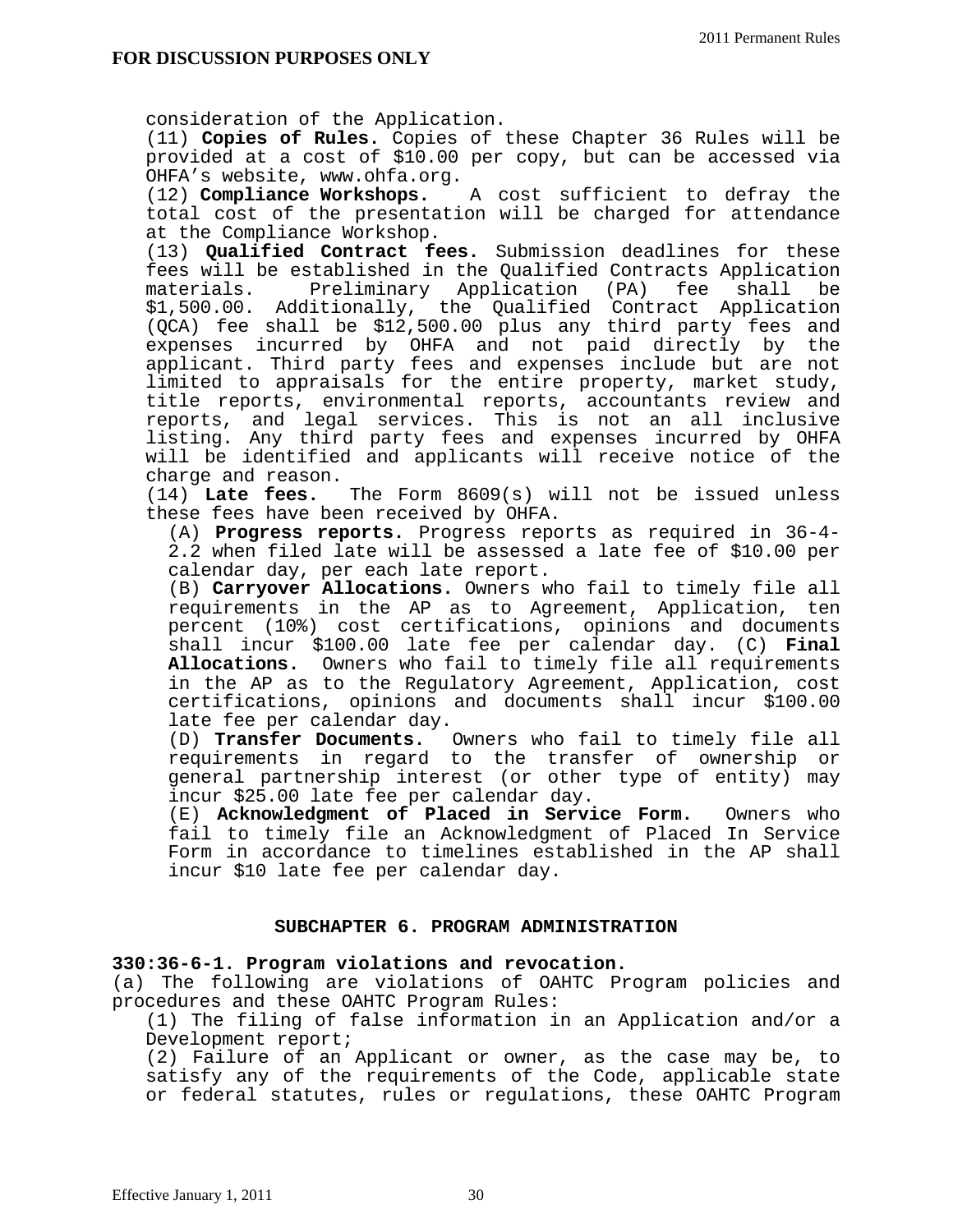consideration of the Application.

(11) **Copies of Rules.** Copies of these Chapter 36 Rules will be provided at a cost of $10.00 per copy, but can be accessed via OHFA's website, www.ohfa.org.

(12) **Compliance Workshops.** A cost sufficient to defray the total cost of the presentation will be charged for attendance at the Compliance Workshop.

(13) **Qualified Contract fees.** Submission deadlines for these fees will be established in the Qualified Contracts Application materials. Preliminary Application (PA) fee shall be $1,500.00. Additionally, the Qualified Contract Application (QCA) fee shall be $12,500.00 plus any third party fees and expenses incurred by OHFA and not paid directly by the applicant. Third party fees and expenses include but are not limited to appraisals for the entire property, market study, title reports, environmental reports, accountants review and reports, and legal services. This is not an all inclusive listing. Any third party fees and expenses incurred by OHFA will be identified and applicants will receive notice of the charge and reason.

(14) **Late fees.** The Form 8609(s) will not be issued unless these fees have been received by OHFA.

(A) **Progress reports.** Progress reports as required in 36-4-2.2 when filed late will be assessed a late fee of $10.00 per calendar day, per each late report.

(B) **Carryover Allocations.** Owners who fail to timely file all requirements in the AP as to Agreement, Application, ten percent (10%) cost certifications, opinions and documents shall incur $100.00 late fee per calendar day.

(C) **Final Allocations.** Owners who fail to timely file all requirements in the AP as to the Regulatory Agreement, Application, cost certifications, opinions and documents shall incur $100.00 late fee per calendar day.

(D) **Transfer Documents.** Owners who fail to timely file all requirements in regard to the transfer of ownership or general partnership interest (or other type of entity) may incur $25.00 late fee per calendar day.

(E) **Acknowledgment of Placed in Service Form.** Owners who fail to timely file an Acknowledgment of Placed In Service Form in accordance to timelines established in the AP shall incur $10 late fee per calendar day.

## SUBCHAPTER 6. PROGRAM ADMINISTRATION

### 330:36-6-1. Program violations and revocation.

(a) The following are violations of OAHTC Program policies and procedures and these OAHTC Program Rules:

(1) The filing of false information in an Application and/or a Development report;

(2) Failure of an Applicant or owner, as the case may be, to satisfy any of the requirements of the Code, applicable state or federal statutes, rules or regulations, these OAHTC Program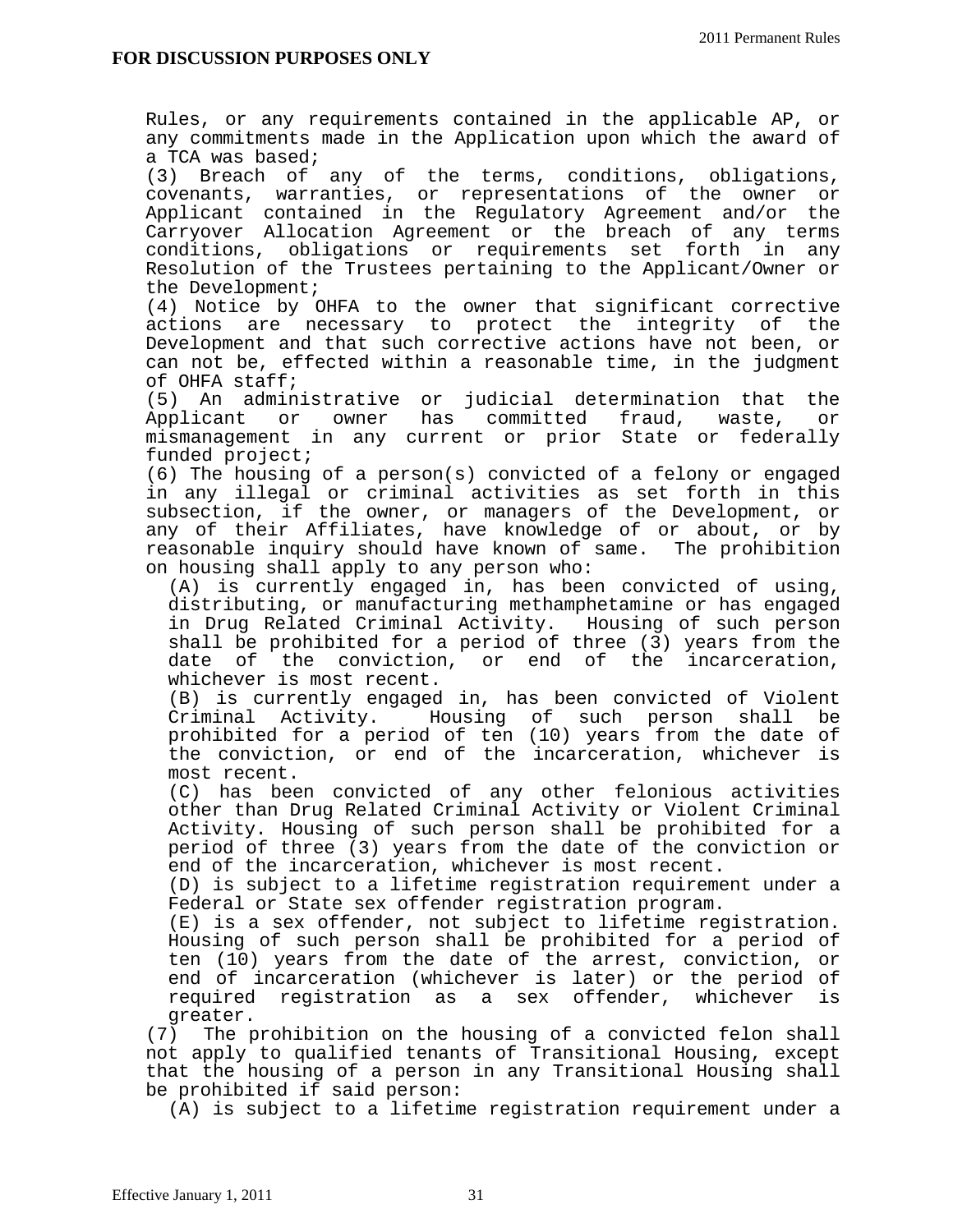**FOR DISCUSSION PURPOSES ONLY**

Rules, or any requirements contained in the applicable AP, or any commitments made in the Application upon which the award of a TCA was based;

(3) Breach of any of the terms, conditions, obligations, covenants, warranties, or representations of the owner or Applicant contained in the Regulatory Agreement and/or the Carryover Allocation Agreement or the breach of any terms conditions, obligations or requirements set forth in any Resolution of the Trustees pertaining to the Applicant/Owner or the Development;

(4) Notice by OHFA to the owner that significant corrective actions are necessary to protect the integrity of the Development and that such corrective actions have not been, or can not be, effected within a reasonable time, in the judgment of OHFA staff;

(5) An administrative or judicial determination that the Applicant or owner has committed fraud, waste, or mismanagement in any current or prior State or federally funded project;

(6) The housing of a person(s) convicted of a felony or engaged in any illegal or criminal activities as set forth in this subsection, if the owner, or managers of the Development, or any of their Affiliates, have knowledge of or about, or by reasonable inquiry should have known of same. The prohibition on housing shall apply to any person who:

- (A) is currently engaged in, has been convicted of using, distributing, or manufacturing methamphetamine or has engaged in Drug Related Criminal Activity. Housing of such person shall be prohibited for a period of three (3) years from the date of the conviction, or end of the incarceration, whichever is most recent.
- (B) is currently engaged in, has been convicted of Violent Criminal Activity. Housing of such person shall be prohibited for a period of ten (10) years from the date of the conviction, or end of the incarceration, whichever is most recent.
- (C) has been convicted of any other felonious activities other than Drug Related Criminal Activity or Violent Criminal Activity. Housing of such person shall be prohibited for a period of three (3) years from the date of the conviction or end of the incarceration, whichever is most recent.
- (D) is subject to a lifetime registration requirement under a Federal or State sex offender registration program.
- (E) is a sex offender, not subject to lifetime registration. Housing of such person shall be prohibited for a period of ten (10) years from the date of the arrest, conviction, or end of incarceration (whichever is later) or the period of required registration as a sex offender, whichever is greater.

(7) The prohibition on the housing of a convicted felon shall not apply to qualified tenants of Transitional Housing, except that the housing of a person in any Transitional Housing shall be prohibited if said person:

- (A) is subject to a lifetime registration requirement under a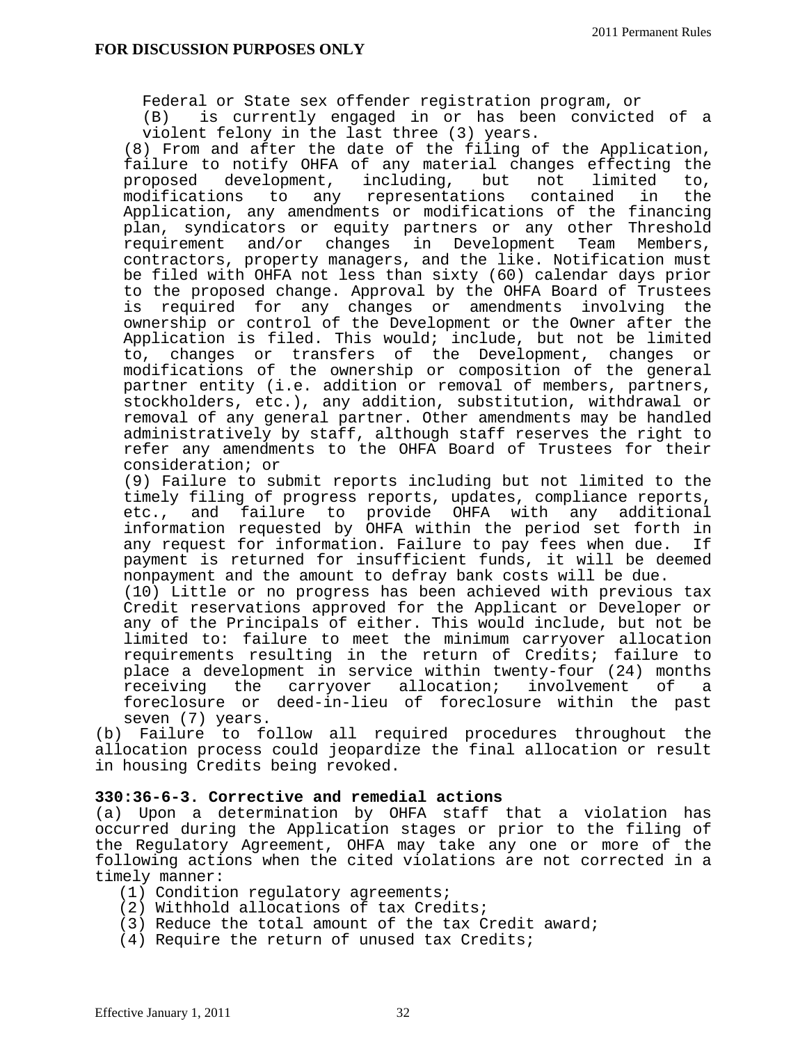Federal or State sex offender registration program, or

(B) is currently engaged in or has been convicted of a violent felony in the last three (3) years.

(8) From and after the date of the filing of the Application, failure to notify OHFA of any material changes effecting the proposed development, including, but not limited to, modifications to any representations contained in the Application, any amendments or modifications of the financing plan, syndicators or equity partners or any other Threshold requirement and/or changes in Development Team Members, contractors, property managers, and the like. Notification must be filed with OHFA not less than sixty (60) calendar days prior to the proposed change. Approval by the OHFA Board of Trustees is required for any changes or amendments involving the ownership or control of the Development or the Owner after the Application is filed. This would; include, but not be limited to, changes or transfers of the Development, changes or modifications of the ownership or composition of the general partner entity (i.e. addition or removal of members, partners, stockholders, etc.), any addition, substitution, withdrawal or removal of any general partner. Other amendments may be handled administratively by staff, although staff reserves the right to refer any amendments to the OHFA Board of Trustees for their consideration; or

(9) Failure to submit reports including but not limited to the timely filing of progress reports, updates, compliance reports, etc., and failure to provide OHFA with any additional information requested by OHFA within the period set forth in any request for information. Failure to pay fees when due. If payment is returned for insufficient funds, it will be deemed nonpayment and the amount to defray bank costs will be due.

(10) Little or no progress has been achieved with previous tax Credit reservations approved for the Applicant or Developer or any of the Principals of either. This would include, but not be limited to: failure to meet the minimum carryover allocation requirements resulting in the return of Credits; failure to place a development in service within twenty-four (24) months receiving the carryover allocation; involvement of a foreclosure or deed-in-lieu of foreclosure within the past seven (7) years.

(b) Failure to follow all required procedures throughout the allocation process could jeopardize the final allocation or result in housing Credits being revoked.

**330:36-6-3. Corrective and remedial actions**

(a) Upon a determination by OHFA staff that a violation has occurred during the Application stages or prior to the filing of the Regulatory Agreement, OHFA may take any one or more of the following actions when the cited violations are not corrected in a timely manner:

(1) Condition regulatory agreements;

(2) Withhold allocations of tax Credits;

(3) Reduce the total amount of the tax Credit award;

(4) Require the return of unused tax Credits;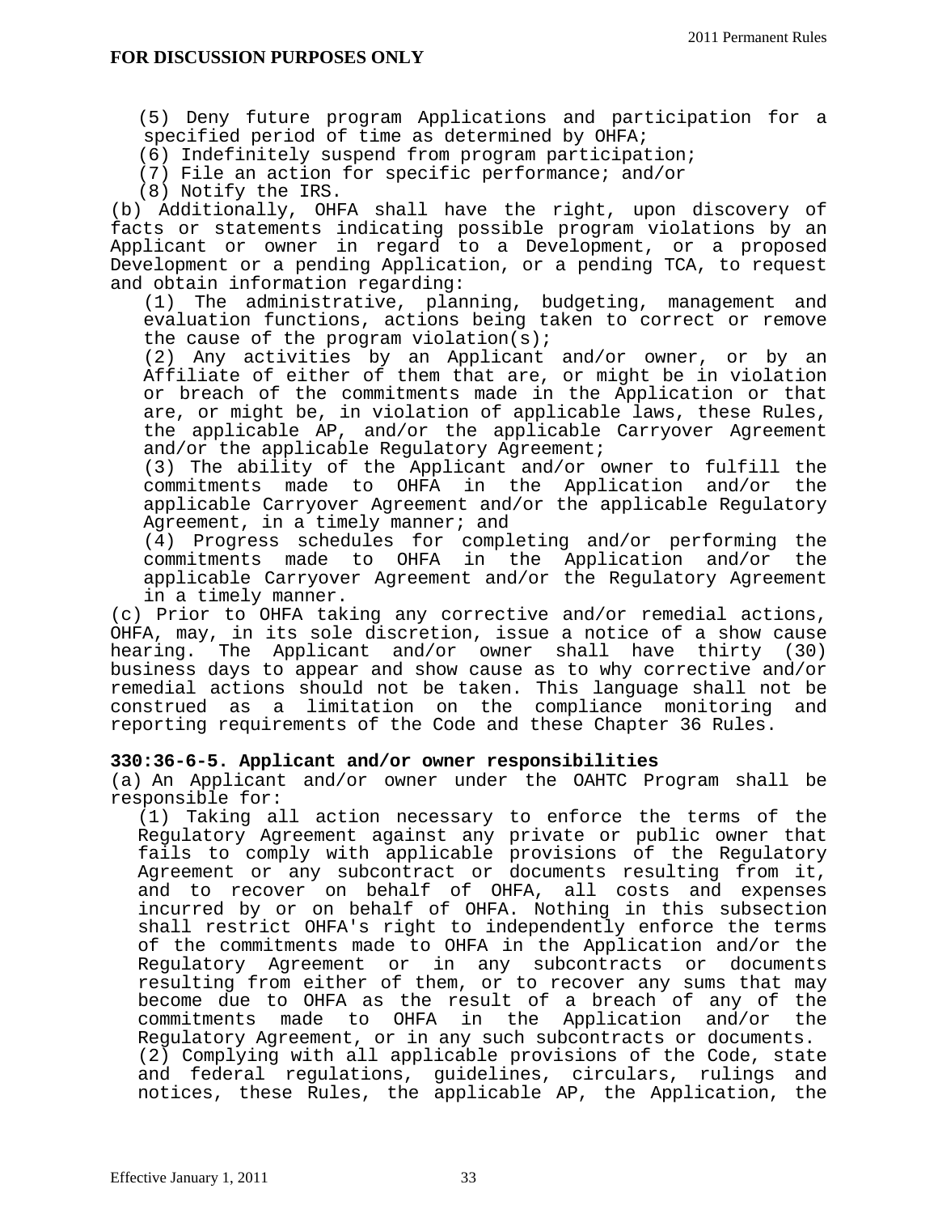**FOR DISCUSSION PURPOSES ONLY**

(5) Deny future program Applications and participation for a specified period of time as determined by OHFA;
(6) Indefinitely suspend from program participation;
(7) File an action for specific performance; and/or
(8) Notify the IRS.

(b) Additionally, OHFA shall have the right, upon discovery of facts or statements indicating possible program violations by an Applicant or owner in regard to a Development, or a proposed Development or a pending Application, or a pending TCA, to request and obtain information regarding:

(1) The administrative, planning, budgeting, management and evaluation functions, actions being taken to correct or remove the cause of the program violation(s);
(2) Any activities by an Applicant and/or owner, or by an Affiliate of either of them that are, or might be in violation or breach of the commitments made in the Application or that are, or might be, in violation of applicable laws, these Rules, the applicable AP, and/or the applicable Carryover Agreement and/or the applicable Regulatory Agreement;
(3) The ability of the Applicant and/or owner to fulfill the commitments made to OHFA in the Application and/or the applicable Carryover Agreement and/or the applicable Regulatory Agreement, in a timely manner; and
(4) Progress schedules for completing and/or performing the commitments made to OHFA in the Application and/or the applicable Carryover Agreement and/or the Regulatory Agreement in a timely manner.

(c) Prior to OHFA taking any corrective and/or remedial actions, OHFA, may, in its sole discretion, issue a notice of a show cause hearing. The Applicant and/or owner shall have thirty (30) business days to appear and show cause as to why corrective and/or remedial actions should not be taken. This language shall not be construed as a limitation on the compliance monitoring and reporting requirements of the Code and these Chapter 36 Rules.

**330:36-6-5. Applicant and/or owner responsibilities**

(a) An Applicant and/or owner under the OAHTC Program shall be responsible for:

(1) Taking all action necessary to enforce the terms of the Regulatory Agreement against any private or public owner that fails to comply with applicable provisions of the Regulatory Agreement or any subcontract or documents resulting from it, and to recover on behalf of OHFA, all costs and expenses incurred by or on behalf of OHFA. Nothing in this subsection shall restrict OHFA's right to independently enforce the terms of the commitments made to OHFA in the Application and/or the Regulatory Agreement or in any subcontracts or documents resulting from either of them, or to recover any sums that may become due to OHFA as the result of a breach of any of the commitments made to OHFA in the Application and/or the Regulatory Agreement, or in any such subcontracts or documents.
(2) Complying with all applicable provisions of the Code, state and federal regulations, guidelines, circulars, rulings and notices, these Rules, the applicable AP, the Application, the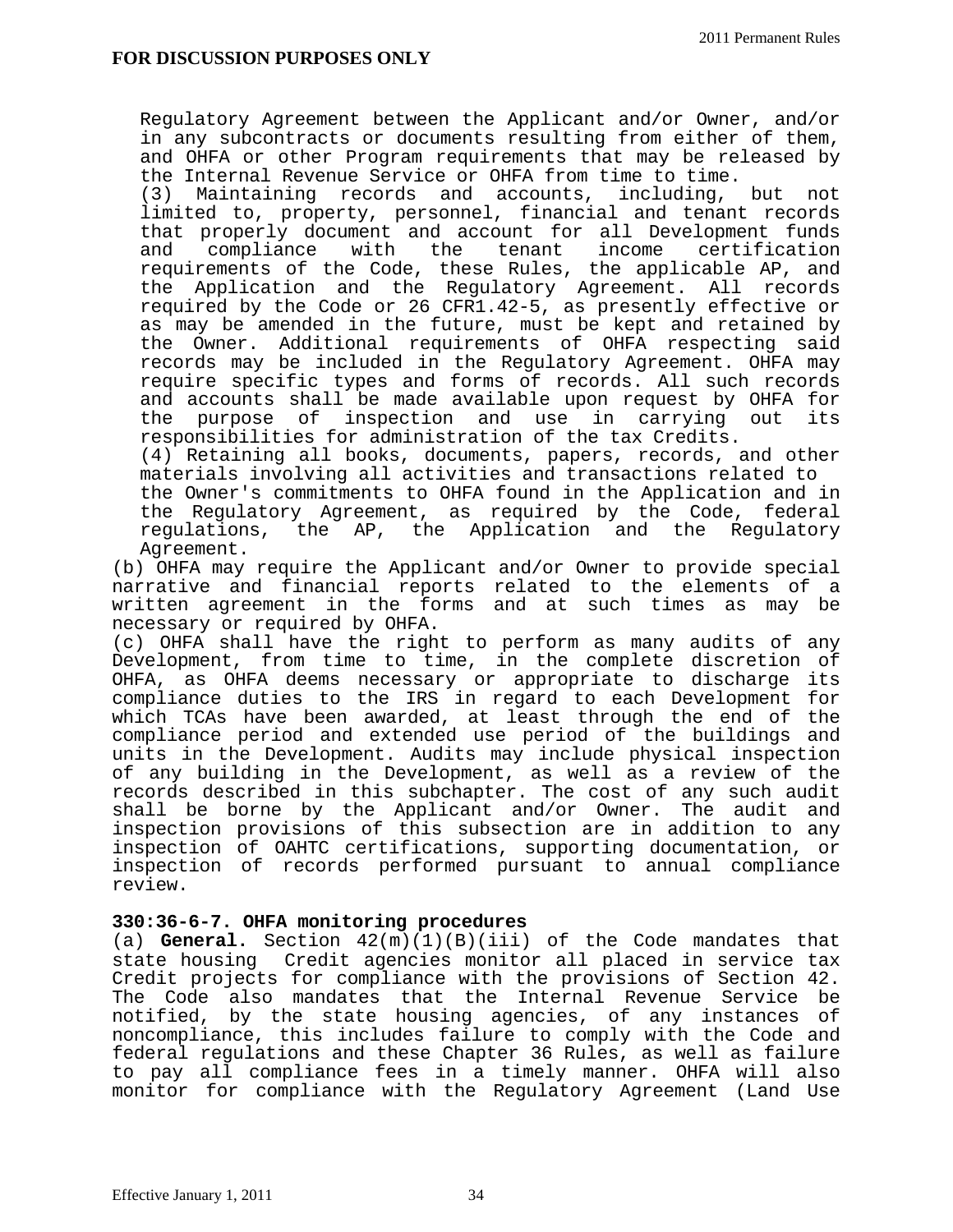**FOR DISCUSSION PURPOSES ONLY**

Regulatory Agreement between the Applicant and/or Owner, and/or in any subcontracts or documents resulting from either of them, and OHFA or other Program requirements that may be released by the Internal Revenue Service or OHFA from time to time.

(3) Maintaining records and accounts, including, but not limited to, property, personnel, financial and tenant records that properly document and account for all Development funds and compliance with the tenant income certification requirements of the Code, these Rules, the applicable AP, and the Application and the Regulatory Agreement. All records required by the Code or 26 CFR1.42-5, as presently effective or as may be amended in the future, must be kept and retained by the Owner. Additional requirements of OHFA respecting said records may be included in the Regulatory Agreement. OHFA may require specific types and forms of records. All such records and accounts shall be made available upon request by OHFA for the purpose of inspection and use in carrying out its responsibilities for administration of the tax Credits.

(4) Retaining all books, documents, papers, records, and other materials involving all activities and transactions related to the Owner's commitments to OHFA found in the Application and in the Regulatory Agreement, as required by the Code, federal regulations, the AP, the Application and the Regulatory Agreement.

(b) OHFA may require the Applicant and/or Owner to provide special narrative and financial reports related to the elements of a written agreement in the forms and at such times as may be necessary or required by OHFA.

(c) OHFA shall have the right to perform as many audits of any Development, from time to time, in the complete discretion of OHFA, as OHFA deems necessary or appropriate to discharge its compliance duties to the IRS in regard to each Development for which TCAs have been awarded, at least through the end of the compliance period and extended use period of the buildings and units in the Development. Audits may include physical inspection of any building in the Development, as well as a review of the records described in this subchapter. The cost of any such audit shall be borne by the Applicant and/or Owner. The audit and inspection provisions of this subsection are in addition to any inspection of OAHTC certifications, supporting documentation, or inspection of records performed pursuant to annual compliance review.

**330:36-6-7. OHFA monitoring procedures**

(a) **General.** Section 42(m)(1)(B)(iii) of the Code mandates that state housing Credit agencies monitor all placed in service tax Credit projects for compliance with the provisions of Section 42. The Code also mandates that the Internal Revenue Service be notified, by the state housing agencies, of any instances of noncompliance, this includes failure to comply with the Code and federal regulations and these Chapter 36 Rules, as well as failure to pay all compliance fees in a timely manner. OHFA will also monitor for compliance with the Regulatory Agreement (Land Use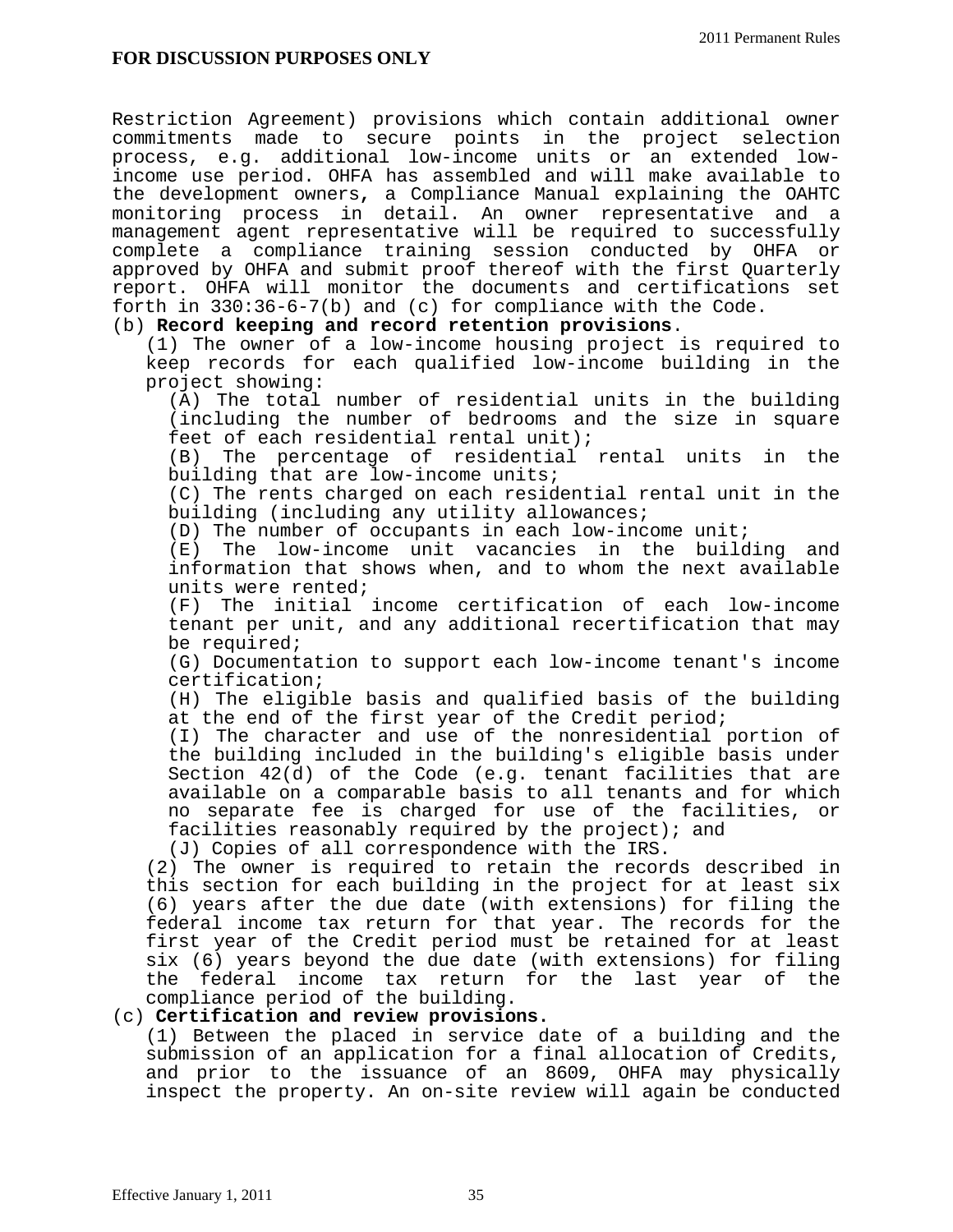Restriction Agreement) provisions which contain additional owner commitments made to secure points in the project selection process, e.g. additional low-income units or an extended low-income use period. OHFA has assembled and will make available to the development owners, a Compliance Manual explaining the OAHTC monitoring process in detail. An owner representative and a management agent representative will be required to successfully complete a compliance training session conducted by OHFA or approved by OHFA and submit proof thereof with the first Quarterly report. OHFA will monitor the documents and certifications set forth in 330:36-6-7(b) and (c) for compliance with the Code.

(b) **Record keeping and record retention provisions**.

(1) The owner of a low-income housing project is required to keep records for each qualified low-income building in the project showing:

(A) The total number of residential units in the building (including the number of bedrooms and the size in square feet of each residential rental unit);

(B) The percentage of residential rental units in the building that are low-income units;

(C) The rents charged on each residential rental unit in the building (including any utility allowances;

(D) The number of occupants in each low-income unit;

(E) The low-income unit vacancies in the building and information that shows when, and to whom the next available units were rented;

(F) The initial income certification of each low-income tenant per unit, and any additional recertification that may be required;

(G) Documentation to support each low-income tenant's income certification;

(H) The eligible basis and qualified basis of the building at the end of the first year of the Credit period;

(I) The character and use of the nonresidential portion of the building included in the building's eligible basis under Section 42(d) of the Code (e.g. tenant facilities that are available on a comparable basis to all tenants and for which no separate fee is charged for use of the facilities, or facilities reasonably required by the project); and

(J) Copies of all correspondence with the IRS.

(2) The owner is required to retain the records described in this section for each building in the project for at least six (6) years after the due date (with extensions) for filing the federal income tax return for that year. The records for the first year of the Credit period must be retained for at least six (6) years beyond the due date (with extensions) for filing the federal income tax return for the last year of the compliance period of the building.

(c) **Certification and review provisions.**

(1) Between the placed in service date of a building and the submission of an application for a final allocation of Credits, and prior to the issuance of an 8609, OHFA may physically inspect the property. An on-site review will again be conducted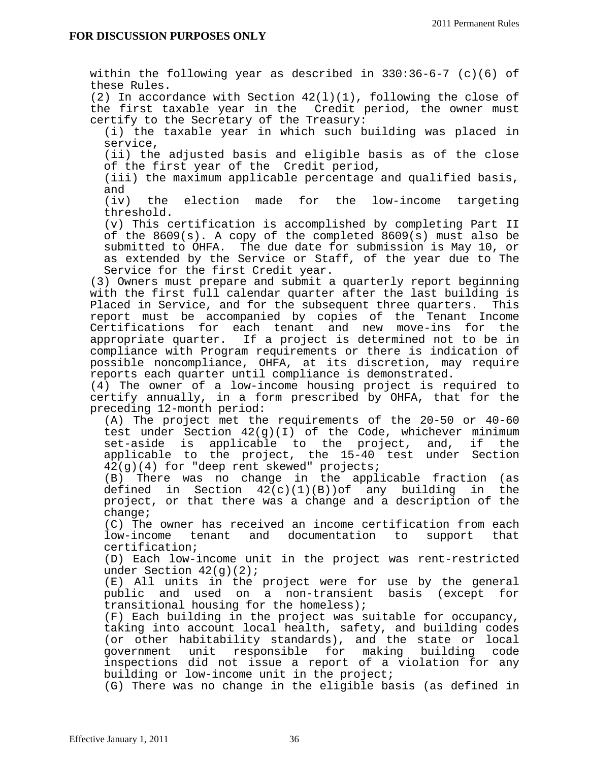**FOR DISCUSSION PURPOSES ONLY**

within the following year as described in 330:36-6-7 (c)(6) of these Rules.

(2) In accordance with Section 42(l)(1), following the close of the first taxable year in the Credit period, the owner must certify to the Secretary of the Treasury:

(i) the taxable year in which such building was placed in service,

(ii) the adjusted basis and eligible basis as of the close of the first year of the Credit period,

(iii) the maximum applicable percentage and qualified basis, and

(iv) the election made for the low-income targeting threshold.

(v) This certification is accomplished by completing Part II of the 8609(s). A copy of the completed 8609(s) must also be submitted to OHFA. The due date for submission is May 10, or as extended by the Service or Staff, of the year due to The Service for the first Credit year.

(3) Owners must prepare and submit a quarterly report beginning with the first full calendar quarter after the last building is Placed in Service, and for the subsequent three quarters. This report must be accompanied by copies of the Tenant Income Certifications for each tenant and new move-ins for the appropriate quarter. If a project is determined not to be in compliance with Program requirements or there is indication of possible noncompliance, OHFA, at its discretion, may require reports each quarter until compliance is demonstrated.

(4) The owner of a low-income housing project is required to certify annually, in a form prescribed by OHFA, that for the preceding 12-month period:

(A) The project met the requirements of the 20-50 or 40-60 test under Section 42(g)(I) of the Code, whichever minimum set-aside is applicable to the project, and, if the applicable to the project, the 15-40 test under Section 42(g)(4) for "deep rent skewed" projects;

(B) There was no change in the applicable fraction (as defined in Section 42(c)(1)(B))of any building in the project, or that there was a change and a description of the change;

(C) The owner has received an income certification from each low-income tenant and documentation to support that certification;

(D) Each low-income unit in the project was rent-restricted under Section 42(g)(2);

(E) All units in the project were for use by the general public and used on a non-transient basis (except for transitional housing for the homeless);

(F) Each building in the project was suitable for occupancy, taking into account local health, safety, and building codes (or other habitability standards), and the state or local government unit responsible for making building code inspections did not issue a report of a violation for any building or low-income unit in the project;

(G) There was no change in the eligible basis (as defined in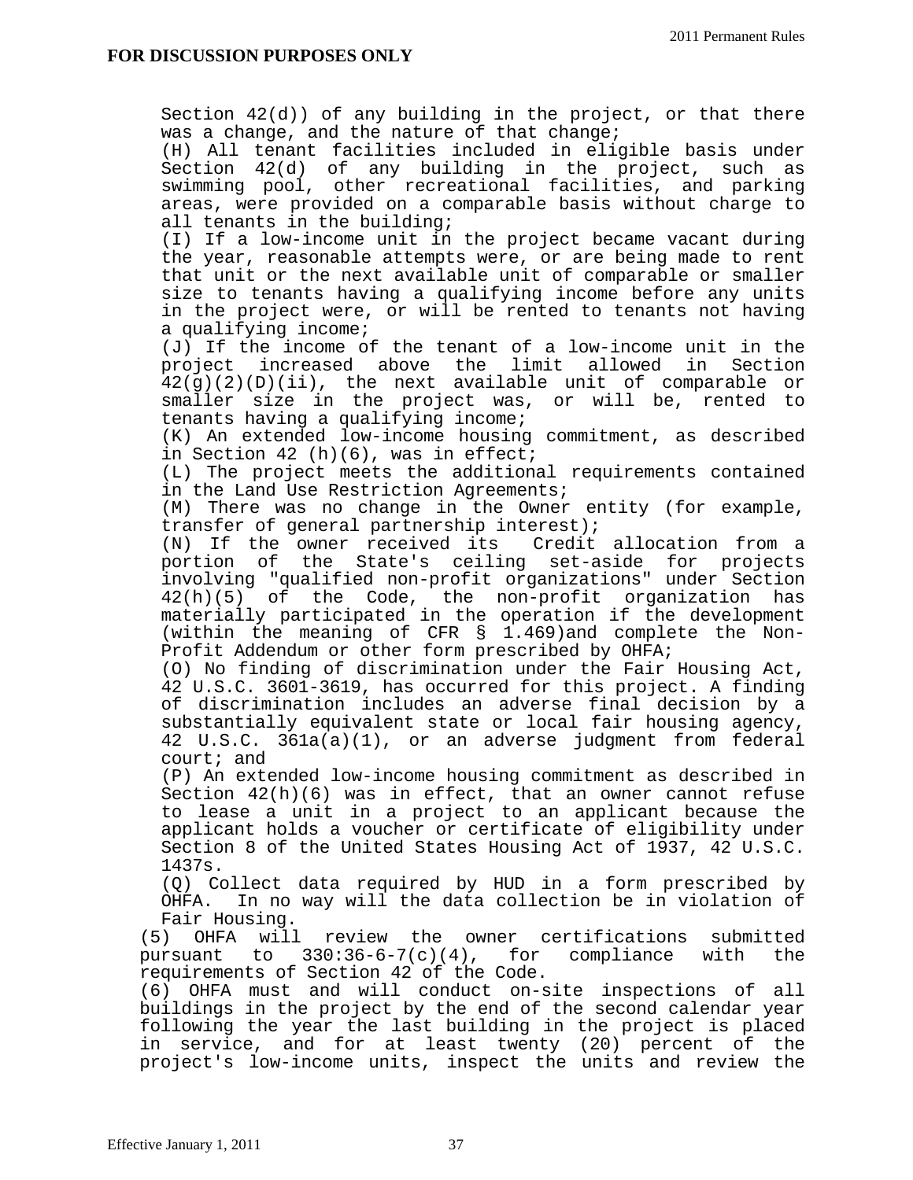**FOR DISCUSSION PURPOSES ONLY**

Section 42(d)) of any building in the project, or that there was a change, and the nature of that change;

(H) All tenant facilities included in eligible basis under Section 42(d) of any building in the project, such as swimming pool, other recreational facilities, and parking areas, were provided on a comparable basis without charge to all tenants in the building;

(I) If a low-income unit in the project became vacant during the year, reasonable attempts were, or are being made to rent that unit or the next available unit of comparable or smaller size to tenants having a qualifying income before any units in the project were, or will be rented to tenants not having a qualifying income;

(J) If the income of the tenant of a low-income unit in the project increased above the limit allowed in Section 42(g)(2)(D)(ii), the next available unit of comparable or smaller size in the project was, or will be, rented to tenants having a qualifying income;

(K) An extended low-income housing commitment, as described in Section 42 (h)(6), was in effect;

(L) The project meets the additional requirements contained in the Land Use Restriction Agreements;

(M) There was no change in the Owner entity (for example, transfer of general partnership interest);

(N) If the owner received its Credit allocation from a portion of the State's ceiling set-aside for projects involving "qualified non-profit organizations" under Section 42(h)(5) of the Code, the non-profit organization has materially participated in the operation if the development (within the meaning of CFR § 1.469)and complete the Non-Profit Addendum or other form prescribed by OHFA;

(O) No finding of discrimination under the Fair Housing Act, 42 U.S.C. 3601-3619, has occurred for this project. A finding of discrimination includes an adverse final decision by a substantially equivalent state or local fair housing agency, 42 U.S.C. 361a(a)(1), or an adverse judgment from federal court; and

(P) An extended low-income housing commitment as described in Section 42(h)(6) was in effect, that an owner cannot refuse to lease a unit in a project to an applicant because the applicant holds a voucher or certificate of eligibility under Section 8 of the United States Housing Act of 1937, 42 U.S.C. 1437s.

(Q) Collect data required by HUD in a form prescribed by OHFA. In no way will the data collection be in violation of Fair Housing.

(5) OHFA will review the owner certifications submitted pursuant to 330:36-6-7(c)(4), for compliance with the requirements of Section 42 of the Code.

(6) OHFA must and will conduct on-site inspections of all buildings in the project by the end of the second calendar year following the year the last building in the project is placed in service, and for at least twenty (20) percent of the project's low-income units, inspect the units and review the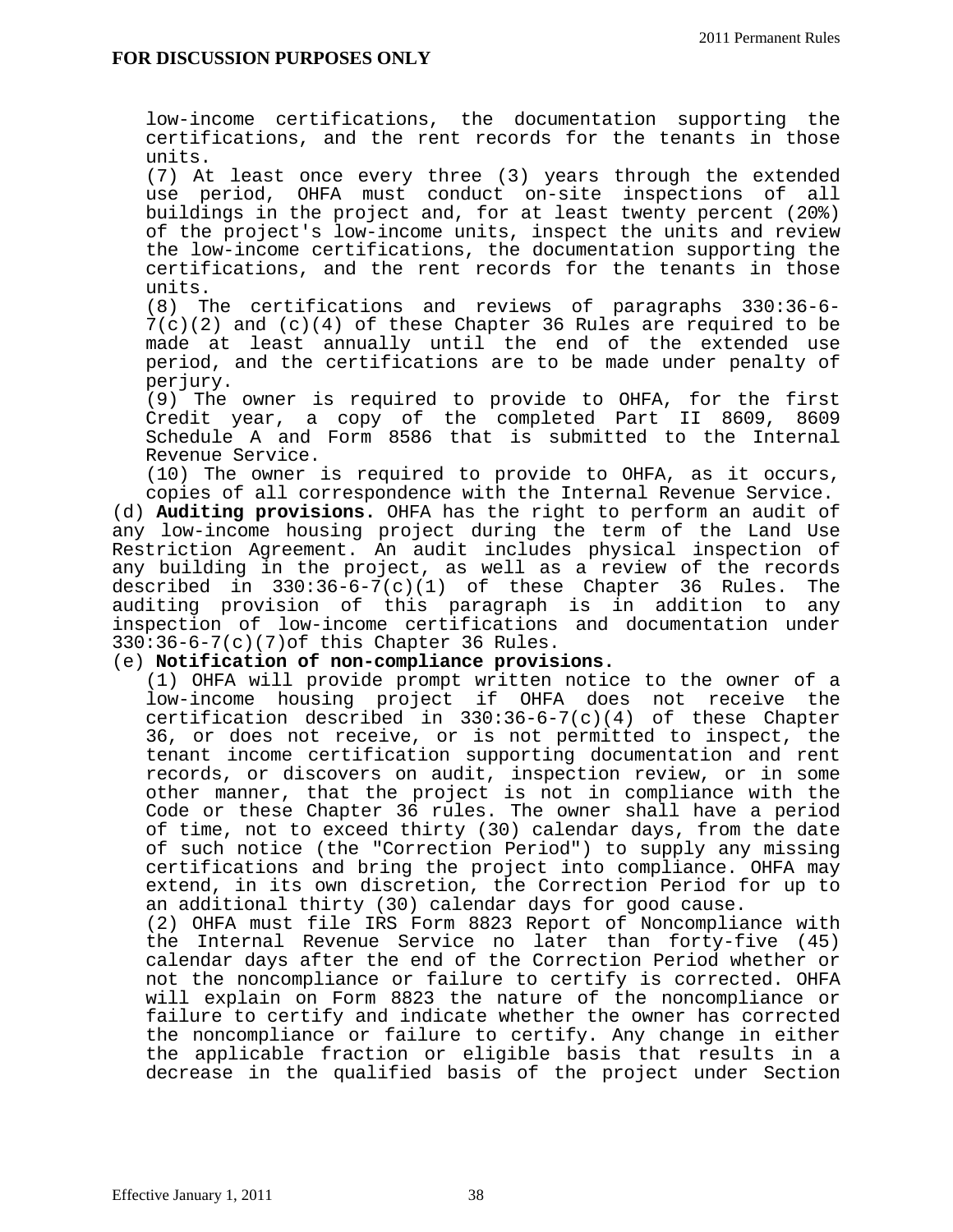low-income certifications, the documentation supporting the certifications, and the rent records for the tenants in those units.

(7) At least once every three (3) years through the extended use period, OHFA must conduct on-site inspections of all buildings in the project and, for at least twenty percent (20%) of the project's low-income units, inspect the units and review the low-income certifications, the documentation supporting the certifications, and the rent records for the tenants in those units.

(8) The certifications and reviews of paragraphs 330:36-6-7(c)(2) and (c)(4) of these Chapter 36 Rules are required to be made at least annually until the end of the extended use period, and the certifications are to be made under penalty of perjury.

(9) The owner is required to provide to OHFA, for the first Credit year, a copy of the completed Part II 8609, 8609 Schedule A and Form 8586 that is submitted to the Internal Revenue Service.

(10) The owner is required to provide to OHFA, as it occurs, copies of all correspondence with the Internal Revenue Service.

(d) **Auditing provisions.** OHFA has the right to perform an audit of any low-income housing project during the term of the Land Use Restriction Agreement. An audit includes physical inspection of any building in the project, as well as a review of the records described in 330:36-6-7(c)(1) of these Chapter 36 Rules. The auditing provision of this paragraph is in addition to any inspection of low-income certifications and documentation under 330:36-6-7(c)(7)of this Chapter 36 Rules.

(e) **Notification of non-compliance provisions.**

(1) OHFA will provide prompt written notice to the owner of a low-income housing project if OHFA does not receive the certification described in 330:36-6-7(c)(4) of these Chapter 36, or does not receive, or is not permitted to inspect, the tenant income certification supporting documentation and rent records, or discovers on audit, inspection review, or in some other manner, that the project is not in compliance with the Code or these Chapter 36 rules. The owner shall have a period of time, not to exceed thirty (30) calendar days, from the date of such notice (the "Correction Period") to supply any missing certifications and bring the project into compliance. OHFA may extend, in its own discretion, the Correction Period for up to an additional thirty (30) calendar days for good cause.

(2) OHFA must file IRS Form 8823 Report of Noncompliance with the Internal Revenue Service no later than forty-five (45) calendar days after the end of the Correction Period whether or not the noncompliance or failure to certify is corrected. OHFA will explain on Form 8823 the nature of the noncompliance or failure to certify and indicate whether the owner has corrected the noncompliance or failure to certify. Any change in either the applicable fraction or eligible basis that results in a decrease in the qualified basis of the project under Section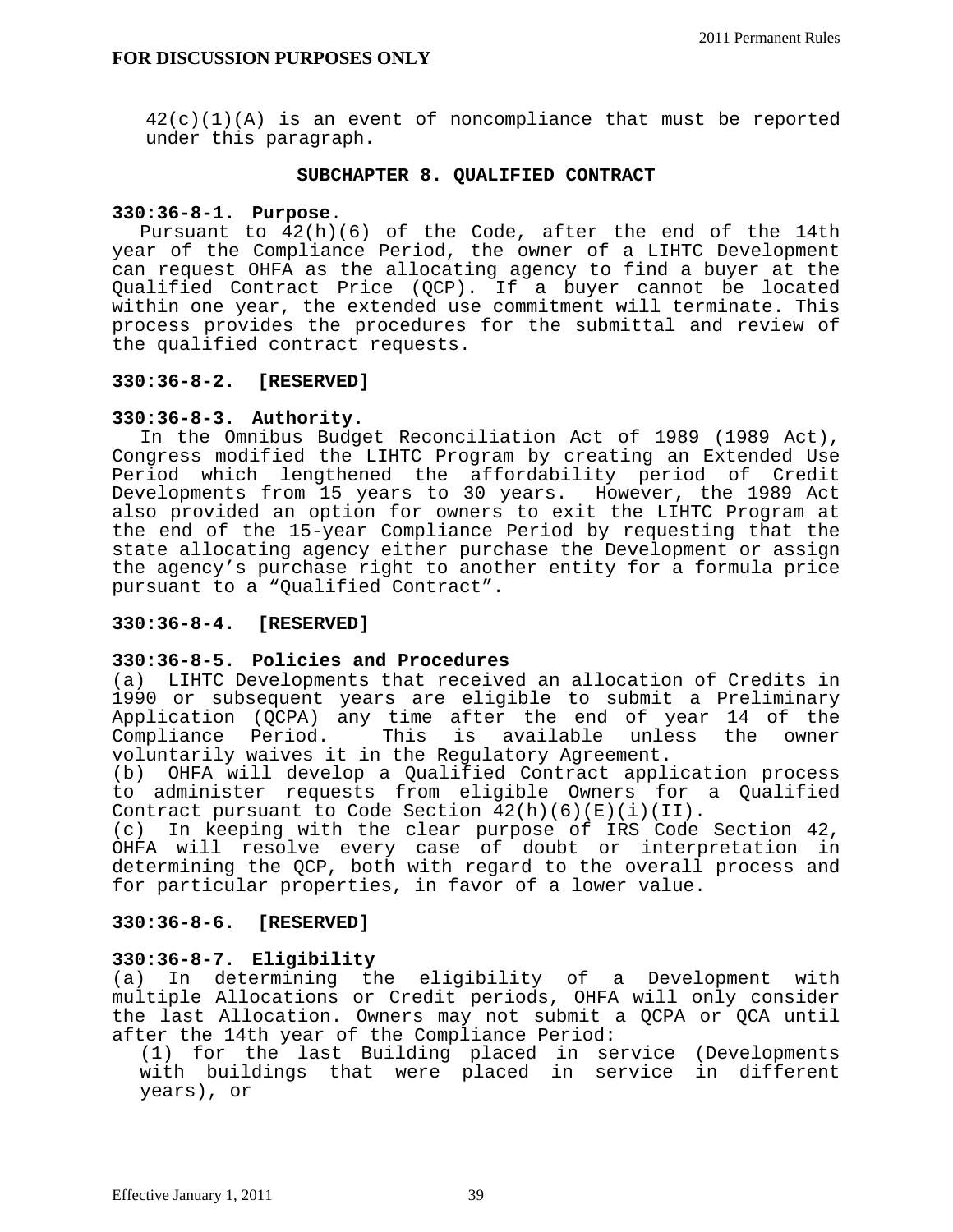42(c)(1)(A) is an event of noncompliance that must be reported under this paragraph.

## SUBCHAPTER 8. QUALIFIED CONTRACT

**330:36-8-1. Purpose.**

Pursuant to 42(h)(6) of the Code, after the end of the 14th year of the Compliance Period, the owner of a LIHTC Development can request OHFA as the allocating agency to find a buyer at the Qualified Contract Price (QCP). If a buyer cannot be located within one year, the extended use commitment will terminate. This process provides the procedures for the submittal and review of the qualified contract requests.

**330:36-8-2. [RESERVED]**

**330:36-8-3. Authority.**

In the Omnibus Budget Reconciliation Act of 1989 (1989 Act), Congress modified the LIHTC Program by creating an Extended Use Period which lengthened the affordability period of Credit Developments from 15 years to 30 years. However, the 1989 Act also provided an option for owners to exit the LIHTC Program at the end of the 15-year Compliance Period by requesting that the state allocating agency either purchase the Development or assign the agency's purchase right to another entity for a formula price pursuant to a "Qualified Contract".

**330:36-8-4. [RESERVED]**

**330:36-8-5. Policies and Procedures**

(a) LIHTC Developments that received an allocation of Credits in 1990 or subsequent years are eligible to submit a Preliminary Application (QCPA) any time after the end of year 14 of the Compliance Period. This is available unless the owner voluntarily waives it in the Regulatory Agreement.

(b) OHFA will develop a Qualified Contract application process to administer requests from eligible Owners for a Qualified Contract pursuant to Code Section 42(h)(6)(E)(i)(II).

(c) In keeping with the clear purpose of IRS Code Section 42, OHFA will resolve every case of doubt or interpretation in determining the QCP, both with regard to the overall process and for particular properties, in favor of a lower value.

**330:36-8-6. [RESERVED]**

**330:36-8-7. Eligibility**

(a) In determining the eligibility of a Development with multiple Allocations or Credit periods, OHFA will only consider the last Allocation. Owners may not submit a QCPA or QCA until after the 14th year of the Compliance Period:

(1) for the last Building placed in service (Developments with buildings that were placed in service in different years), or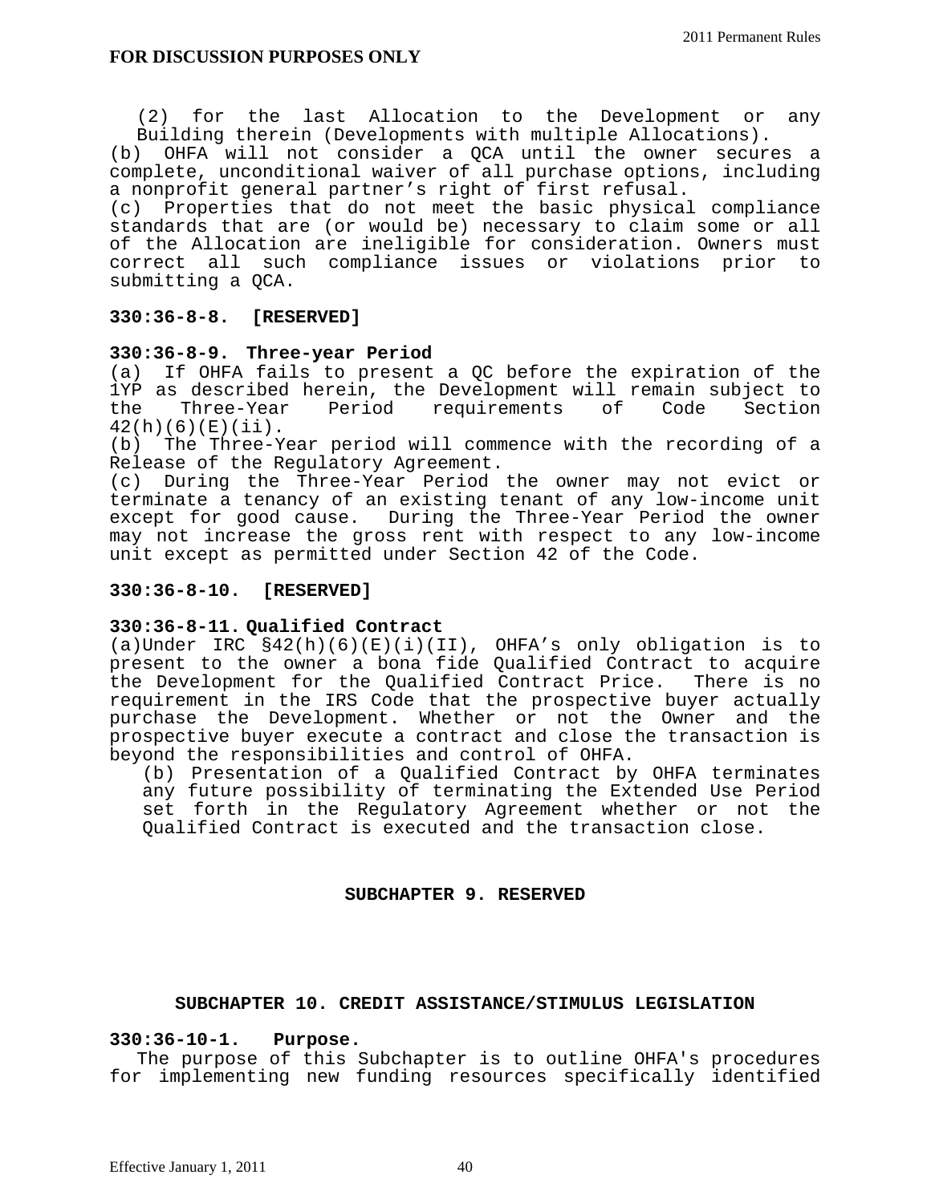**FOR DISCUSSION PURPOSES ONLY**

(2) for the last Allocation to the Development or any Building therein (Developments with multiple Allocations).

(b) OHFA will not consider a QCA until the owner secures a complete, unconditional waiver of all purchase options, including a nonprofit general partner's right of first refusal.

(c) Properties that do not meet the basic physical compliance standards that are (or would be) necessary to claim some or all of the Allocation are ineligible for consideration. Owners must correct all such compliance issues or violations prior to submitting a QCA.

**330:36-8-8. [RESERVED]**

**330:36-8-9. Three-year Period**

(a) If OHFA fails to present a QC before the expiration of the 1YP as described herein, the Development will remain subject to the Three-Year Period requirements of Code Section 42(h)(6)(E)(ii).

(b) The Three-Year period will commence with the recording of a Release of the Regulatory Agreement.

(c) During the Three-Year Period the owner may not evict or terminate a tenancy of an existing tenant of any low-income unit except for good cause. During the Three-Year Period the owner may not increase the gross rent with respect to any low-income unit except as permitted under Section 42 of the Code.

**330:36-8-10. [RESERVED]**

**330:36-8-11. Qualified Contract**

(a)Under IRC §42(h)(6)(E)(i)(II), OHFA's only obligation is to present to the owner a bona fide Qualified Contract to acquire the Development for the Qualified Contract Price. There is no requirement in the IRS Code that the prospective buyer actually purchase the Development. Whether or not the Owner and the prospective buyer execute a contract and close the transaction is beyond the responsibilities and control of OHFA.

(b) Presentation of a Qualified Contract by OHFA terminates any future possibility of terminating the Extended Use Period set forth in the Regulatory Agreement whether or not the Qualified Contract is executed and the transaction close.

## SUBCHAPTER 9. RESERVED

## SUBCHAPTER 10. CREDIT ASSISTANCE/STIMULUS LEGISLATION

**330:36-10-1. Purpose.**

The purpose of this Subchapter is to outline OHFA's procedures for implementing new funding resources specifically identified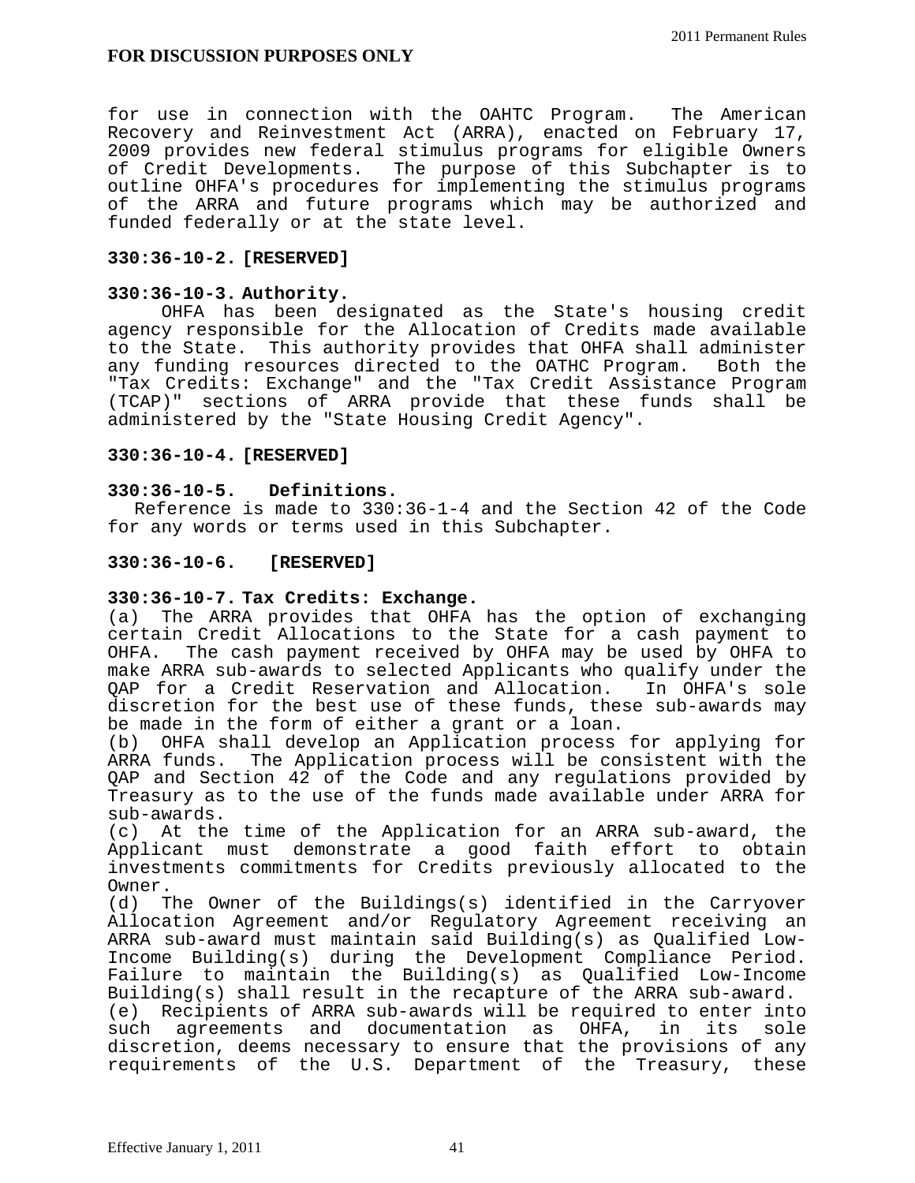**FOR DISCUSSION PURPOSES ONLY**

for use in connection with the OAHTC Program. The American Recovery and Reinvestment Act (ARRA), enacted on February 17, 2009 provides new federal stimulus programs for eligible Owners of Credit Developments. The purpose of this Subchapter is to outline OHFA's procedures for implementing the stimulus programs of the ARRA and future programs which may be authorized and funded federally or at the state level.

**330:36-10-2. [RESERVED]**

**330:36-10-3. Authority.**

OHFA has been designated as the State's housing credit agency responsible for the Allocation of Credits made available to the State. This authority provides that OHFA shall administer any funding resources directed to the OATHC Program. Both the "Tax Credits: Exchange" and the "Tax Credit Assistance Program (TCAP)" sections of ARRA provide that these funds shall be administered by the "State Housing Credit Agency".

**330:36-10-4. [RESERVED]**

**330:36-10-5. Definitions.**

Reference is made to 330:36-1-4 and the Section 42 of the Code for any words or terms used in this Subchapter.

**330:36-10-6. [RESERVED]**

**330:36-10-7. Tax Credits: Exchange.**

(a) The ARRA provides that OHFA has the option of exchanging certain Credit Allocations to the State for a cash payment to OHFA. The cash payment received by OHFA may be used by OHFA to make ARRA sub-awards to selected Applicants who qualify under the QAP for a Credit Reservation and Allocation. In OHFA's sole discretion for the best use of these funds, these sub-awards may be made in the form of either a grant or a loan.

(b) OHFA shall develop an Application process for applying for ARRA funds. The Application process will be consistent with the QAP and Section 42 of the Code and any regulations provided by Treasury as to the use of the funds made available under ARRA for sub-awards.

(c) At the time of the Application for an ARRA sub-award, the Applicant must demonstrate a good faith effort to obtain investments commitments for Credits previously allocated to the Owner.

(d) The Owner of the Buildings(s) identified in the Carryover Allocation Agreement and/or Regulatory Agreement receiving an ARRA sub-award must maintain said Building(s) as Qualified Low-Income Building(s) during the Development Compliance Period. Failure to maintain the Building(s) as Qualified Low-Income Building(s) shall result in the recapture of the ARRA sub-award.

(e) Recipients of ARRA sub-awards will be required to enter into such agreements and documentation as OHFA, in its sole discretion, deems necessary to ensure that the provisions of any requirements of the U.S. Department of the Treasury, these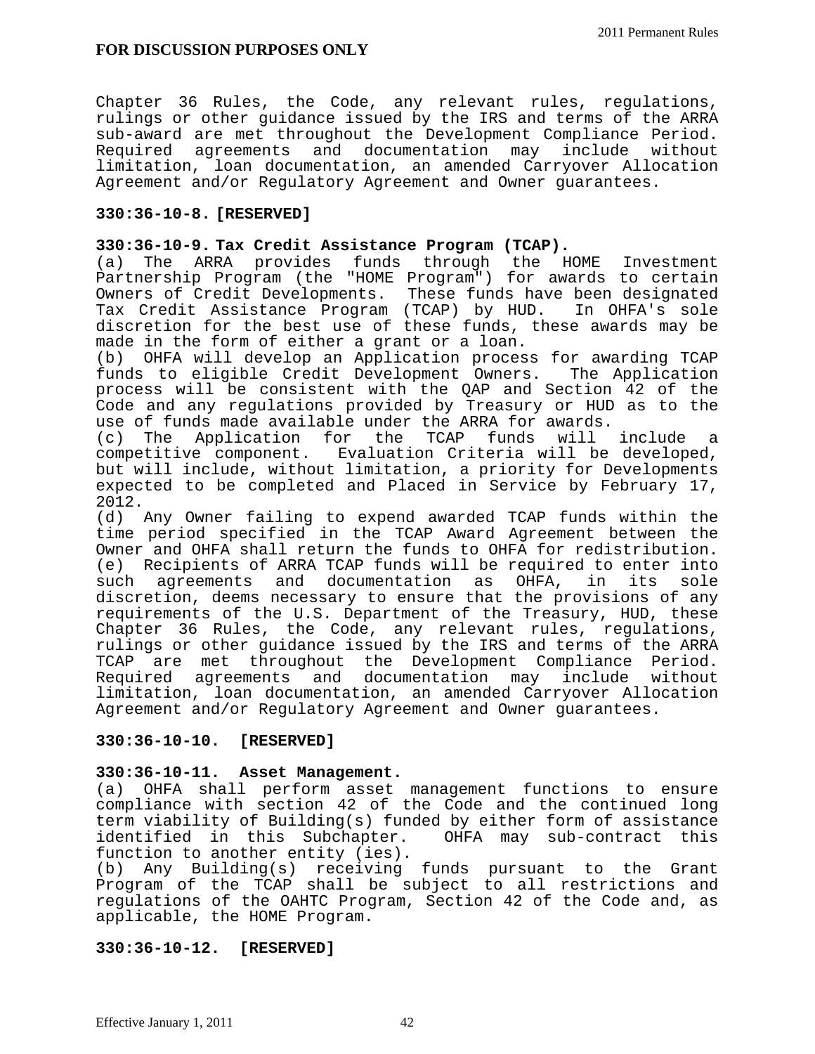**FOR DISCUSSION PURPOSES ONLY**

Chapter 36 Rules, the Code, any relevant rules, regulations, rulings or other guidance issued by the IRS and terms of the ARRA sub-award are met throughout the Development Compliance Period. Required agreements and documentation may include without limitation, loan documentation, an amended Carryover Allocation Agreement and/or Regulatory Agreement and Owner guarantees.

**330:36-10-8. [RESERVED]**

**330:36-10-9. Tax Credit Assistance Program (TCAP).**

(a) The ARRA provides funds through the HOME Investment Partnership Program (the "HOME Program") for awards to certain Owners of Credit Developments. These funds have been designated Tax Credit Assistance Program (TCAP) by HUD. In OHFA's sole discretion for the best use of these funds, these awards may be made in the form of either a grant or a loan.

(b) OHFA will develop an Application process for awarding TCAP funds to eligible Credit Development Owners. The Application process will be consistent with the QAP and Section 42 of the Code and any regulations provided by Treasury or HUD as to the use of funds made available under the ARRA for awards.

(c) The Application for the TCAP funds will include a competitive component. Evaluation Criteria will be developed, but will include, without limitation, a priority for Developments expected to be completed and Placed in Service by February 17, 2012.

(d) Any Owner failing to expend awarded TCAP funds within the time period specified in the TCAP Award Agreement between the Owner and OHFA shall return the funds to OHFA for redistribution.

(e) Recipients of ARRA TCAP funds will be required to enter into such agreements and documentation as OHFA, in its sole discretion, deems necessary to ensure that the provisions of any requirements of the U.S. Department of the Treasury, HUD, these Chapter 36 Rules, the Code, any relevant rules, regulations, rulings or other guidance issued by the IRS and terms of the ARRA TCAP are met throughout the Development Compliance Period. Required agreements and documentation may include without limitation, loan documentation, an amended Carryover Allocation Agreement and/or Regulatory Agreement and Owner guarantees.

**330:36-10-10. [RESERVED]**

**330:36-10-11. Asset Management.**

(a) OHFA shall perform asset management functions to ensure compliance with section 42 of the Code and the continued long term viability of Building(s) funded by either form of assistance identified in this Subchapter. OHFA may sub-contract this function to another entity (ies).

(b) Any Building(s) receiving funds pursuant to the Grant Program of the TCAP shall be subject to all restrictions and regulations of the OAHTC Program, Section 42 of the Code and, as applicable, the HOME Program.

**330:36-10-12. [RESERVED]**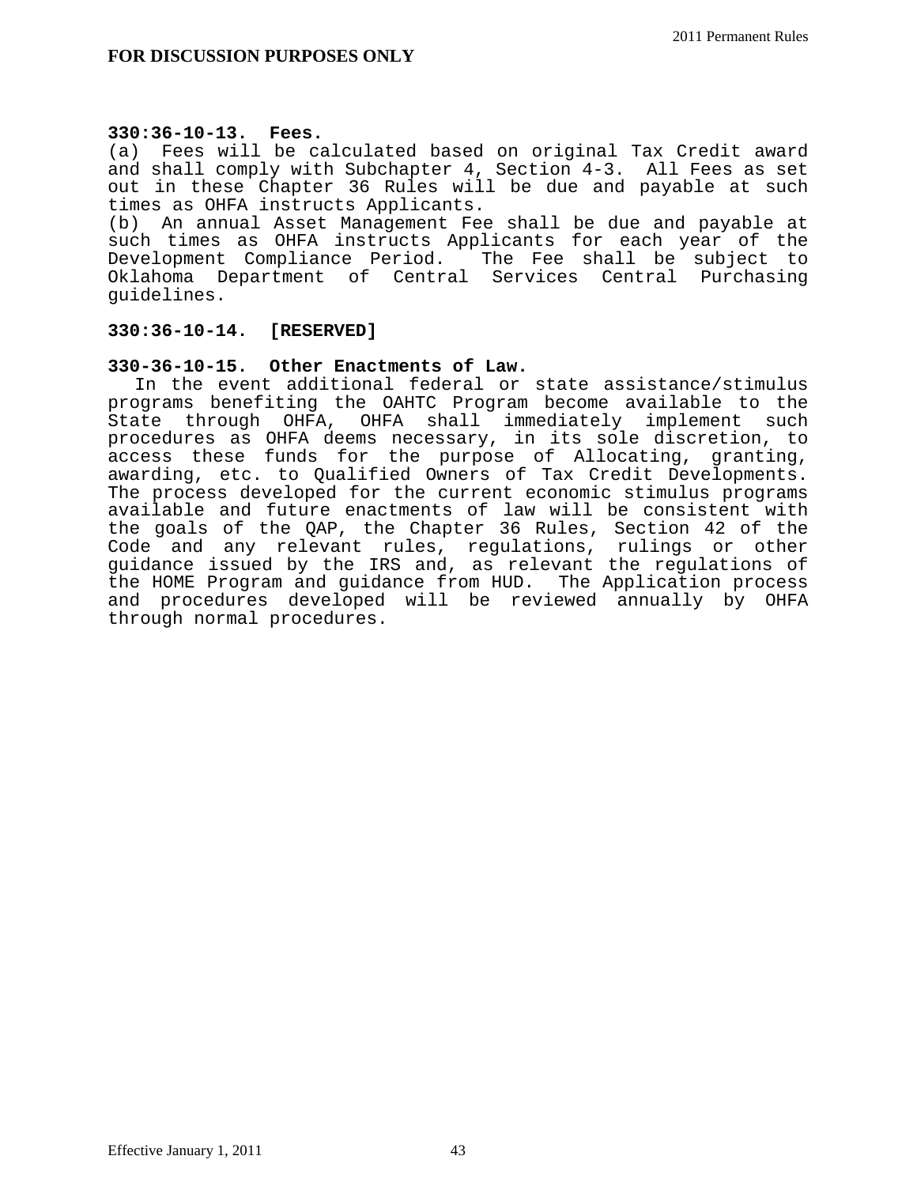**330:36-10-13. Fees.**

(a) Fees will be calculated based on original Tax Credit award and shall comply with Subchapter 4, Section 4-3. All Fees as set out in these Chapter 36 Rules will be due and payable at such times as OHFA instructs Applicants.

(b) An annual Asset Management Fee shall be due and payable at such times as OHFA instructs Applicants for each year of the Development Compliance Period. The Fee shall be subject to Oklahoma Department of Central Services Central Purchasing guidelines.

**330:36-10-14. [RESERVED]**

**330-36-10-15. Other Enactments of Law.**

In the event additional federal or state assistance/stimulus programs benefiting the OAHTC Program become available to the State through OHFA, OHFA shall immediately implement such procedures as OHFA deems necessary, in its sole discretion, to access these funds for the purpose of Allocating, granting, awarding, etc. to Qualified Owners of Tax Credit Developments. The process developed for the current economic stimulus programs available and future enactments of law will be consistent with the goals of the QAP, the Chapter 36 Rules, Section 42 of the Code and any relevant rules, regulations, rulings or other guidance issued by the IRS and, as relevant the regulations of the HOME Program and guidance from HUD. The Application process and procedures developed will be reviewed annually by OHFA through normal procedures.